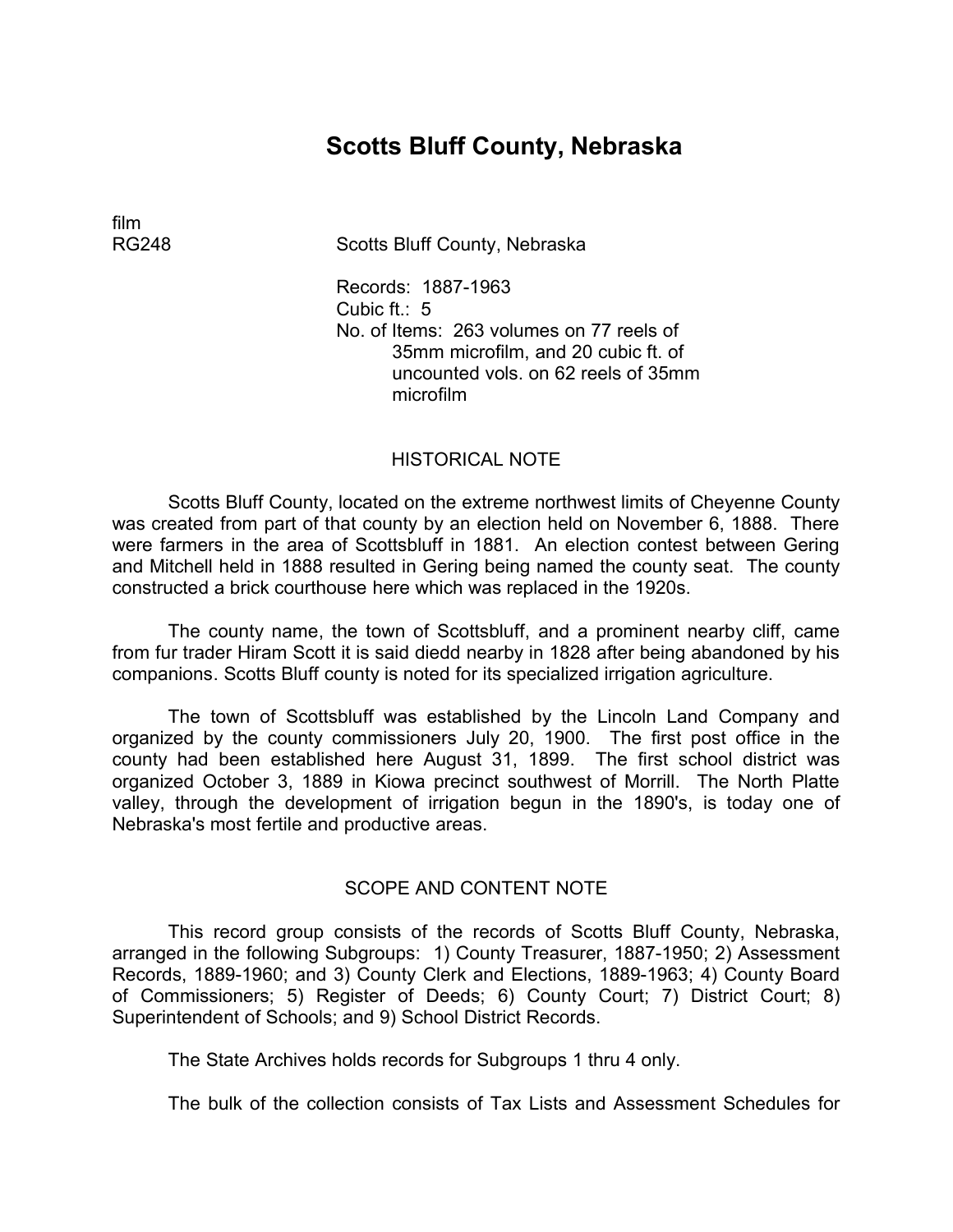# Scotts Bluff County, Nebraska

film
RG248 Scotts Bluff County, Nebraska

Records: 1887-1963
Cubic ft.: 5
No. of Items: 263 volumes on 77 reels of 35mm microfilm, and 20 cubic ft. of uncounted vols. on 62 reels of 35mm microfilm

## HISTORICAL NOTE

Scotts Bluff County, located on the extreme northwest limits of Cheyenne County was created from part of that county by an election held on November 6, 1888. There were farmers in the area of Scottsbluff in 1881. An election contest between Gering and Mitchell held in 1888 resulted in Gering being named the county seat. The county constructed a brick courthouse here which was replaced in the 1920s.

The county name, the town of Scottsbluff, and a prominent nearby cliff, came from fur trader Hiram Scott it is said diedd nearby in 1828 after being abandoned by his companions. Scotts Bluff county is noted for its specialized irrigation agriculture.

The town of Scottsbluff was established by the Lincoln Land Company and organized by the county commissioners July 20, 1900. The first post office in the county had been established here August 31, 1899. The first school district was organized October 3, 1889 in Kiowa precinct southwest of Morrill. The North Platte valley, through the development of irrigation begun in the 1890's, is today one of Nebraska's most fertile and productive areas.

## SCOPE AND CONTENT NOTE

This record group consists of the records of Scotts Bluff County, Nebraska, arranged in the following Subgroups: 1) County Treasurer, 1887-1950; 2) Assessment Records, 1889-1960; and 3) County Clerk and Elections, 1889-1963; 4) County Board of Commissioners; 5) Register of Deeds; 6) County Court; 7) District Court; 8) Superintendent of Schools; and 9) School District Records.

The State Archives holds records for Subgroups 1 thru 4 only.

The bulk of the collection consists of Tax Lists and Assessment Schedules for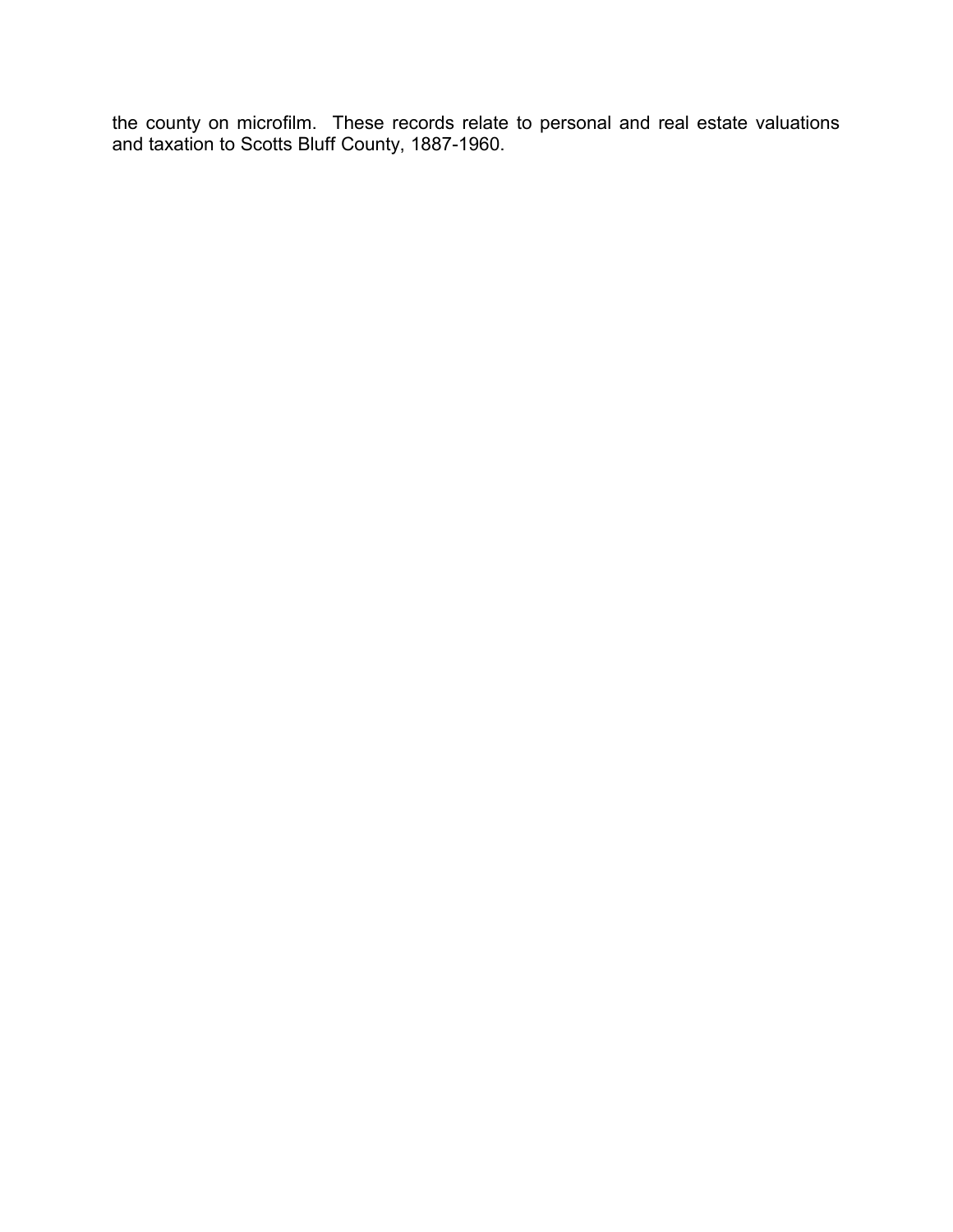the county on microfilm. These records relate to personal and real estate valuations and taxation to Scotts Bluff County, 1887-1960.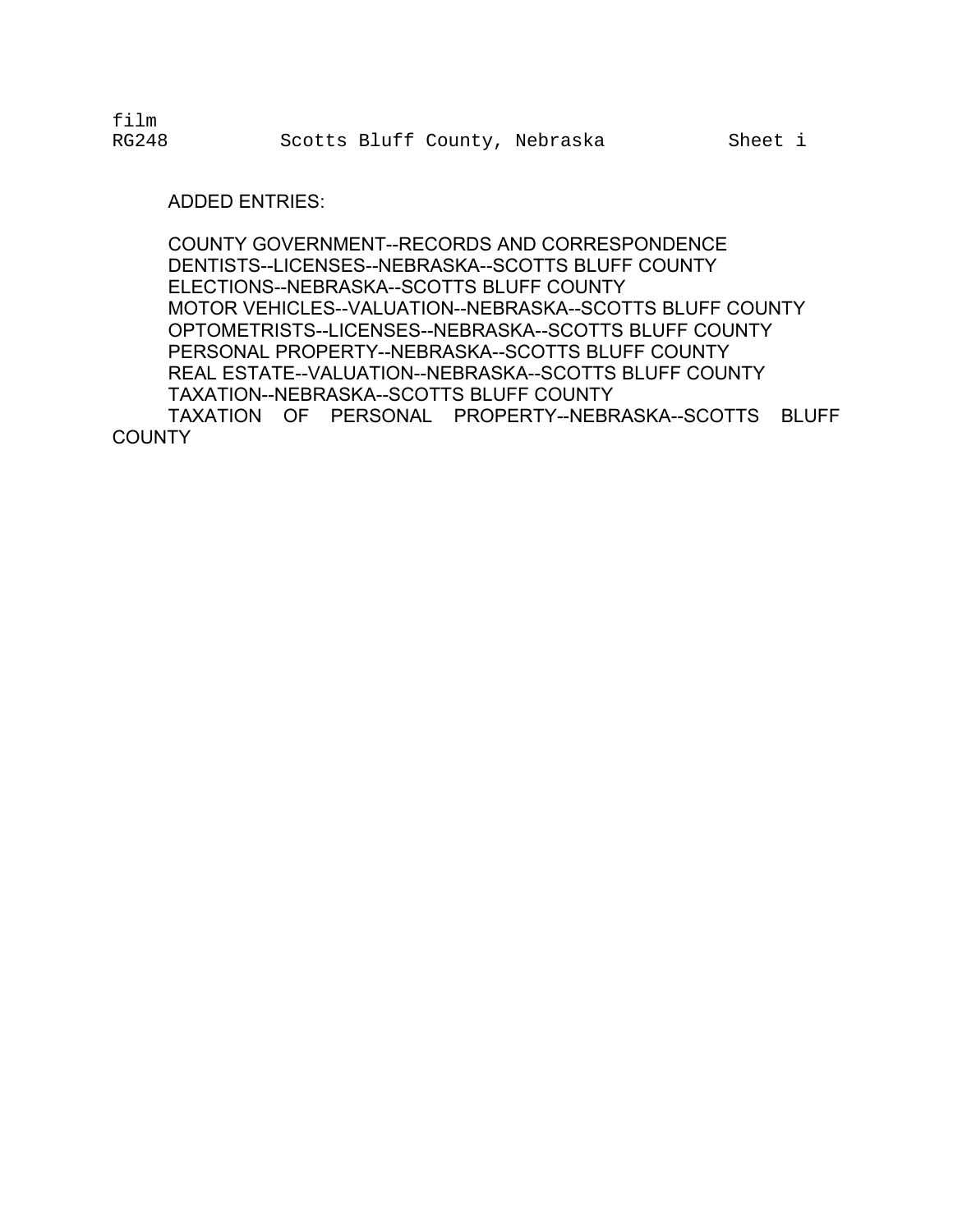film
RG248 Scotts Bluff County, Nebraska Sheet i

ADDED ENTRIES:

COUNTY GOVERNMENT--RECORDS AND CORRESPONDENCE
DENTISTS--LICENSES--NEBRASKA--SCOTTS BLUFF COUNTY
ELECTIONS--NEBRASKA--SCOTTS BLUFF COUNTY
MOTOR VEHICLES--VALUATION--NEBRASKA--SCOTTS BLUFF COUNTY
OPTOMETRISTS--LICENSES--NEBRASKA--SCOTTS BLUFF COUNTY
PERSONAL PROPERTY--NEBRASKA--SCOTTS BLUFF COUNTY
REAL ESTATE--VALUATION--NEBRASKA--SCOTTS BLUFF COUNTY
TAXATION--NEBRASKA--SCOTTS BLUFF COUNTY
TAXATION OF PERSONAL PROPERTY--NEBRASKA--SCOTTS BLUFF COUNTY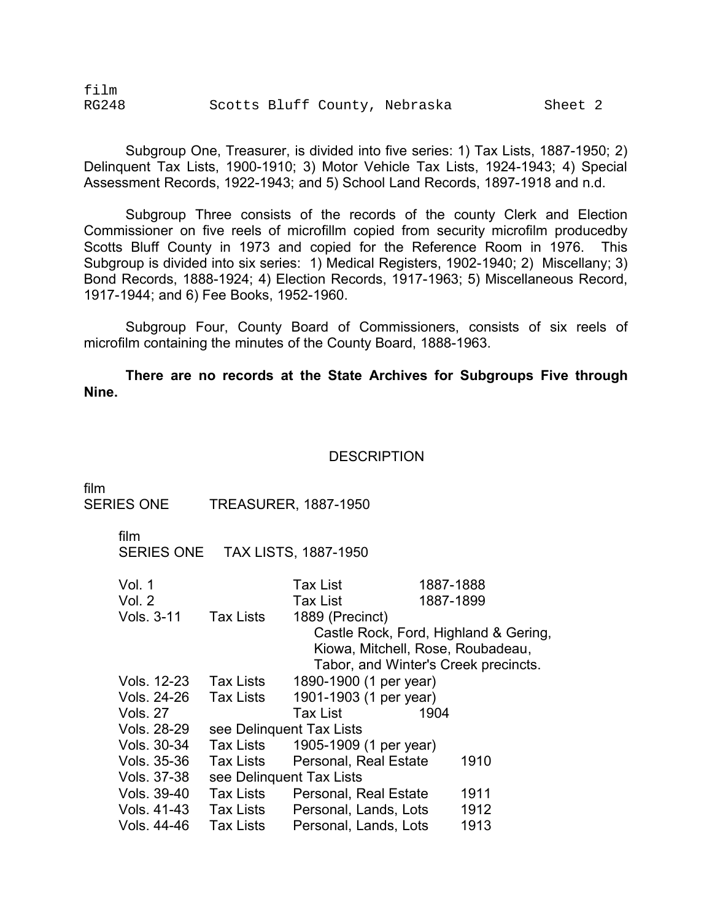Subgroup One, Treasurer, is divided into five series: 1) Tax Lists, 1887-1950; 2) Delinquent Tax Lists, 1900-1910; 3) Motor Vehicle Tax Lists, 1924-1943; 4) Special Assessment Records, 1922-1943; and 5) School Land Records, 1897-1918 and n.d.

Subgroup Three consists of the records of the county Clerk and Election Commissioner on five reels of microfillm copied from security microfilm producedby Scotts Bluff County in 1973 and copied for the Reference Room in 1976. This Subgroup is divided into six series: 1) Medical Registers, 1902-1940; 2) Miscellany; 3) Bond Records, 1888-1924; 4) Election Records, 1917-1963; 5) Miscellaneous Record, 1917-1944; and 6) Fee Books, 1952-1960.

Subgroup Four, County Board of Commissioners, consists of six reels of microfilm containing the minutes of the County Board, 1888-1963.

**There are no records at the State Archives for Subgroups Five through Nine.**

## DESCRIPTION

film
SERIES ONE TREASURER, 1887-1950

film
SERIES ONE TAX LISTS, 1887-1950

| | | | |
|---|---|---|---|
| Vol. 1 | | Tax List | 1887-1888 |
| Vol. 2 | | Tax List | 1887-1899 |
| Vols. 3-11 | Tax Lists | 1889 (Precinct) Castle Rock, Ford, Highland & Gering, Kiowa, Mitchell, Rose, Roubadeau, Tabor, and Winter's Creek precincts. | |
| Vols. 12-23 | Tax Lists | 1890-1900 (1 per year) | |
| Vols. 24-26 | Tax Lists | 1901-1903 (1 per year) | |
| Vols. 27 | | Tax List | 1904 |
| Vols. 28-29 | see Delinquent Tax Lists | | |
| Vols. 30-34 | Tax Lists | 1905-1909 (1 per year) | |
| Vols. 35-36 | Tax Lists | Personal, Real Estate | 1910 |
| Vols. 37-38 | see Delinquent Tax Lists | | |
| Vols. 39-40 | Tax Lists | Personal, Real Estate | 1911 |
| Vols. 41-43 | Tax Lists | Personal, Lands, Lots | 1912 |
| Vols. 44-46 | Tax Lists | Personal, Lands, Lots | 1913 |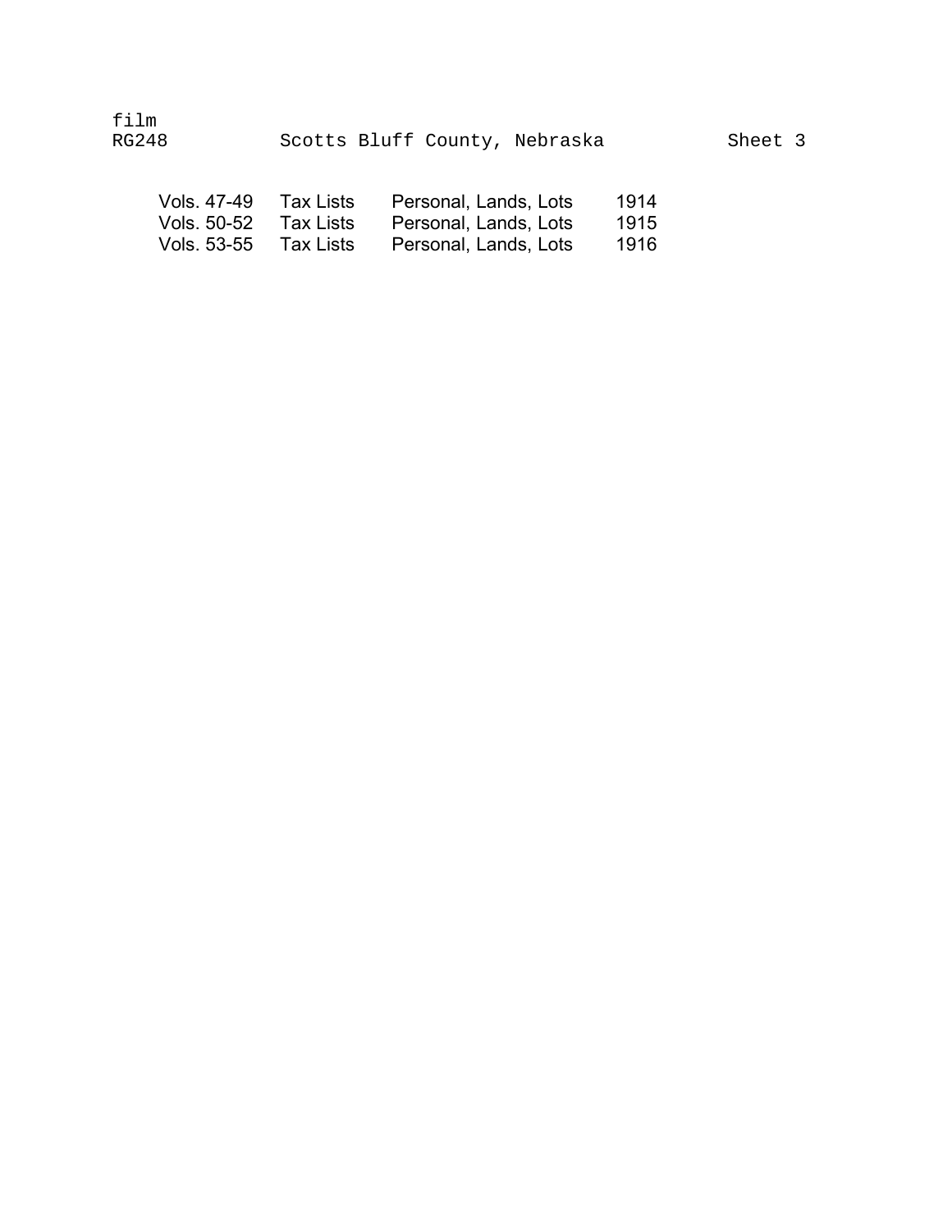film
RG248 Scotts Bluff County, Nebraska Sheet 3

| | | | |
|---|---|---|---|
| Vols. 47-49 | Tax Lists | Personal, Lands, Lots | 1914 |
| Vols. 50-52 | Tax Lists | Personal, Lands, Lots | 1915 |
| Vols. 53-55 | Tax Lists | Personal, Lands, Lots | 1916 |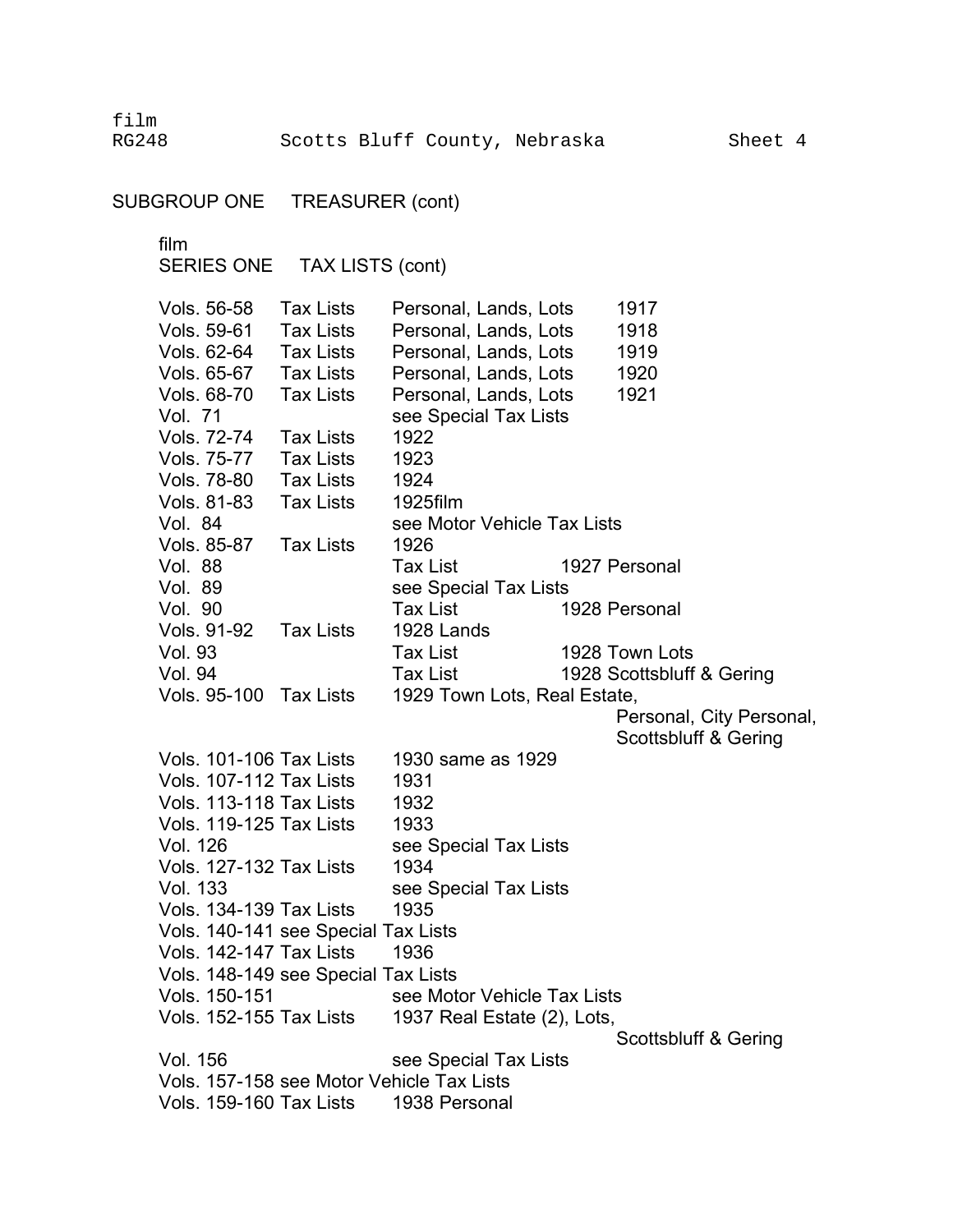film
RG248 Scotts Bluff County, Nebraska Sheet 4

SUBGROUP ONE TREASURER (cont)

film
SERIES ONE TAX LISTS (cont)

| | | | |
|---|---|---|---|
| Vols. 56-58 | Tax Lists | Personal, Lands, Lots | 1917 |
| Vols. 59-61 | Tax Lists | Personal, Lands, Lots | 1918 |
| Vols. 62-64 | Tax Lists | Personal, Lands, Lots | 1919 |
| Vols. 65-67 | Tax Lists | Personal, Lands, Lots | 1920 |
| Vols. 68-70 | Tax Lists | Personal, Lands, Lots | 1921 |
| Vol. 71 | | see Special Tax Lists | |
| Vols. 72-74 | Tax Lists | 1922 | |
| Vols. 75-77 | Tax Lists | 1923 | |
| Vols. 78-80 | Tax Lists | 1924 | |
| Vols. 81-83 | Tax Lists | 1925film | |
| Vol. 84 | | see Motor Vehicle Tax Lists | |
| Vols. 85-87 | Tax Lists | 1926 | |
| Vol. 88 | | Tax List | 1927 Personal |
| Vol. 89 | | see Special Tax Lists | |
| Vol. 90 | | Tax List | 1928 Personal |
| Vols. 91-92 | Tax Lists | 1928 Lands | |
| Vol. 93 | | Tax List | 1928 Town Lots |
| Vol. 94 | | Tax List | 1928 Scottsbluff & Gering |
| Vols. 95-100 | Tax Lists | 1929 Town Lots, Real Estate, Personal, City Personal, Scottsbluff & Gering | |
| Vols. 101-106 | Tax Lists | 1930 same as 1929 | |
| Vols. 107-112 | Tax Lists | 1931 | |
| Vols. 113-118 | Tax Lists | 1932 | |
| Vols. 119-125 | Tax Lists | 1933 | |
| Vol. 126 | | see Special Tax Lists | |
| Vols. 127-132 | Tax Lists | 1934 | |
| Vol. 133 | | see Special Tax Lists | |
| Vols. 134-139 | Tax Lists | 1935 | |
| Vols. 140-141 | see Special Tax Lists | | |
| Vols. 142-147 | Tax Lists | 1936 | |
| Vols. 148-149 | see Special Tax Lists | | |
| Vols. 150-151 | | see Motor Vehicle Tax Lists | |
| Vols. 152-155 | Tax Lists | 1937 Real Estate (2), Lots, Scottsbluff & Gering | |
| Vol. 156 | | see Special Tax Lists | |
| Vols. 157-158 | see Motor Vehicle Tax Lists | | |
| Vols. 159-160 | Tax Lists | 1938 Personal | |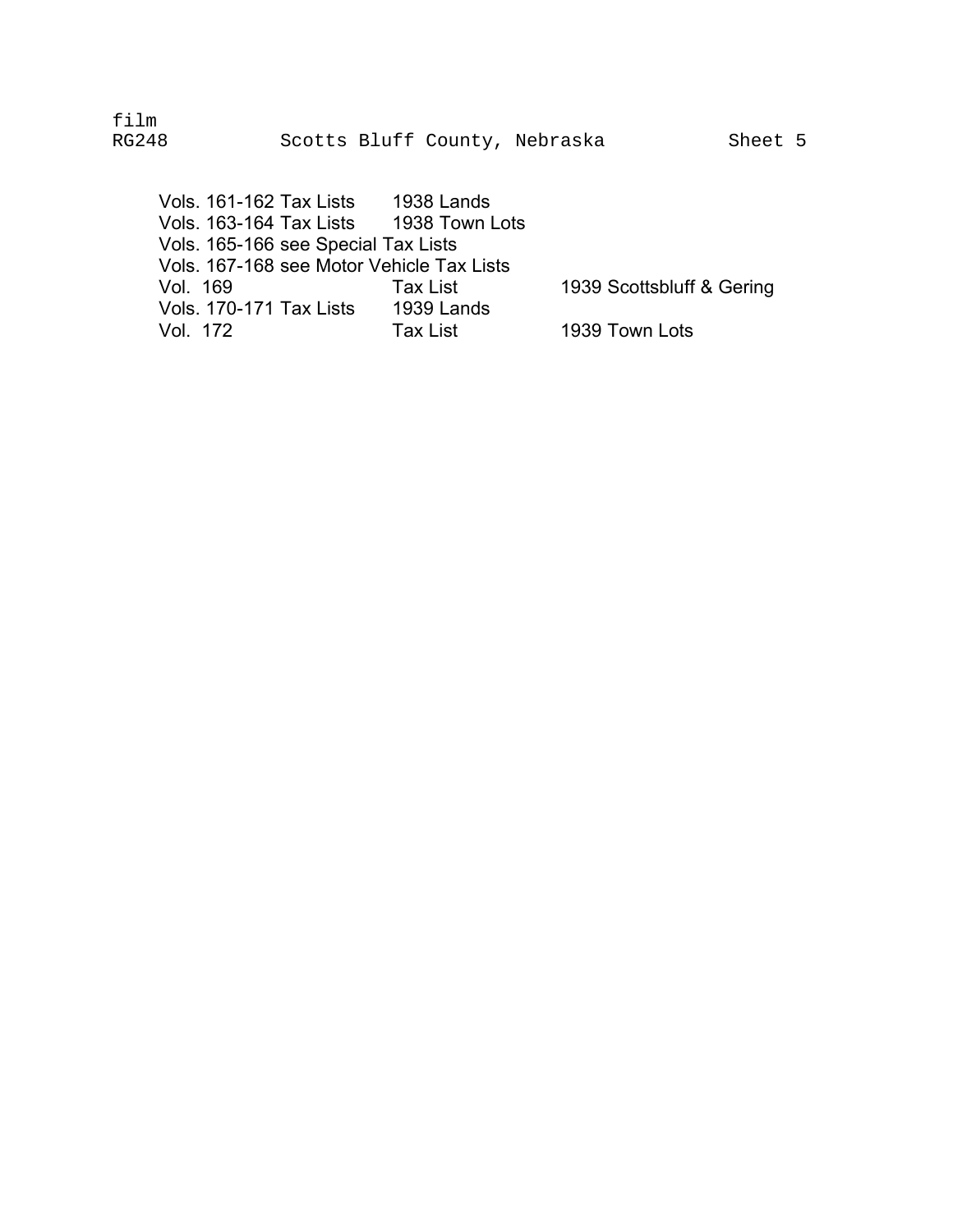film
RG248 Scotts Bluff County, Nebraska Sheet 5

| | | |
|---|---|---|
| Vols. 161-162 Tax Lists | 1938 Lands | |
| Vols. 163-164 Tax Lists | 1938 Town Lots | |
| Vols. 165-166 see Special Tax Lists | | |
| Vols. 167-168 see Motor Vehicle Tax Lists | | |
| Vol. 169 | Tax List | 1939 Scottsbluff & Gering |
| Vols. 170-171 Tax Lists | 1939 Lands | |
| Vol. 172 | Tax List | 1939 Town Lots |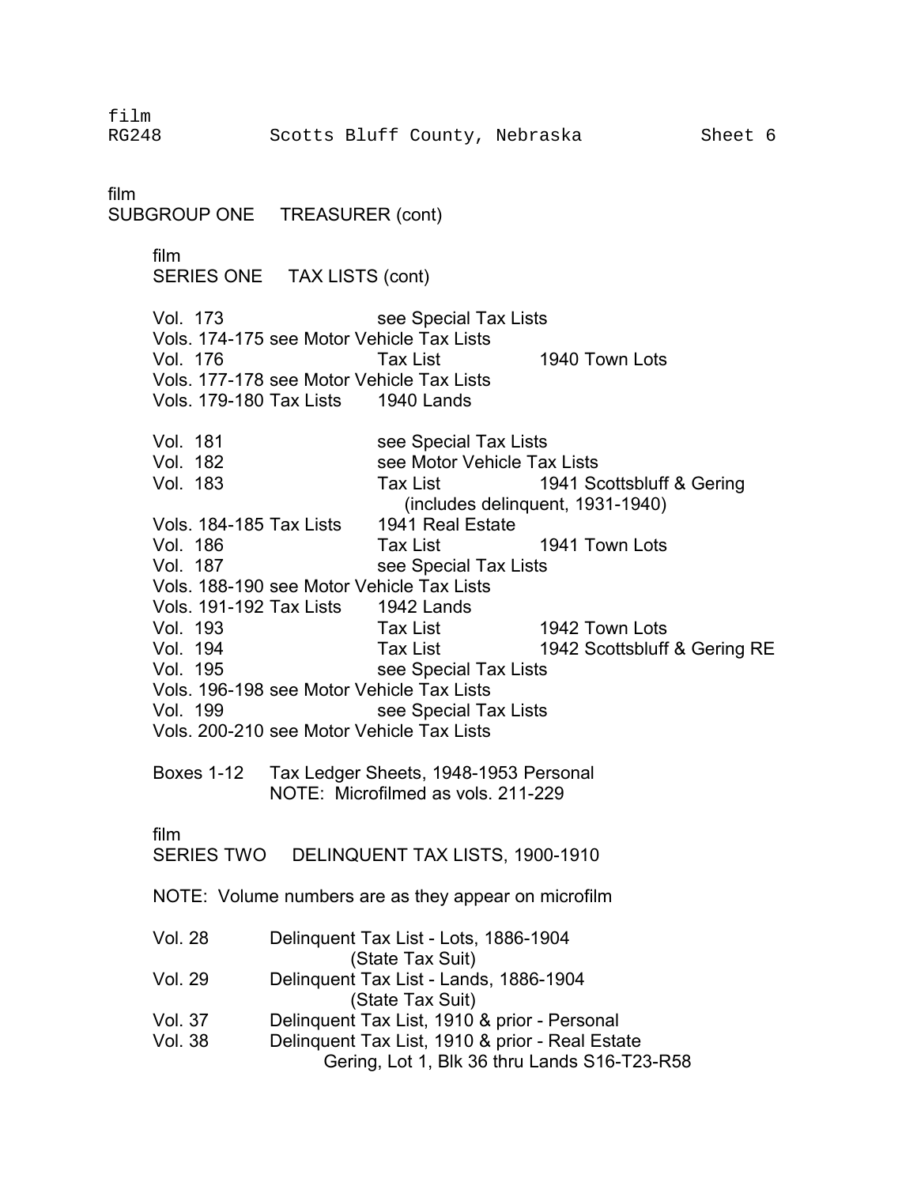film
SUBGROUP ONE TREASURER (cont)

film
SERIES ONE TAX LISTS (cont)

| | | |
|---|---|---|
| Vol. 173 | see Special Tax Lists | |
| Vols. 174-175 see Motor Vehicle Tax Lists | | |
| Vol. 176 | Tax List | 1940 Town Lots |
| Vols. 177-178 see Motor Vehicle Tax Lists | | |
| Vols. 179-180 Tax Lists | 1940 Lands | |
| | | |
| Vol. 181 | see Special Tax Lists | |
| Vol. 182 | see Motor Vehicle Tax Lists | |
| Vol. 183 | Tax List | 1941 Scottsbluff & Gering (includes delinquent, 1931-1940) |
| Vols. 184-185 Tax Lists | 1941 Real Estate | |
| Vol. 186 | Tax List | 1941 Town Lots |
| Vol. 187 | see Special Tax Lists | |
| Vols. 188-190 see Motor Vehicle Tax Lists | | |
| Vols. 191-192 Tax Lists | 1942 Lands | |
| Vol. 193 | Tax List | 1942 Town Lots |
| Vol. 194 | Tax List | 1942 Scottsbluff & Gering RE |
| Vol. 195 | see Special Tax Lists | |
| Vols. 196-198 see Motor Vehicle Tax Lists | | |
| Vol. 199 | see Special Tax Lists | |
| Vols. 200-210 see Motor Vehicle Tax Lists | | |

Boxes 1-12 Tax Ledger Sheets, 1948-1953 Personal
NOTE: Microfilmed as vols. 211-229

film
SERIES TWO DELINQUENT TAX LISTS, 1900-1910

NOTE: Volume numbers are as they appear on microfilm

| | |
|---|---|
| Vol. 28 | Delinquent Tax List - Lots, 1886-1904 (State Tax Suit) |
| Vol. 29 | Delinquent Tax List - Lands, 1886-1904 (State Tax Suit) |
| Vol. 37 | Delinquent Tax List, 1910 & prior - Personal |
| Vol. 38 | Delinquent Tax List, 1910 & prior - Real Estate<br>Gering, Lot 1, Blk 36 thru Lands S16-T23-R58 |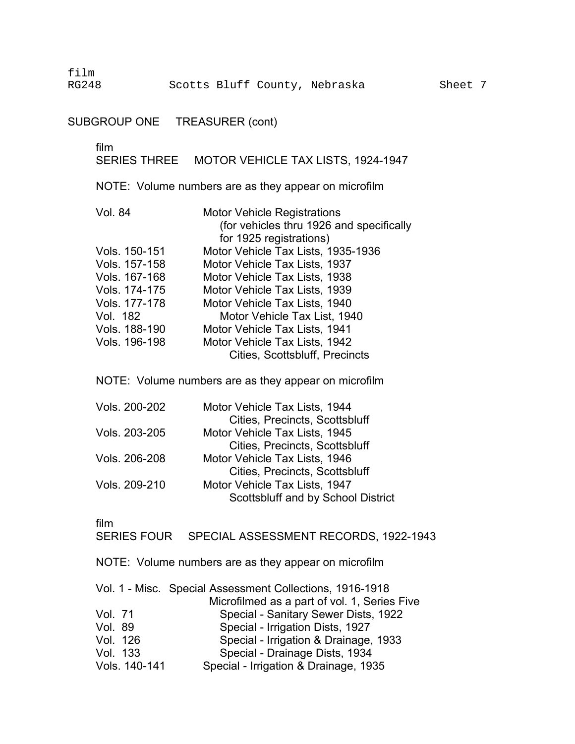film
RG248 Scotts Bluff County, Nebraska Sheet 7

## SUBGROUP ONE TREASURER (cont)

film
### SERIES THREE MOTOR VEHICLE TAX LISTS, 1924-1947

NOTE: Volume numbers are as they appear on microfilm

| | |
|---|---|
| Vol. 84 | Motor Vehicle Registrations (for vehicles thru 1926 and specifically for 1925 registrations) |
| Vols. 150-151 | Motor Vehicle Tax Lists, 1935-1936 |
| Vols. 157-158 | Motor Vehicle Tax Lists, 1937 |
| Vols. 167-168 | Motor Vehicle Tax Lists, 1938 |
| Vols. 174-175 | Motor Vehicle Tax Lists, 1939 |
| Vols. 177-178 | Motor Vehicle Tax Lists, 1940 |
| Vol. 182 | Motor Vehicle Tax List, 1940 |
| Vols. 188-190 | Motor Vehicle Tax Lists, 1941 |
| Vols. 196-198 | Motor Vehicle Tax Lists, 1942<br>Cities, Scottsbluff, Precincts |

NOTE: Volume numbers are as they appear on microfilm

| | |
|---|---|
| Vols. 200-202 | Motor Vehicle Tax Lists, 1944<br>Cities, Precincts, Scottsbluff |
| Vols. 203-205 | Motor Vehicle Tax Lists, 1945<br>Cities, Precincts, Scottsbluff |
| Vols. 206-208 | Motor Vehicle Tax Lists, 1946<br>Cities, Precincts, Scottsbluff |
| Vols. 209-210 | Motor Vehicle Tax Lists, 1947<br>Scottsbluff and by School District |

film
### SERIES FOUR SPECIAL ASSESSMENT RECORDS, 1922-1943

NOTE: Volume numbers are as they appear on microfilm

| | |
|---|---|
| Vol. 1 - Misc. | Special Assessment Collections, 1916-1918<br>Microfilmed as a part of vol. 1, Series Five |
| Vol. 71 | Special - Sanitary Sewer Dists, 1922 |
| Vol. 89 | Special - Irrigation Dists, 1927 |
| Vol. 126 | Special - Irrigation & Drainage, 1933 |
| Vol. 133 | Special - Drainage Dists, 1934 |
| Vols. 140-141 | Special - Irrigation & Drainage, 1935 |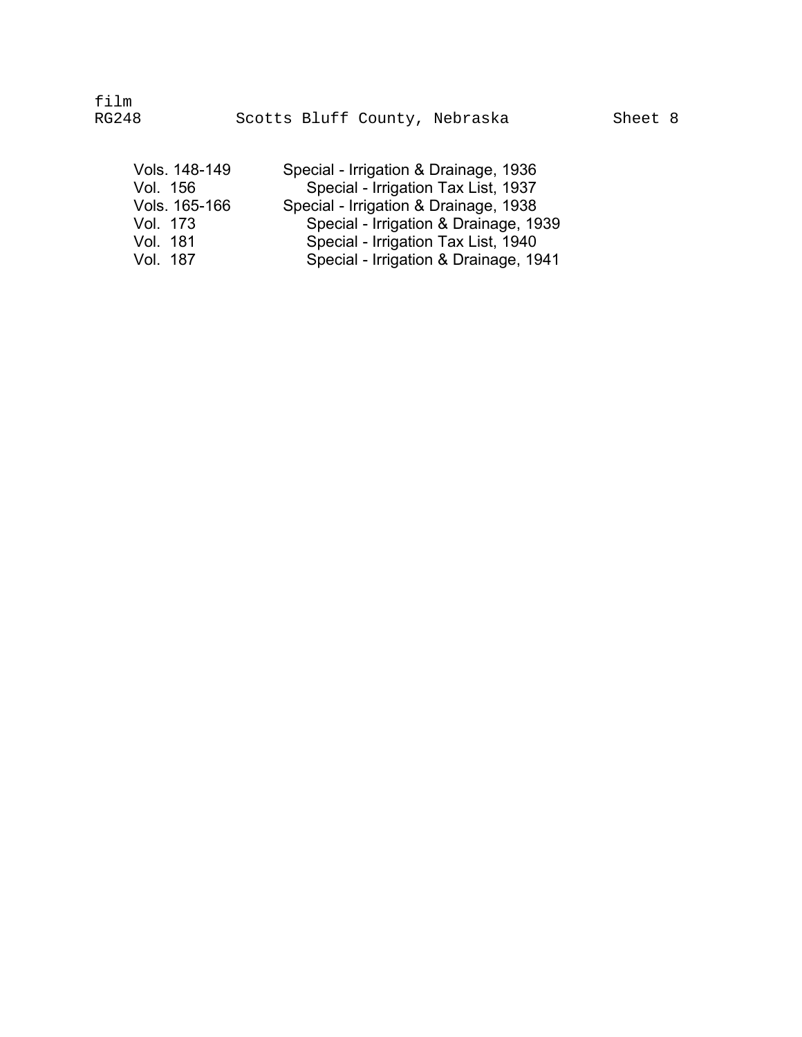film
RG248 Scotts Bluff County, Nebraska Sheet 8

| | |
|---|---|
| Vols. 148-149 | Special - Irrigation & Drainage, 1936 |
| Vol. 156 | Special - Irrigation Tax List, 1937 |
| Vols. 165-166 | Special - Irrigation & Drainage, 1938 |
| Vol. 173 | Special - Irrigation & Drainage, 1939 |
| Vol. 181 | Special - Irrigation Tax List, 1940 |
| Vol. 187 | Special - Irrigation & Drainage, 1941 |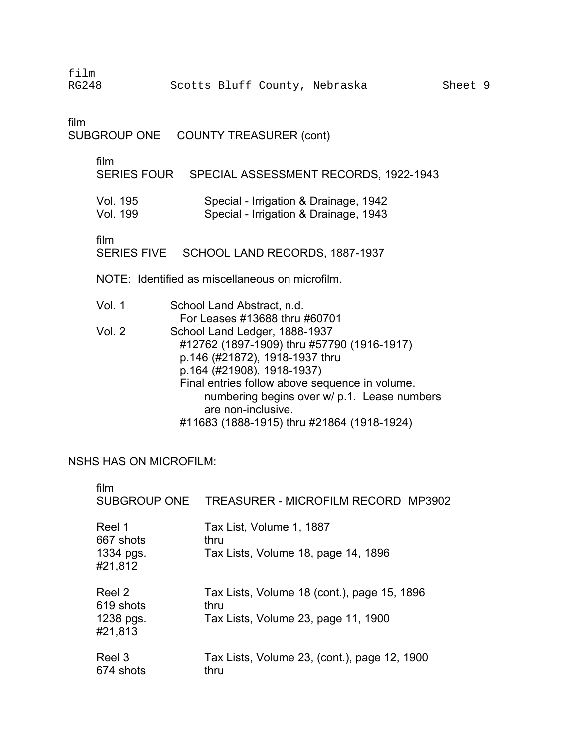film
SUBGROUP ONE COUNTY TREASURER (cont)

film
SERIES FOUR SPECIAL ASSESSMENT RECORDS, 1922-1943

| | |
|---|---|
| Vol. 195 | Special - Irrigation & Drainage, 1942 |
| Vol. 199 | Special - Irrigation & Drainage, 1943 |

film
SERIES FIVE SCHOOL LAND RECORDS, 1887-1937

NOTE: Identified as miscellaneous on microfilm.

Vol. 1 School Land Abstract, n.d.
For Leases #13688 thru #60701

Vol. 2 School Land Ledger, 1888-1937
#12762 (1897-1909) thru #57790 (1916-1917)
p.146 (#21872), 1918-1937 thru
p.164 (#21908), 1918-1937)
Final entries follow above sequence in volume.
numbering begins over w/ p.1. Lease numbers
are non-inclusive.
#11683 (1888-1915) thru #21864 (1918-1924)

NSHS HAS ON MICROFILM:

film
SUBGROUP ONE TREASURER - MICROFILM RECORD MP3902

Reel 1
667 shots
1334 pgs.
#21,812

Tax List, Volume 1, 1887
thru
Tax Lists, Volume 18, page 14, 1896

Reel 2
619 shots
1238 pgs.
#21,813

Tax Lists, Volume 18 (cont.), page 15, 1896
thru
Tax Lists, Volume 23, page 11, 1900

Reel 3
674 shots

Tax Lists, Volume 23, (cont.), page 12, 1900
thru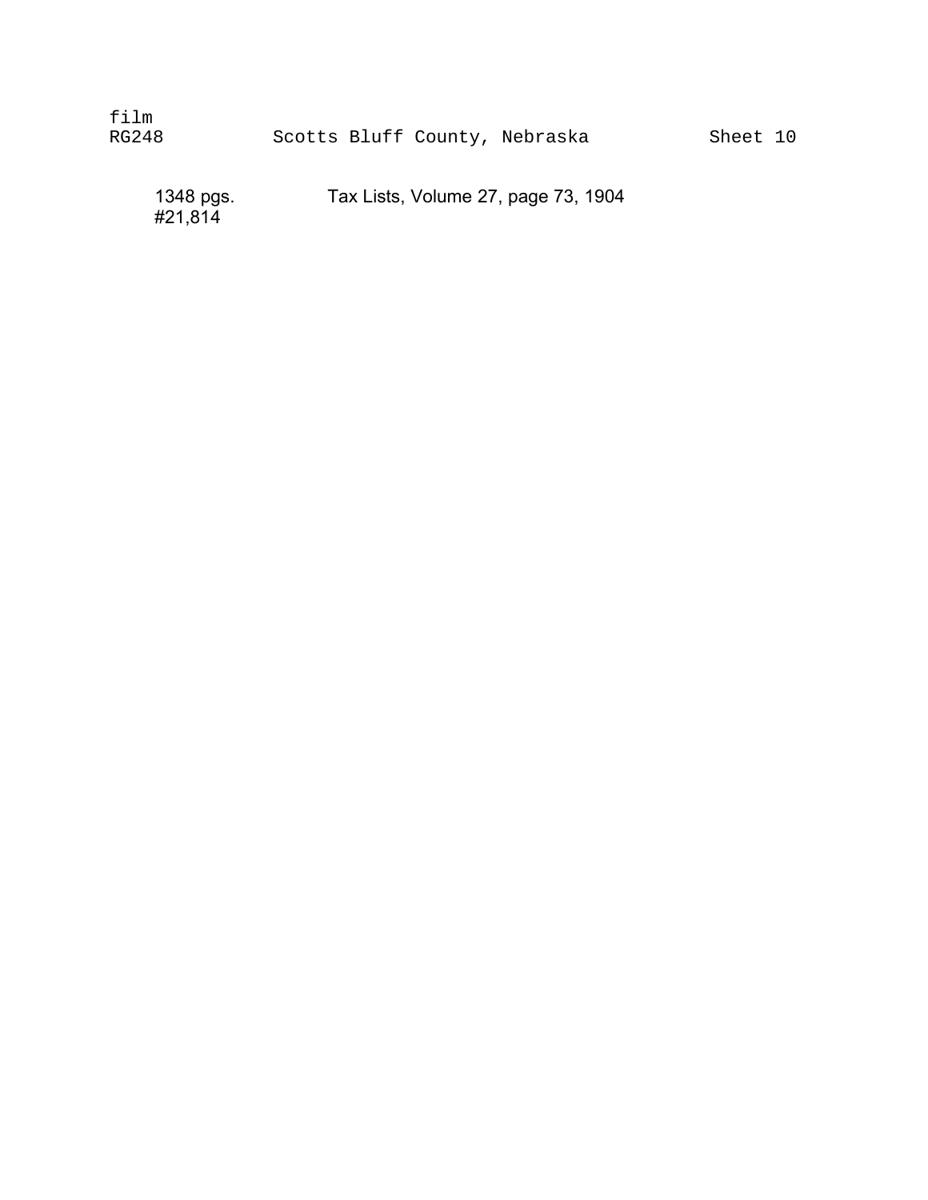film
RG248 Scotts Bluff County, Nebraska Sheet 10

| | |
|---|---|
| 1348 pgs.<br>#21,814 | Tax Lists, Volume 27, page 73, 1904 |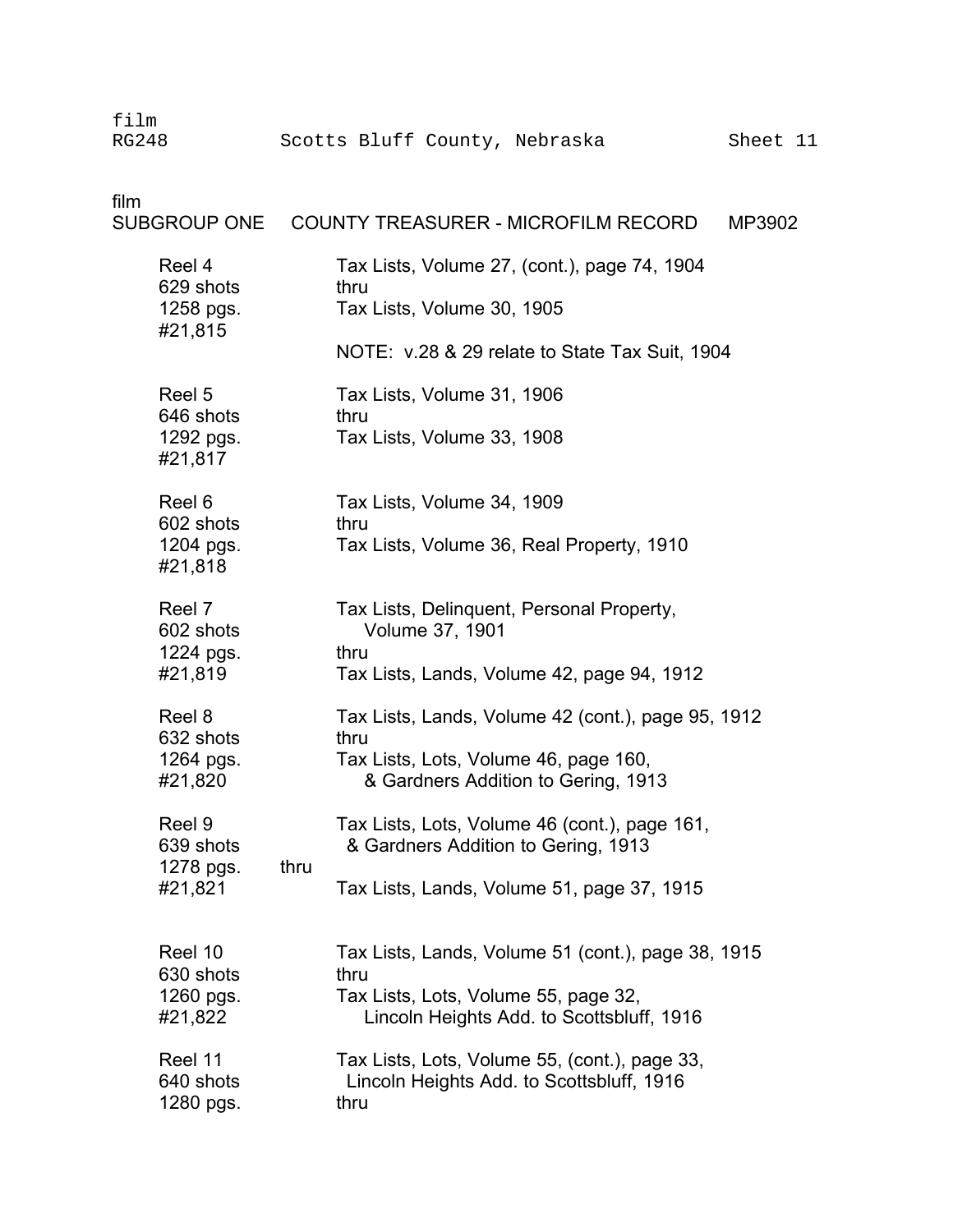film
RG248 Scotts Bluff County, Nebraska Sheet 11

film
SUBGROUP ONE COUNTY TREASURER - MICROFILM RECORD MP3902

| | |
|---|---|
| Reel 4<br>629 shots<br>1258 pgs.<br>#21,815 | Tax Lists, Volume 27, (cont.), page 74, 1904<br>thru<br>Tax Lists, Volume 30, 1905<br><br>NOTE: v.28 & 29 relate to State Tax Suit, 1904 |
| Reel 5<br>646 shots<br>1292 pgs.<br>#21,817 | Tax Lists, Volume 31, 1906<br>thru<br>Tax Lists, Volume 33, 1908 |
| Reel 6<br>602 shots<br>1204 pgs.<br>#21,818 | Tax Lists, Volume 34, 1909<br>thru<br>Tax Lists, Volume 36, Real Property, 1910 |
| Reel 7<br>602 shots<br>1224 pgs.<br>#21,819 | Tax Lists, Delinquent, Personal Property,<br>Volume 37, 1901<br>thru<br>Tax Lists, Lands, Volume 42, page 94, 1912 |
| Reel 8<br>632 shots<br>1264 pgs.<br>#21,820 | Tax Lists, Lands, Volume 42 (cont.), page 95, 1912<br>thru<br>Tax Lists, Lots, Volume 46, page 160,<br>& Gardners Addition to Gering, 1913 |
| Reel 9<br>639 shots<br>1278 pgs.<br>#21,821 | Tax Lists, Lots, Volume 46 (cont.), page 161,<br>& Gardners Addition to Gering, 1913<br>thru<br>Tax Lists, Lands, Volume 51, page 37, 1915 |
| Reel 10<br>630 shots<br>1260 pgs.<br>#21,822 | Tax Lists, Lands, Volume 51 (cont.), page 38, 1915<br>thru<br>Tax Lists, Lots, Volume 55, page 32,<br>Lincoln Heights Add. to Scottsbluff, 1916 |
| Reel 11<br>640 shots<br>1280 pgs. | Tax Lists, Lots, Volume 55, (cont.), page 33,<br>Lincoln Heights Add. to Scottsbluff, 1916<br>thru |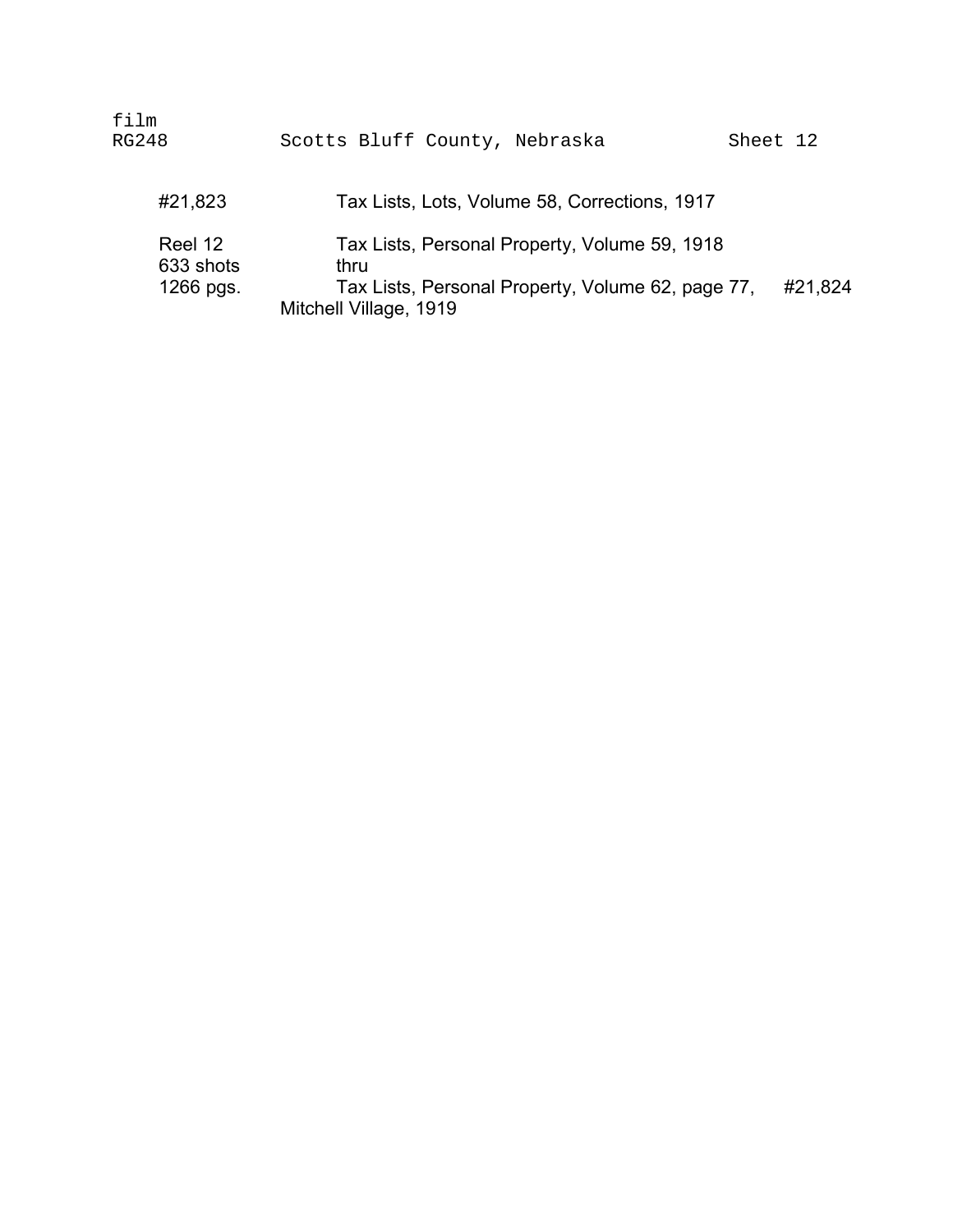film
RG248 Scotts Bluff County, Nebraska Sheet 12

| | | |
|---|---|---|
| #21,823 | Tax Lists, Lots, Volume 58, Corrections, 1917 | |
| Reel 12<br>633 shots<br>1266 pgs. | Tax Lists, Personal Property, Volume 59, 1918<br>thru<br>Tax Lists, Personal Property, Volume 62, page 77, Mitchell Village, 1919 | #21,824 |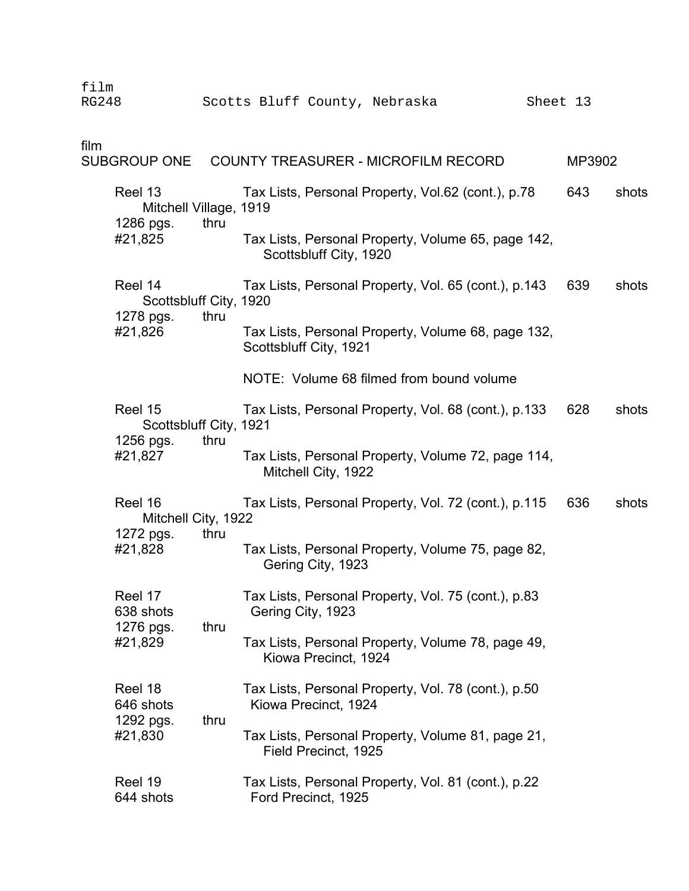film
RG248 Scotts Bluff County, Nebraska Sheet 13

film
SUBGROUP ONE COUNTY TREASURER - MICROFILM RECORD MP3902

Reel 13 — Tax Lists, Personal Property, Vol.62 (cont.), p.78 — 643 shots
Mitchell Village, 1919
1286 pgs. thru
#21,825 — Tax Lists, Personal Property, Volume 65, page 142, Scottsbluff City, 1920

Reel 14 — Tax Lists, Personal Property, Vol. 65 (cont.), p.143 — 639 shots
Scottsbluff City, 1920
1278 pgs. thru
#21,826 — Tax Lists, Personal Property, Volume 68, page 132, Scottsbluff City, 1921

NOTE: Volume 68 filmed from bound volume

Reel 15 — Tax Lists, Personal Property, Vol. 68 (cont.), p.133 — 628 shots
Scottsbluff City, 1921
1256 pgs. thru
#21,827 — Tax Lists, Personal Property, Volume 72, page 114, Mitchell City, 1922

Reel 16 — Tax Lists, Personal Property, Vol. 72 (cont.), p.115 — 636 shots
Mitchell City, 1922
1272 pgs. thru
#21,828 — Tax Lists, Personal Property, Volume 75, page 82, Gering City, 1923

Reel 17 — Tax Lists, Personal Property, Vol. 75 (cont.), p.83
638 shots — Gering City, 1923
1276 pgs. thru
#21,829 — Tax Lists, Personal Property, Volume 78, page 49, Kiowa Precinct, 1924

Reel 18 — Tax Lists, Personal Property, Vol. 78 (cont.), p.50
646 shots — Kiowa Precinct, 1924
1292 pgs. thru
#21,830 — Tax Lists, Personal Property, Volume 81, page 21, Field Precinct, 1925

Reel 19 — Tax Lists, Personal Property, Vol. 81 (cont.), p.22
644 shots — Ford Precinct, 1925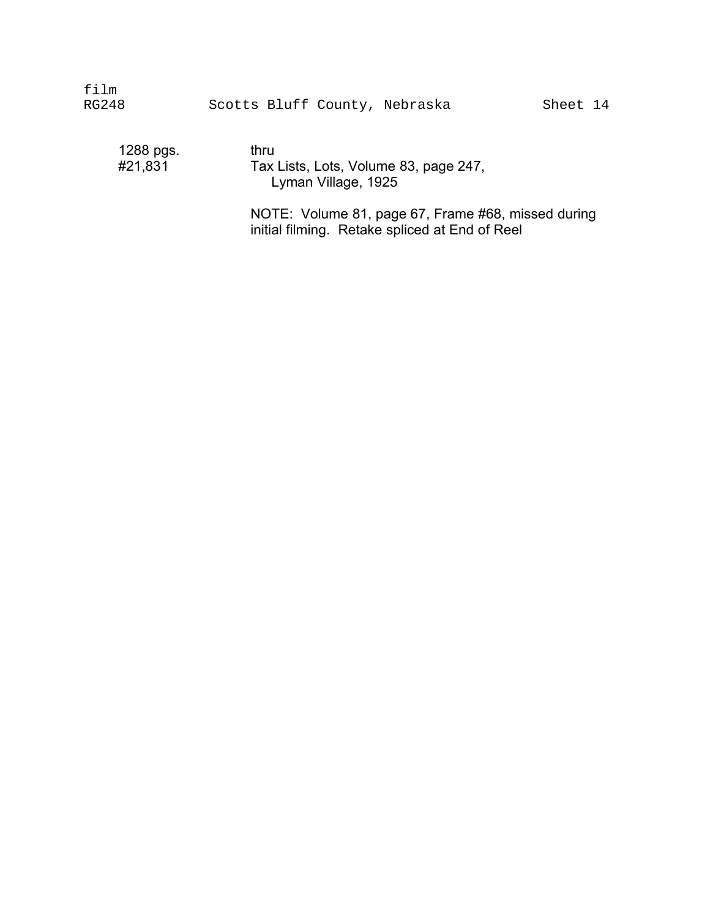film
RG248 Scotts Bluff County, Nebraska Sheet 14

| | |
|---|---|
| 1288 pgs. | thru |
| #21,831 | Tax Lists, Lots, Volume 83, page 247, Lyman Village, 1925 |
| | NOTE: Volume 81, page 67, Frame #68, missed during initial filming. Retake spliced at End of Reel |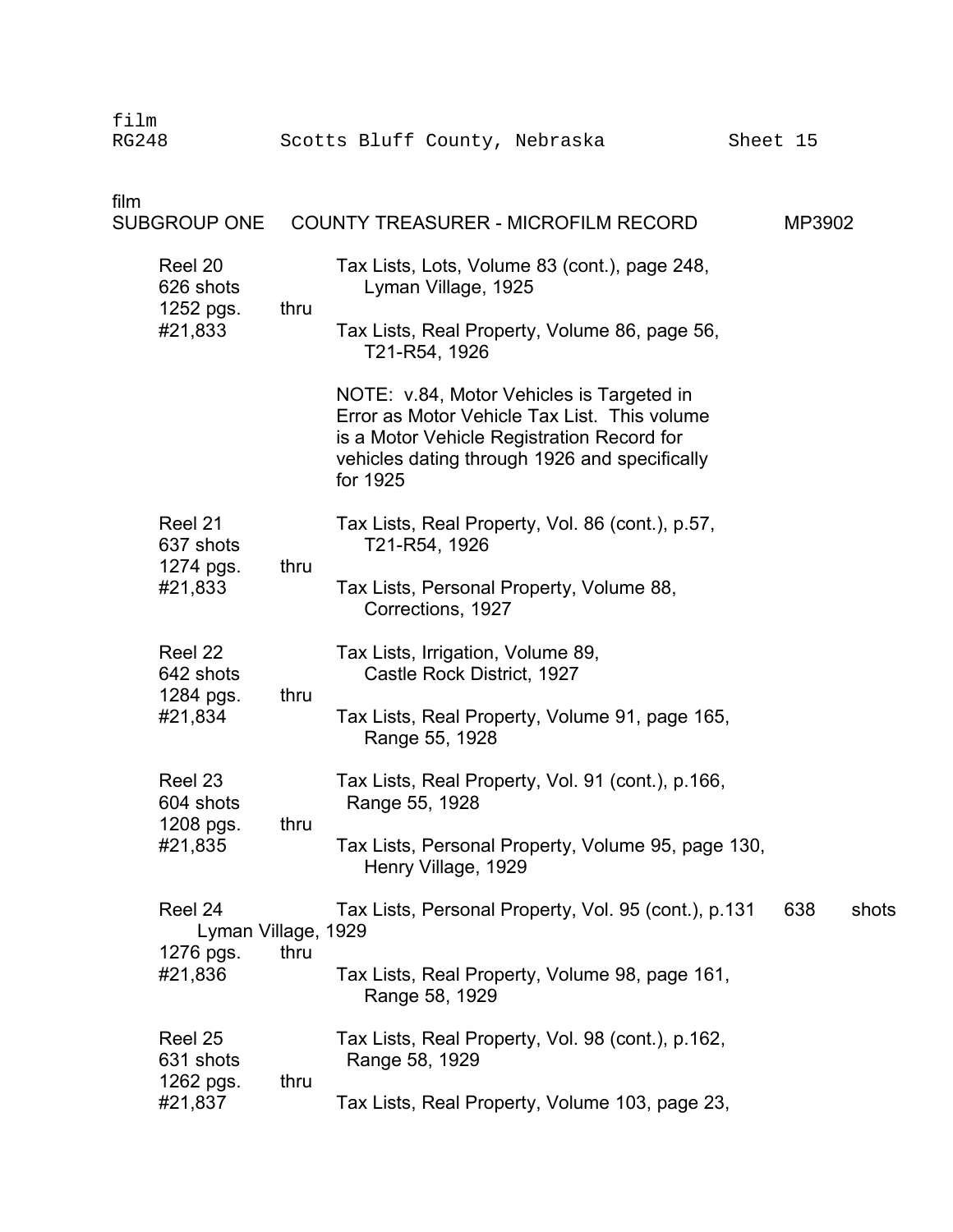film
RG248 Scotts Bluff County, Nebraska Sheet 15

film
SUBGROUP ONE COUNTY TREASURER - MICROFILM RECORD MP3902

Reel 20
626 shots
1252 pgs.
#21,833

Tax Lists, Lots, Volume 83 (cont.), page 248, Lyman Village, 1925

thru

Tax Lists, Real Property, Volume 86, page 56, T21-R54, 1926

NOTE: v.84, Motor Vehicles is Targeted in Error as Motor Vehicle Tax List. This volume is a Motor Vehicle Registration Record for vehicles dating through 1926 and specifically for 1925

Reel 21
637 shots
1274 pgs.
#21,833

Tax Lists, Real Property, Vol. 86 (cont.), p.57, T21-R54, 1926

thru

Tax Lists, Personal Property, Volume 88, Corrections, 1927

Reel 22
642 shots
1284 pgs.
#21,834

Tax Lists, Irrigation, Volume 89, Castle Rock District, 1927

thru

Tax Lists, Real Property, Volume 91, page 165, Range 55, 1928

Reel 23
604 shots
1208 pgs.
#21,835

Tax Lists, Real Property, Vol. 91 (cont.), p.166, Range 55, 1928

thru

Tax Lists, Personal Property, Volume 95, page 130, Henry Village, 1929

Reel 24
638 shots
1276 pgs.
#21,836

Tax Lists, Personal Property, Vol. 95 (cont.), p.131 Lyman Village, 1929

thru

Tax Lists, Real Property, Volume 98, page 161, Range 58, 1929

Reel 25
631 shots
1262 pgs.
#21,837

Tax Lists, Real Property, Vol. 98 (cont.), p.162, Range 58, 1929

thru

Tax Lists, Real Property, Volume 103, page 23,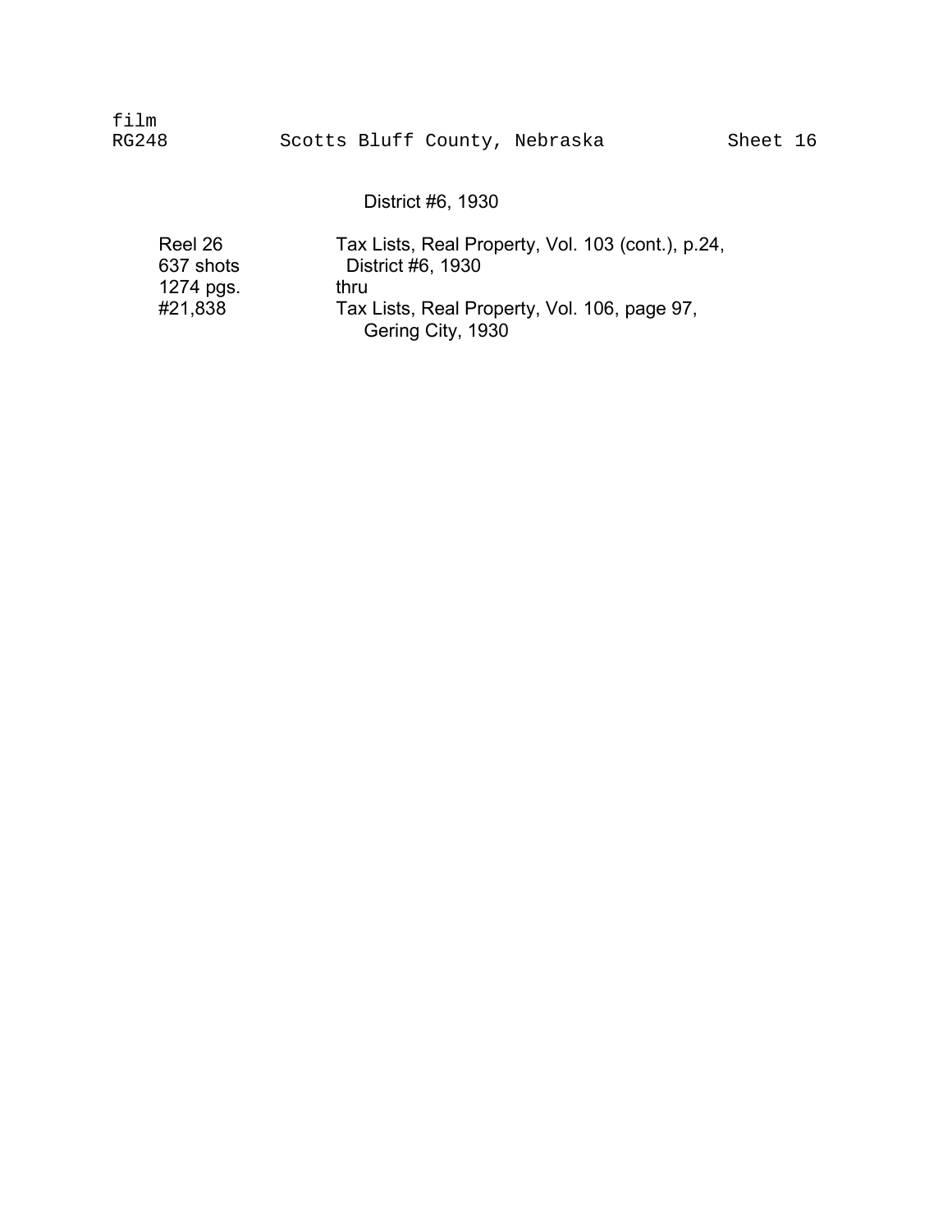film
RG248 Scotts Bluff County, Nebraska Sheet 16

District #6, 1930

| | |
|---|---|
| Reel 26<br>637 shots<br>1274 pgs.<br>#21,838 | Tax Lists, Real Property, Vol. 103 (cont.), p.24, District #6, 1930<br>thru<br>Tax Lists, Real Property, Vol. 106, page 97, Gering City, 1930 |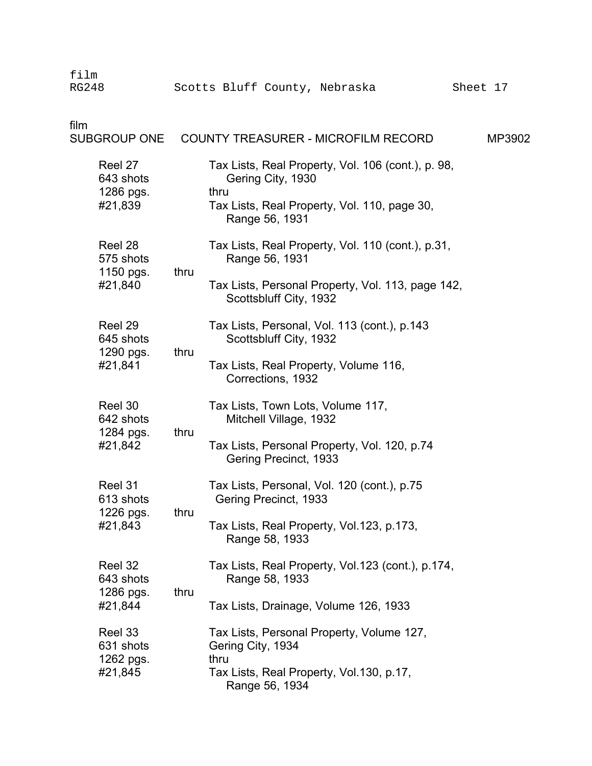film
RG248 Scotts Bluff County, Nebraska Sheet 17

film
SUBGROUP ONE COUNTY TREASURER - MICROFILM RECORD MP3902

| | | |
|---|---|---|
| Reel 27<br>643 shots<br>1286 pgs.<br>#21,839 | | Tax Lists, Real Property, Vol. 106 (cont.), p. 98, Gering City, 1930<br>thru<br>Tax Lists, Real Property, Vol. 110, page 30, Range 56, 1931 |
| Reel 28<br>575 shots<br>1150 pgs.<br>#21,840 | thru | Tax Lists, Real Property, Vol. 110 (cont.), p.31, Range 56, 1931<br>Tax Lists, Personal Property, Vol. 113, page 142, Scottsbluff City, 1932 |
| Reel 29<br>645 shots<br>1290 pgs.<br>#21,841 | thru | Tax Lists, Personal, Vol. 113 (cont.), p.143 Scottsbluff City, 1932<br>Tax Lists, Real Property, Volume 116, Corrections, 1932 |
| Reel 30<br>642 shots<br>1284 pgs.<br>#21,842 | thru | Tax Lists, Town Lots, Volume 117, Mitchell Village, 1932<br>Tax Lists, Personal Property, Vol. 120, p.74 Gering Precinct, 1933 |
| Reel 31<br>613 shots<br>1226 pgs.<br>#21,843 | thru | Tax Lists, Personal, Vol. 120 (cont.), p.75 Gering Precinct, 1933<br>Tax Lists, Real Property, Vol.123, p.173, Range 58, 1933 |
| Reel 32<br>643 shots<br>1286 pgs.<br>#21,844 | thru | Tax Lists, Real Property, Vol.123 (cont.), p.174, Range 58, 1933<br>Tax Lists, Drainage, Volume 126, 1933 |
| Reel 33<br>631 shots<br>1262 pgs.<br>#21,845 | | Tax Lists, Personal Property, Volume 127, Gering City, 1934<br>thru<br>Tax Lists, Real Property, Vol.130, p.17, Range 56, 1934 |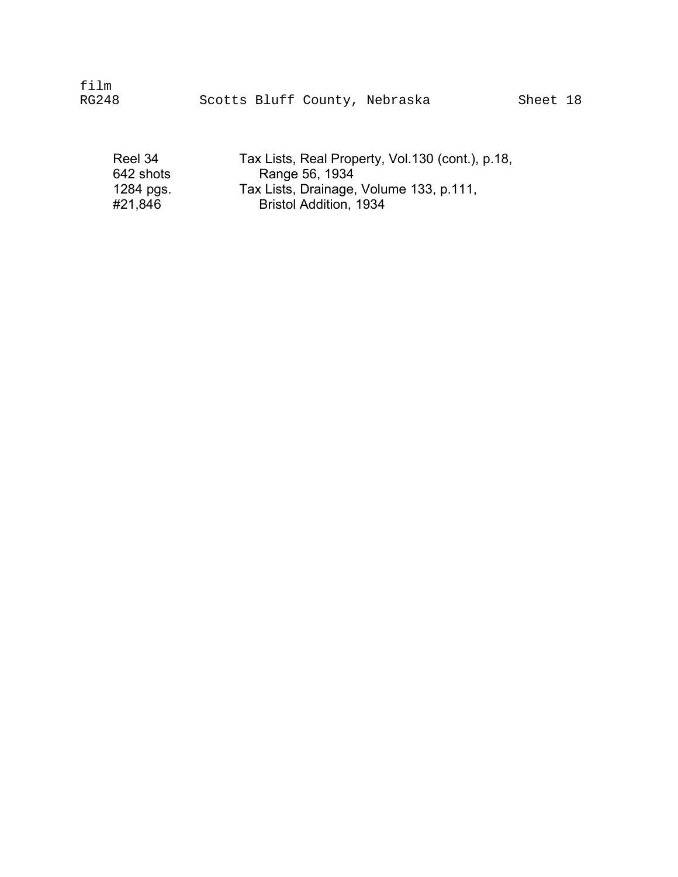film
RG248 Scotts Bluff County, Nebraska Sheet 18

| | |
|---|---|
| Reel 34 | Tax Lists, Real Property, Vol.130 (cont.), p.18, |
| 642 shots | Range 56, 1934 |
| 1284 pgs. | Tax Lists, Drainage, Volume 133, p.111, |
| #21,846 | Bristol Addition, 1934 |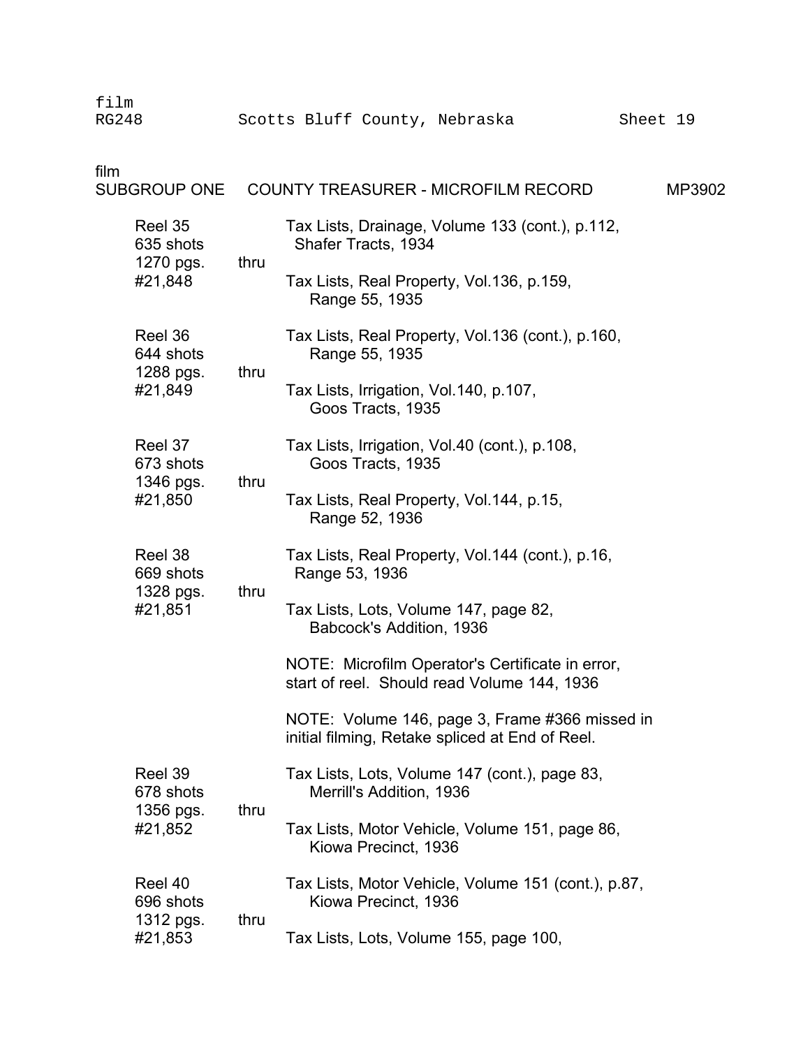film
RG248 Scotts Bluff County, Nebraska Sheet 19

film
SUBGROUP ONE COUNTY TREASURER - MICROFILM RECORD MP3902

| Reel | | Contents |
|---|---|---|
| Reel 35<br>635 shots<br>1270 pgs.<br>#21,848 | thru | Tax Lists, Drainage, Volume 133 (cont.), p.112, Shafer Tracts, 1934<br><br>Tax Lists, Real Property, Vol.136, p.159, Range 55, 1935 |
| Reel 36<br>644 shots<br>1288 pgs.<br>#21,849 | thru | Tax Lists, Real Property, Vol.136 (cont.), p.160, Range 55, 1935<br><br>Tax Lists, Irrigation, Vol.140, p.107, Goos Tracts, 1935 |
| Reel 37<br>673 shots<br>1346 pgs.<br>#21,850 | thru | Tax Lists, Irrigation, Vol.40 (cont.), p.108, Goos Tracts, 1935<br><br>Tax Lists, Real Property, Vol.144, p.15, Range 52, 1936 |
| Reel 38<br>669 shots<br>1328 pgs.<br>#21,851 | thru | Tax Lists, Real Property, Vol.144 (cont.), p.16, Range 53, 1936<br><br>Tax Lists, Lots, Volume 147, page 82, Babcock's Addition, 1936<br><br>NOTE: Microfilm Operator's Certificate in error, start of reel. Should read Volume 144, 1936<br><br>NOTE: Volume 146, page 3, Frame #366 missed in initial filming, Retake spliced at End of Reel. |
| Reel 39<br>678 shots<br>1356 pgs.<br>#21,852 | thru | Tax Lists, Lots, Volume 147 (cont.), page 83, Merrill's Addition, 1936<br><br>Tax Lists, Motor Vehicle, Volume 151, page 86, Kiowa Precinct, 1936 |
| Reel 40<br>696 shots<br>1312 pgs.<br>#21,853 | thru | Tax Lists, Motor Vehicle, Volume 151 (cont.), p.87, Kiowa Precinct, 1936<br><br>Tax Lists, Lots, Volume 155, page 100, |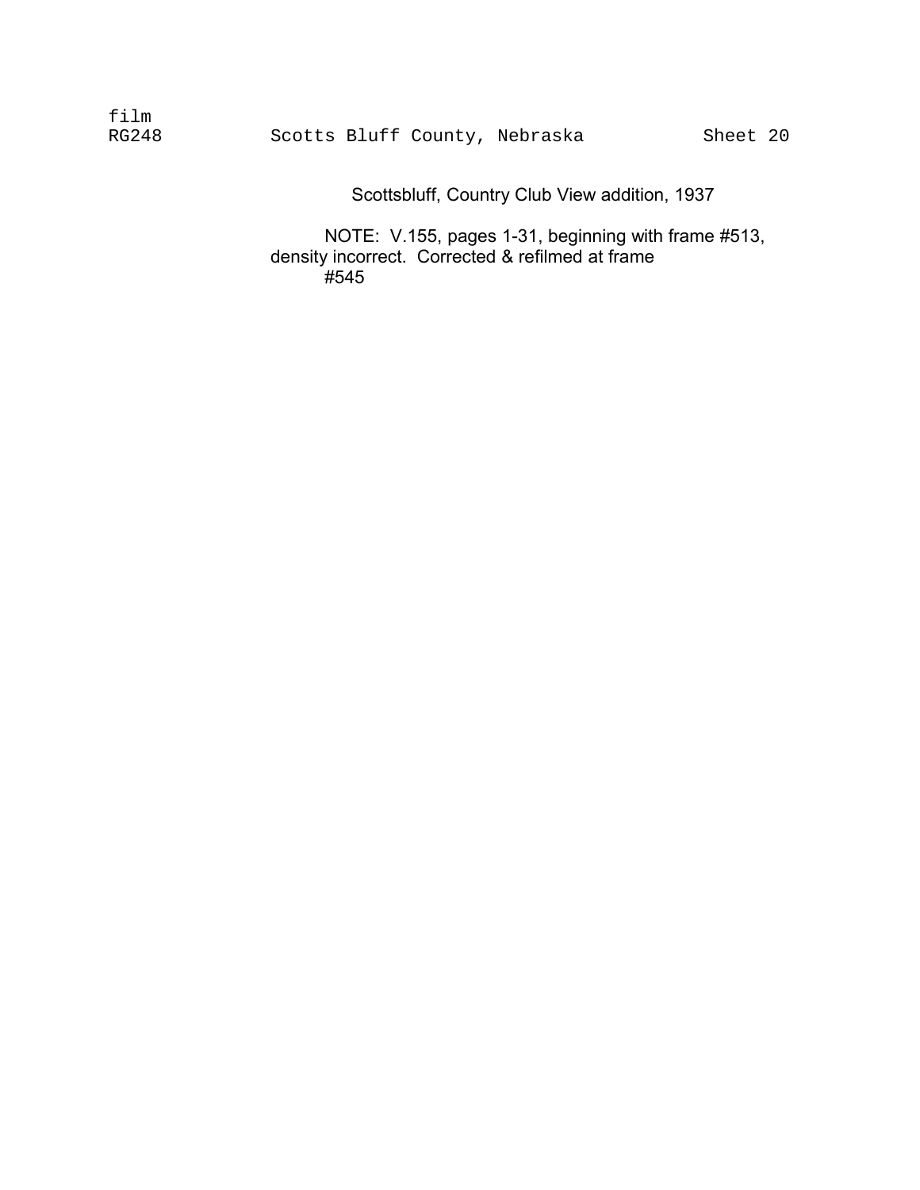Scottsbluff, Country Club View addition, 1937

NOTE: V.155, pages 1-31, beginning with frame #513, density incorrect. Corrected & refilmed at frame #545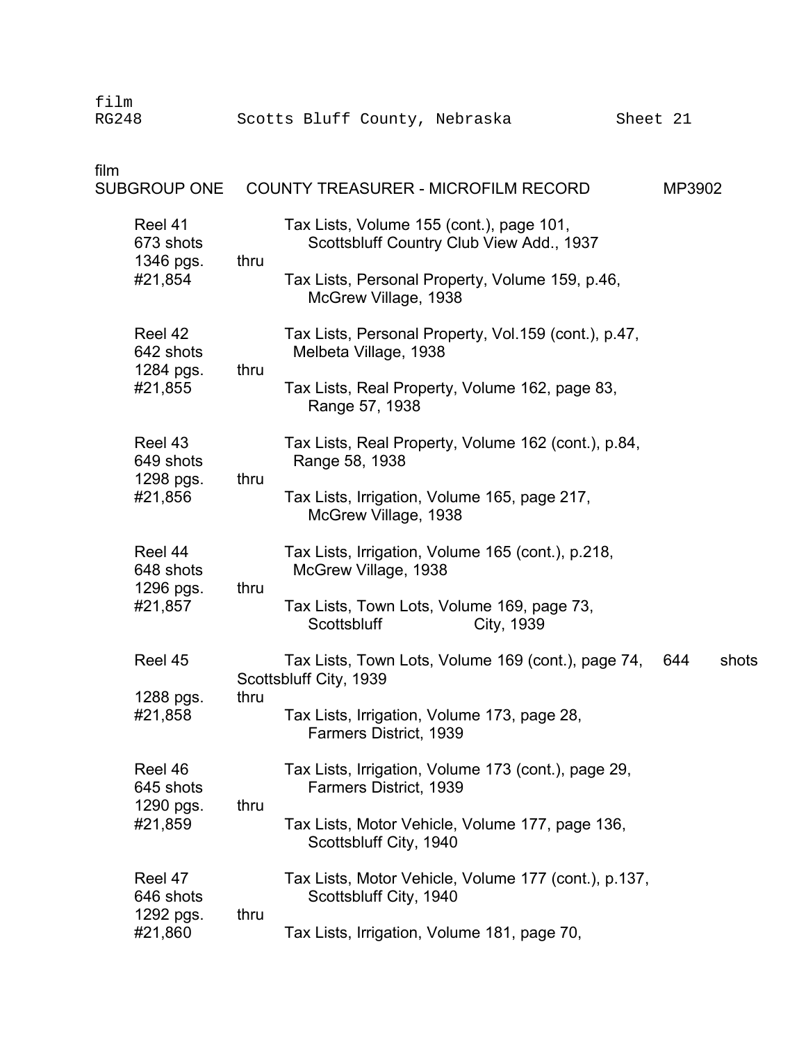film
RG248 Scotts Bluff County, Nebraska Sheet 21

film
SUBGROUP ONE COUNTY TREASURER - MICROFILM RECORD MP3902

| Reel | | Contents |
|---|---|---|
| Reel 41<br>673 shots<br>1346 pgs.<br>#21,854 | thru | Tax Lists, Volume 155 (cont.), page 101, Scottsbluff Country Club View Add., 1937<br><br>Tax Lists, Personal Property, Volume 159, p.46, McGrew Village, 1938 |
| Reel 42<br>642 shots<br>1284 pgs.<br>#21,855 | thru | Tax Lists, Personal Property, Vol.159 (cont.), p.47, Melbeta Village, 1938<br><br>Tax Lists, Real Property, Volume 162, page 83, Range 57, 1938 |
| Reel 43<br>649 shots<br>1298 pgs.<br>#21,856 | thru | Tax Lists, Real Property, Volume 162 (cont.), p.84, Range 58, 1938<br><br>Tax Lists, Irrigation, Volume 165, page 217, McGrew Village, 1938 |
| Reel 44<br>648 shots<br>1296 pgs.<br>#21,857 | thru | Tax Lists, Irrigation, Volume 165 (cont.), p.218, McGrew Village, 1938<br><br>Tax Lists, Town Lots, Volume 169, page 73, Scottsbluff City, 1939 |
| Reel 45<br>644 shots<br>1288 pgs.<br>#21,858 | thru | Tax Lists, Town Lots, Volume 169 (cont.), page 74, Scottsbluff City, 1939<br><br>Tax Lists, Irrigation, Volume 173, page 28, Farmers District, 1939 |
| Reel 46<br>645 shots<br>1290 pgs.<br>#21,859 | thru | Tax Lists, Irrigation, Volume 173 (cont.), page 29, Farmers District, 1939<br><br>Tax Lists, Motor Vehicle, Volume 177, page 136, Scottsbluff City, 1940 |
| Reel 47<br>646 shots<br>1292 pgs.<br>#21,860 | thru | Tax Lists, Motor Vehicle, Volume 177 (cont.), p.137, Scottsbluff City, 1940<br><br>Tax Lists, Irrigation, Volume 181, page 70, |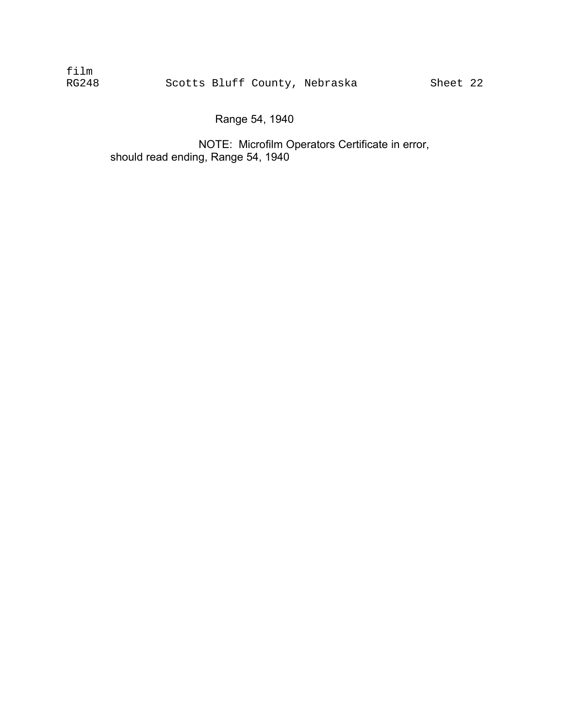film
RG248 Scotts Bluff County, Nebraska Sheet 22

Range 54, 1940

NOTE: Microfilm Operators Certificate in error, should read ending, Range 54, 1940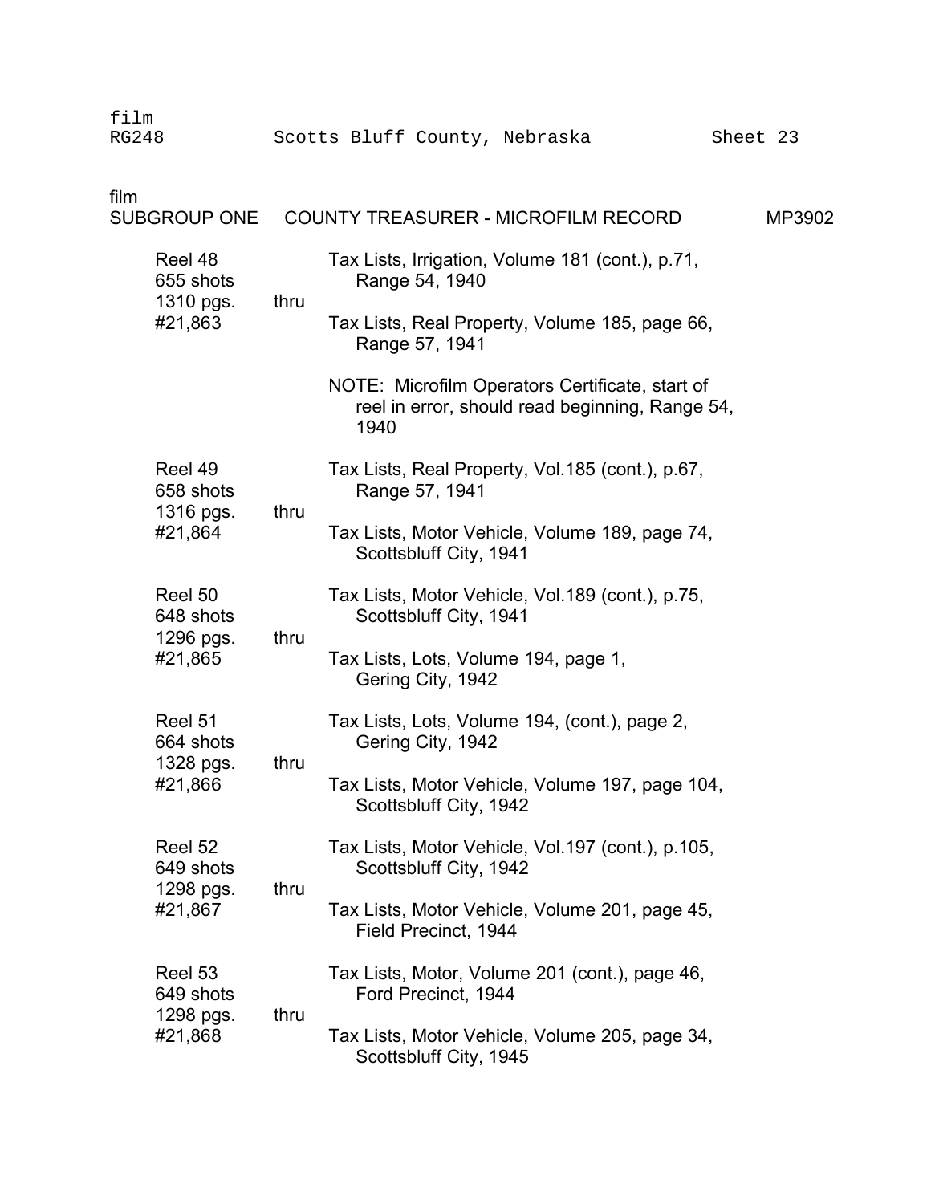film
RG248 Scotts Bluff County, Nebraska Sheet 23

film
SUBGROUP ONE COUNTY TREASURER - MICROFILM RECORD MP3902

| Reel | | Contents |
|---|---|---|
| Reel 48<br>655 shots<br>1310 pgs.<br>#21,863 | thru | Tax Lists, Irrigation, Volume 181 (cont.), p.71, Range 54, 1940<br><br>Tax Lists, Real Property, Volume 185, page 66, Range 57, 1941<br><br>NOTE: Microfilm Operators Certificate, start of reel in error, should read beginning, Range 54, 1940 |
| Reel 49<br>658 shots<br>1316 pgs.<br>#21,864 | thru | Tax Lists, Real Property, Vol.185 (cont.), p.67, Range 57, 1941<br><br>Tax Lists, Motor Vehicle, Volume 189, page 74, Scottsbluff City, 1941 |
| Reel 50<br>648 shots<br>1296 pgs.<br>#21,865 | thru | Tax Lists, Motor Vehicle, Vol.189 (cont.), p.75, Scottsbluff City, 1941<br><br>Tax Lists, Lots, Volume 194, page 1, Gering City, 1942 |
| Reel 51<br>664 shots<br>1328 pgs.<br>#21,866 | thru | Tax Lists, Lots, Volume 194, (cont.), page 2, Gering City, 1942<br><br>Tax Lists, Motor Vehicle, Volume 197, page 104, Scottsbluff City, 1942 |
| Reel 52<br>649 shots<br>1298 pgs.<br>#21,867 | thru | Tax Lists, Motor Vehicle, Vol.197 (cont.), p.105, Scottsbluff City, 1942<br><br>Tax Lists, Motor Vehicle, Volume 201, page 45, Field Precinct, 1944 |
| Reel 53<br>649 shots<br>1298 pgs.<br>#21,868 | thru | Tax Lists, Motor, Volume 201 (cont.), page 46, Ford Precinct, 1944<br><br>Tax Lists, Motor Vehicle, Volume 205, page 34, Scottsbluff City, 1945 |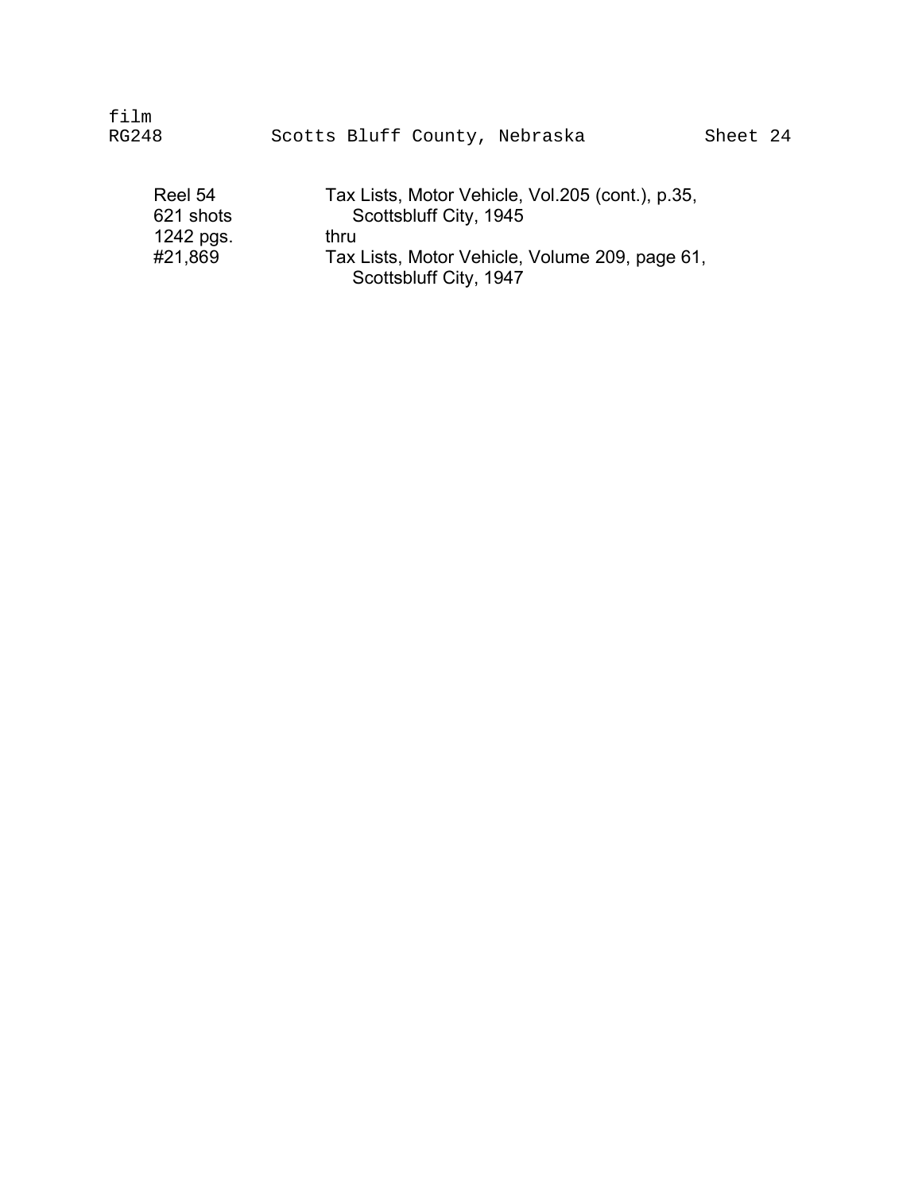film
RG248 Scotts Bluff County, Nebraska Sheet 24

| | |
|---|---|
| Reel 54 | Tax Lists, Motor Vehicle, Vol.205 (cont.), p.35, |
| 621 shots | Scottsbluff City, 1945 |
| 1242 pgs. | thru |
| #21,869 | Tax Lists, Motor Vehicle, Volume 209, page 61, |
| | Scottsbluff City, 1947 |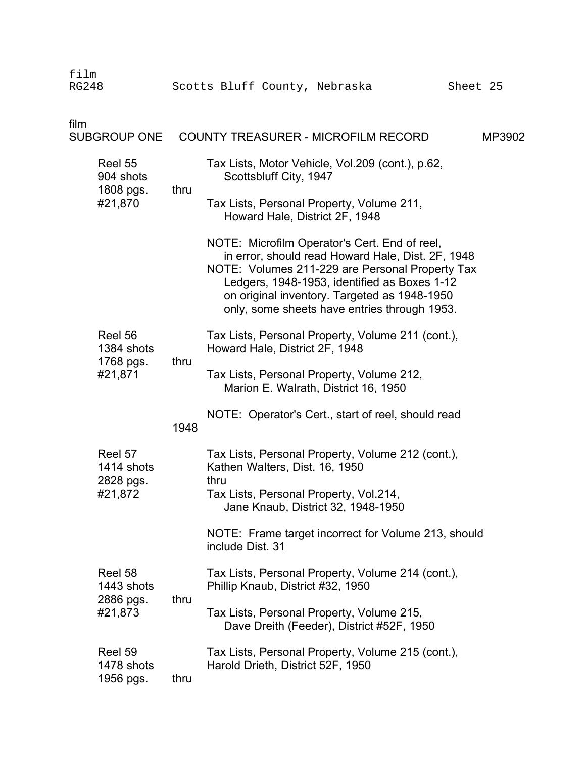film
RG248 Scotts Bluff County, Nebraska Sheet 25

film
SUBGROUP ONE COUNTY TREASURER - MICROFILM RECORD MP3902

| | | |
|---|---|---|
| Reel 55<br>904 shots<br>1808 pgs.<br>#21,870 | thru | Tax Lists, Motor Vehicle, Vol.209 (cont.), p.62, Scottsbluff City, 1947<br><br>Tax Lists, Personal Property, Volume 211, Howard Hale, District 2F, 1948<br><br>NOTE: Microfilm Operator's Cert. End of reel, in error, should read Howard Hale, Dist. 2F, 1948<br>NOTE: Volumes 211-229 are Personal Property Tax Ledgers, 1948-1953, identified as Boxes 1-12 on original inventory. Targeted as 1948-1950 only, some sheets have entries through 1953. |
| Reel 56<br>1384 shots<br>1768 pgs.<br>#21,871 | thru | Tax Lists, Personal Property, Volume 211 (cont.), Howard Hale, District 2F, 1948<br><br>Tax Lists, Personal Property, Volume 212, Marion E. Walrath, District 16, 1950<br><br>NOTE: Operator's Cert., start of reel, should read 1948 |
| Reel 57<br>1414 shots<br>2828 pgs.<br>#21,872 | | Tax Lists, Personal Property, Volume 212 (cont.), Kathen Walters, Dist. 16, 1950<br>thru<br>Tax Lists, Personal Property, Vol.214, Jane Knaub, District 32, 1948-1950<br><br>NOTE: Frame target incorrect for Volume 213, should include Dist. 31 |
| Reel 58<br>1443 shots<br>2886 pgs.<br>#21,873 | thru | Tax Lists, Personal Property, Volume 214 (cont.), Phillip Knaub, District #32, 1950<br><br>Tax Lists, Personal Property, Volume 215, Dave Dreith (Feeder), District #52F, 1950 |
| Reel 59<br>1478 shots<br>1956 pgs. | thru | Tax Lists, Personal Property, Volume 215 (cont.), Harold Drieth, District 52F, 1950 |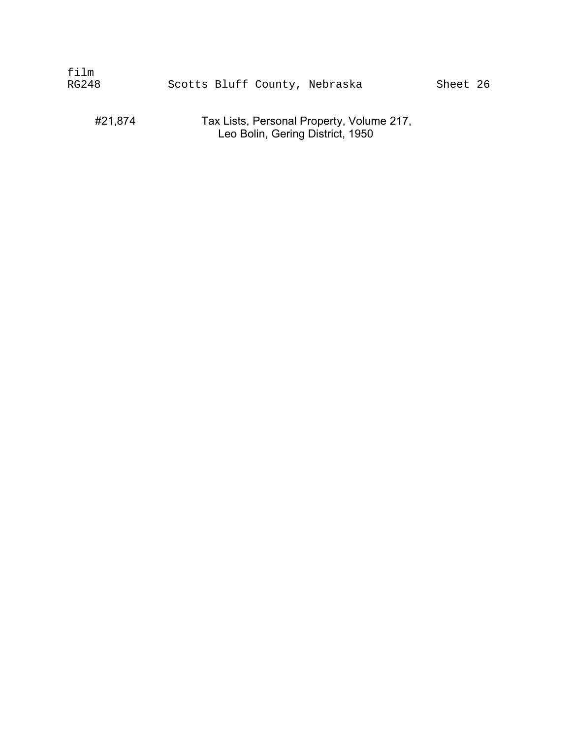film
RG248 Scotts Bluff County, Nebraska Sheet 26

#21,874 Tax Lists, Personal Property, Volume 217,
Leo Bolin, Gering District, 1950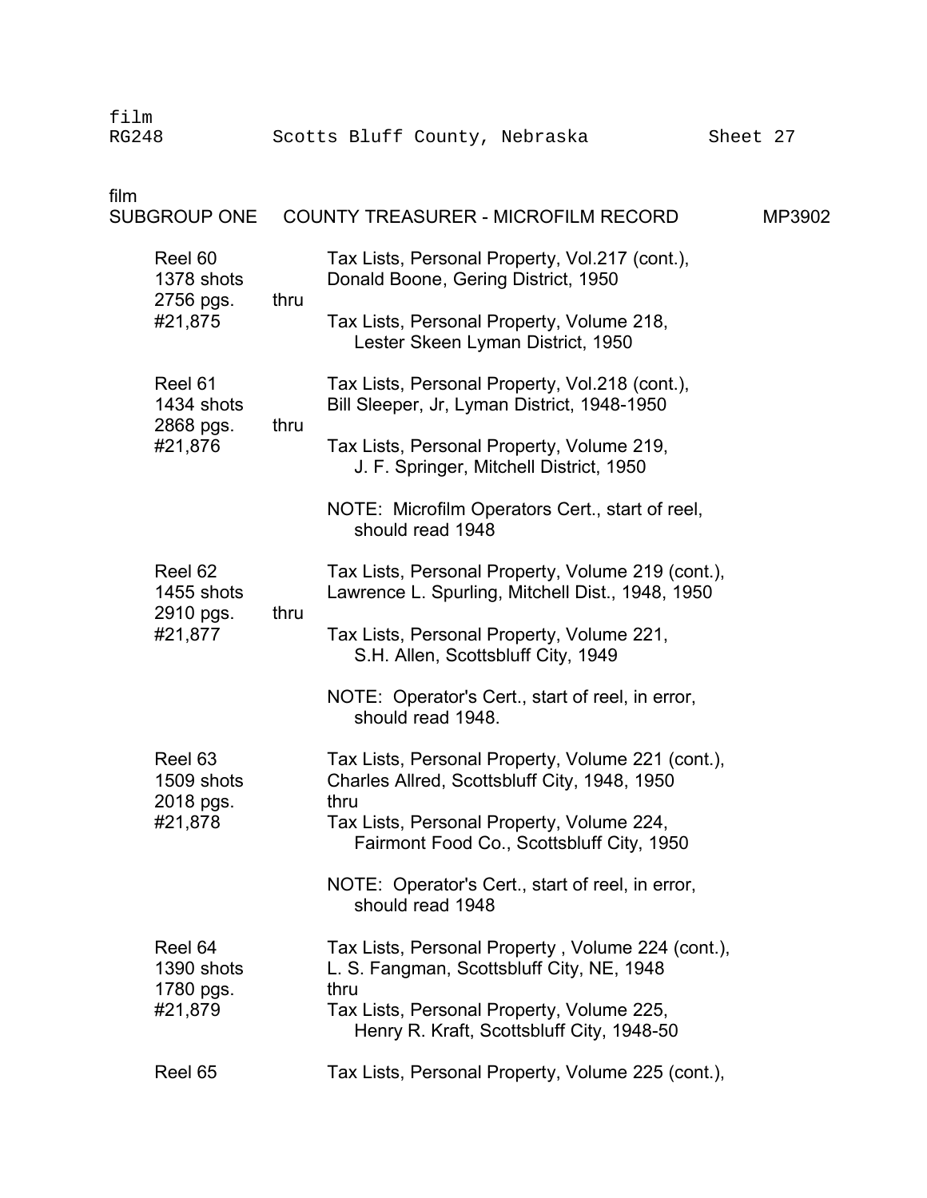film
RG248 Scotts Bluff County, Nebraska Sheet 27

film
SUBGROUP ONE COUNTY TREASURER - MICROFILM RECORD MP3902

| | | |
|---|---|---|
| Reel 60<br>1378 shots<br>2756 pgs.<br>#21,875 | thru | Tax Lists, Personal Property, Vol.217 (cont.), Donald Boone, Gering District, 1950<br><br>Tax Lists, Personal Property, Volume 218, Lester Skeen Lyman District, 1950 |
| Reel 61<br>1434 shots<br>2868 pgs.<br>#21,876 | thru | Tax Lists, Personal Property, Vol.218 (cont.), Bill Sleeper, Jr, Lyman District, 1948-1950<br><br>Tax Lists, Personal Property, Volume 219, J. F. Springer, Mitchell District, 1950<br><br>NOTE: Microfilm Operators Cert., start of reel, should read 1948 |
| Reel 62<br>1455 shots<br>2910 pgs.<br>#21,877 | thru | Tax Lists, Personal Property, Volume 219 (cont.), Lawrence L. Spurling, Mitchell Dist., 1948, 1950<br><br>Tax Lists, Personal Property, Volume 221, S.H. Allen, Scottsbluff City, 1949<br><br>NOTE: Operator's Cert., start of reel, in error, should read 1948. |
| Reel 63<br>1509 shots<br>2018 pgs.<br>#21,878 | | Tax Lists, Personal Property, Volume 221 (cont.), Charles Allred, Scottsbluff City, 1948, 1950<br>thru<br>Tax Lists, Personal Property, Volume 224, Fairmont Food Co., Scottsbluff City, 1950<br><br>NOTE: Operator's Cert., start of reel, in error, should read 1948 |
| Reel 64<br>1390 shots<br>1780 pgs.<br>#21,879 | | Tax Lists, Personal Property , Volume 224 (cont.), L. S. Fangman, Scottsbluff City, NE, 1948<br>thru<br>Tax Lists, Personal Property, Volume 225, Henry R. Kraft, Scottsbluff City, 1948-50 |
| Reel 65 | | Tax Lists, Personal Property, Volume 225 (cont.), |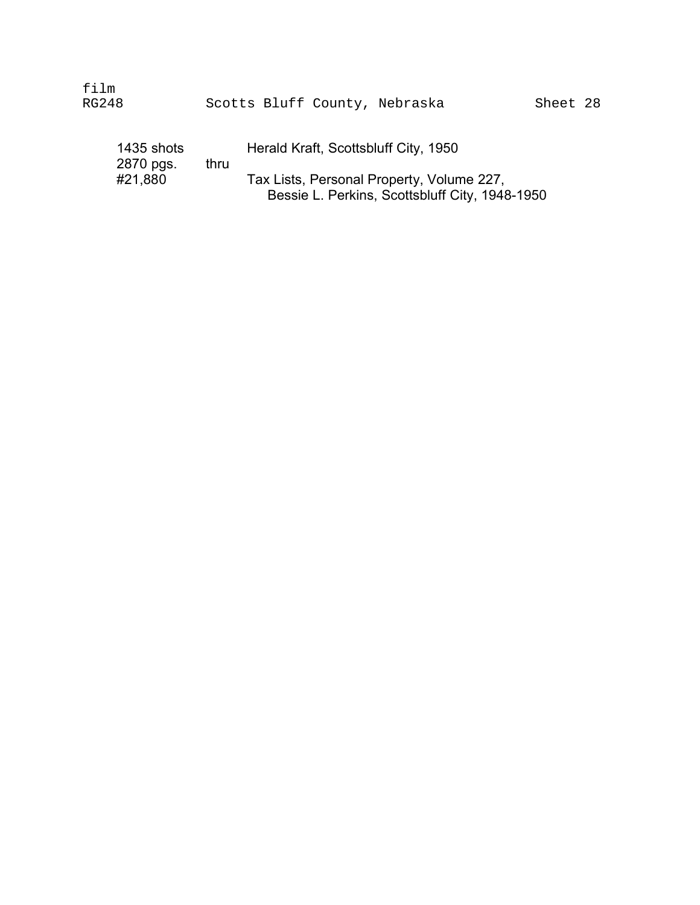film
RG248 Scotts Bluff County, Nebraska Sheet 28

| | | |
|---|---|---|
| 1435 shots | | Herald Kraft, Scottsbluff City, 1950 |
| 2870 pgs. | thru | |
| #21,880 | | Tax Lists, Personal Property, Volume 227, Bessie L. Perkins, Scottsbluff City, 1948-1950 |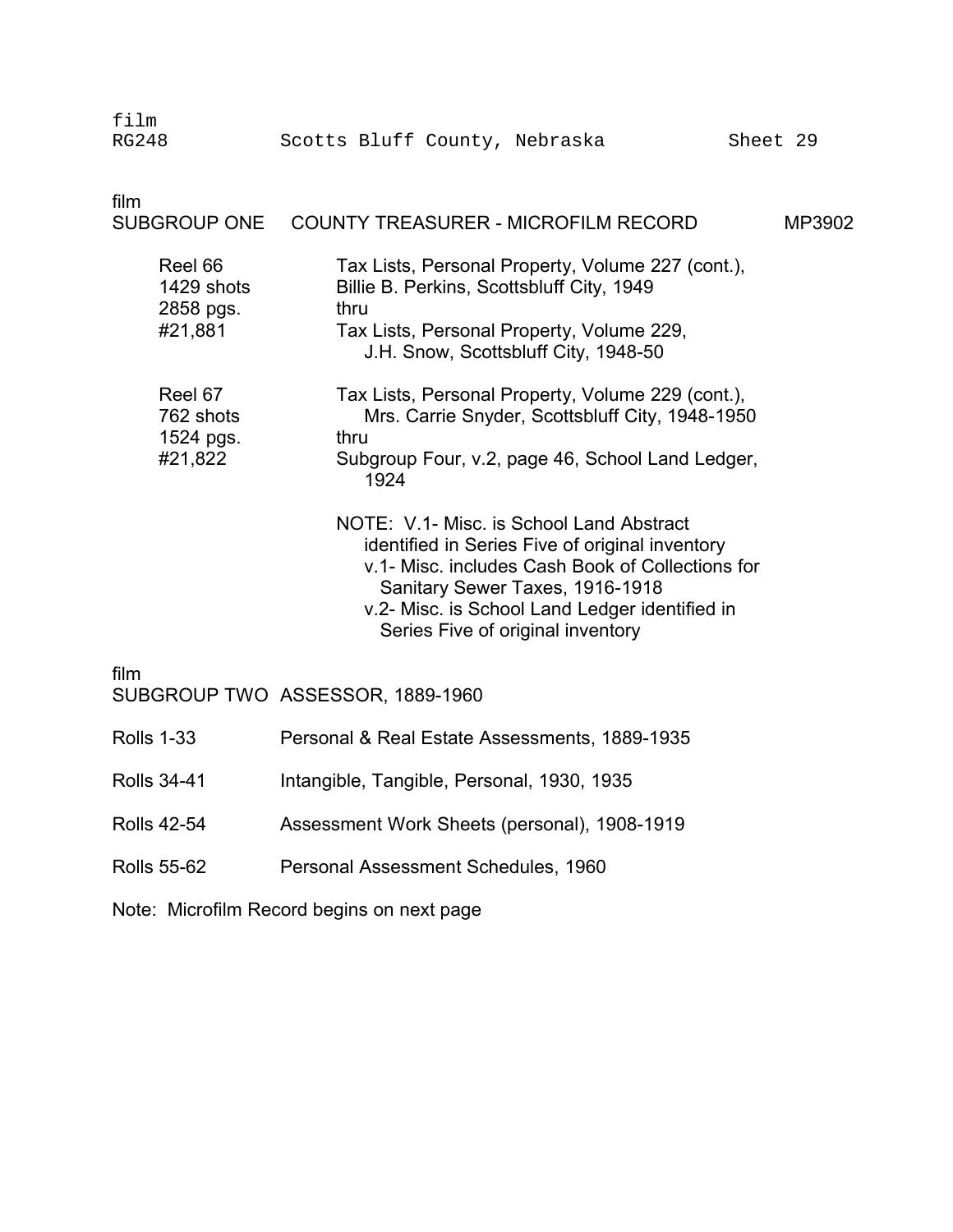film
RG248 Scotts Bluff County, Nebraska Sheet 29

film

## SUBGROUP ONE COUNTY TREASURER - MICROFILM RECORD MP3902

| | |
|---|---|
| Reel 66<br>1429 shots<br>2858 pgs.<br>#21,881 | Tax Lists, Personal Property, Volume 227 (cont.), Billie B. Perkins, Scottsbluff City, 1949<br>thru<br>Tax Lists, Personal Property, Volume 229, J.H. Snow, Scottsbluff City, 1948-50 |
| Reel 67<br>762 shots<br>1524 pgs.<br>#21,822 | Tax Lists, Personal Property, Volume 229 (cont.), Mrs. Carrie Snyder, Scottsbluff City, 1948-1950<br>thru<br>Subgroup Four, v.2, page 46, School Land Ledger, 1924 |

NOTE: V.1- Misc. is School Land Abstract identified in Series Five of original inventory
v.1- Misc. includes Cash Book of Collections for Sanitary Sewer Taxes, 1916-1918
v.2- Misc. is School Land Ledger identified in Series Five of original inventory

film

## SUBGROUP TWO ASSESSOR, 1889-1960

| | |
|---|---|
| Rolls 1-33 | Personal & Real Estate Assessments, 1889-1935 |
| Rolls 34-41 | Intangible, Tangible, Personal, 1930, 1935 |
| Rolls 42-54 | Assessment Work Sheets (personal), 1908-1919 |
| Rolls 55-62 | Personal Assessment Schedules, 1960 |

Note: Microfilm Record begins on next page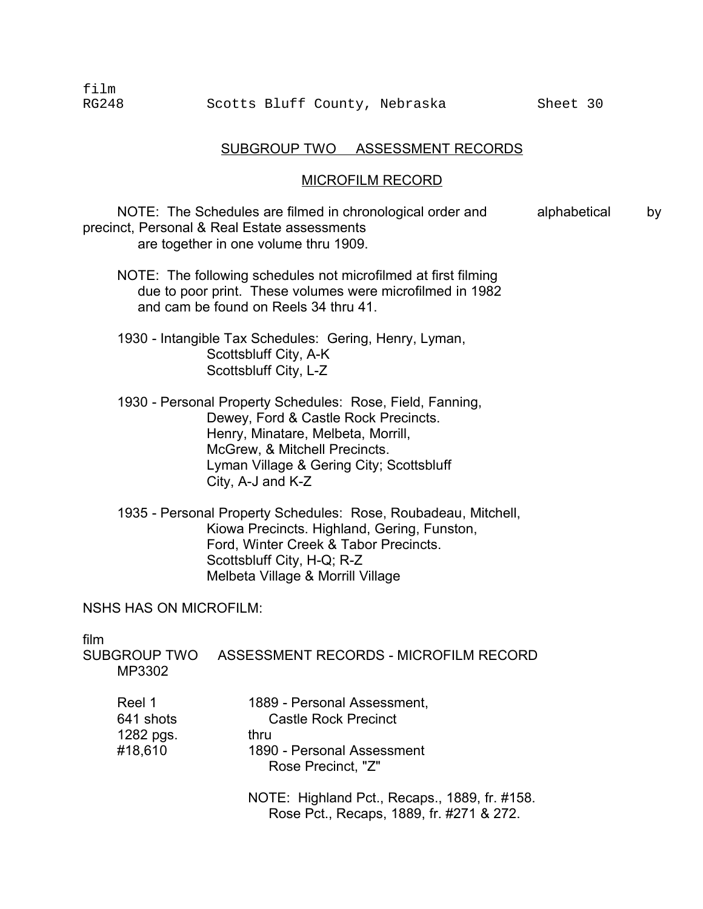film
RG248 Scotts Bluff County, Nebraska Sheet 30

## SUBGROUP TWO ASSESSMENT RECORDS

### MICROFILM RECORD

NOTE: The Schedules are filmed in chronological order and alphabetical by precinct, Personal & Real Estate assessments are together in one volume thru 1909.

NOTE: The following schedules not microfilmed at first filming due to poor print. These volumes were microfilmed in 1982 and cam be found on Reels 34 thru 41.

1930 - Intangible Tax Schedules: Gering, Henry, Lyman, Scottsbluff City, A-K
Scottsbluff City, L-Z

1930 - Personal Property Schedules: Rose, Field, Fanning, Dewey, Ford & Castle Rock Precincts.
Henry, Minatare, Melbeta, Morrill, McGrew, & Mitchell Precincts.
Lyman Village & Gering City; Scottsbluff City, A-J and K-Z

1935 - Personal Property Schedules: Rose, Roubadeau, Mitchell, Kiowa Precincts. Highland, Gering, Funston, Ford, Winter Creek & Tabor Precincts.
Scottsbluff City, H-Q; R-Z
Melbeta Village & Morrill Village

NSHS HAS ON MICROFILM:

film
SUBGROUP TWO ASSESSMENT RECORDS - MICROFILM RECORD
MP3302

| | |
|---|---|
| Reel 1<br>641 shots<br>1282 pgs.<br>#18,610 | 1889 - Personal Assessment, Castle Rock Precinct<br>thru<br>1890 - Personal Assessment Rose Precinct, "Z" |
| | NOTE: Highland Pct., Recaps., 1889, fr. #158.<br>Rose Pct., Recaps, 1889, fr. #271 & 272. |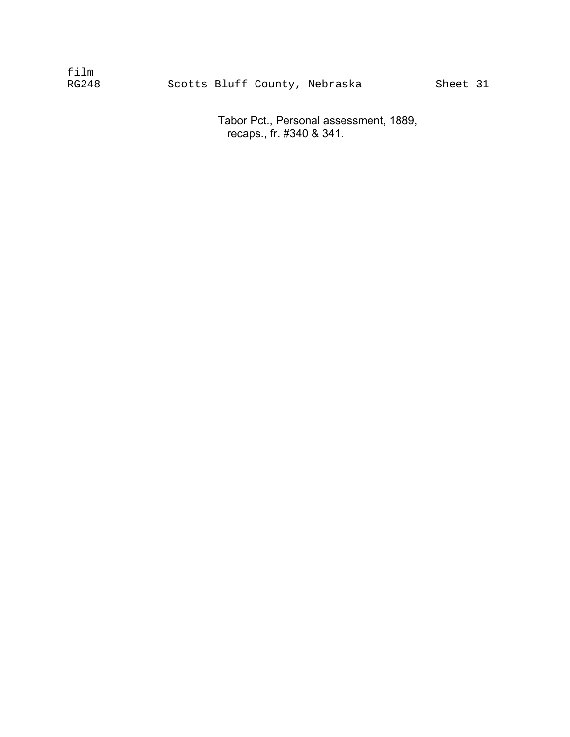film
RG248 Scotts Bluff County, Nebraska Sheet 31

Tabor Pct., Personal assessment, 1889,
recaps., fr. #340 & 341.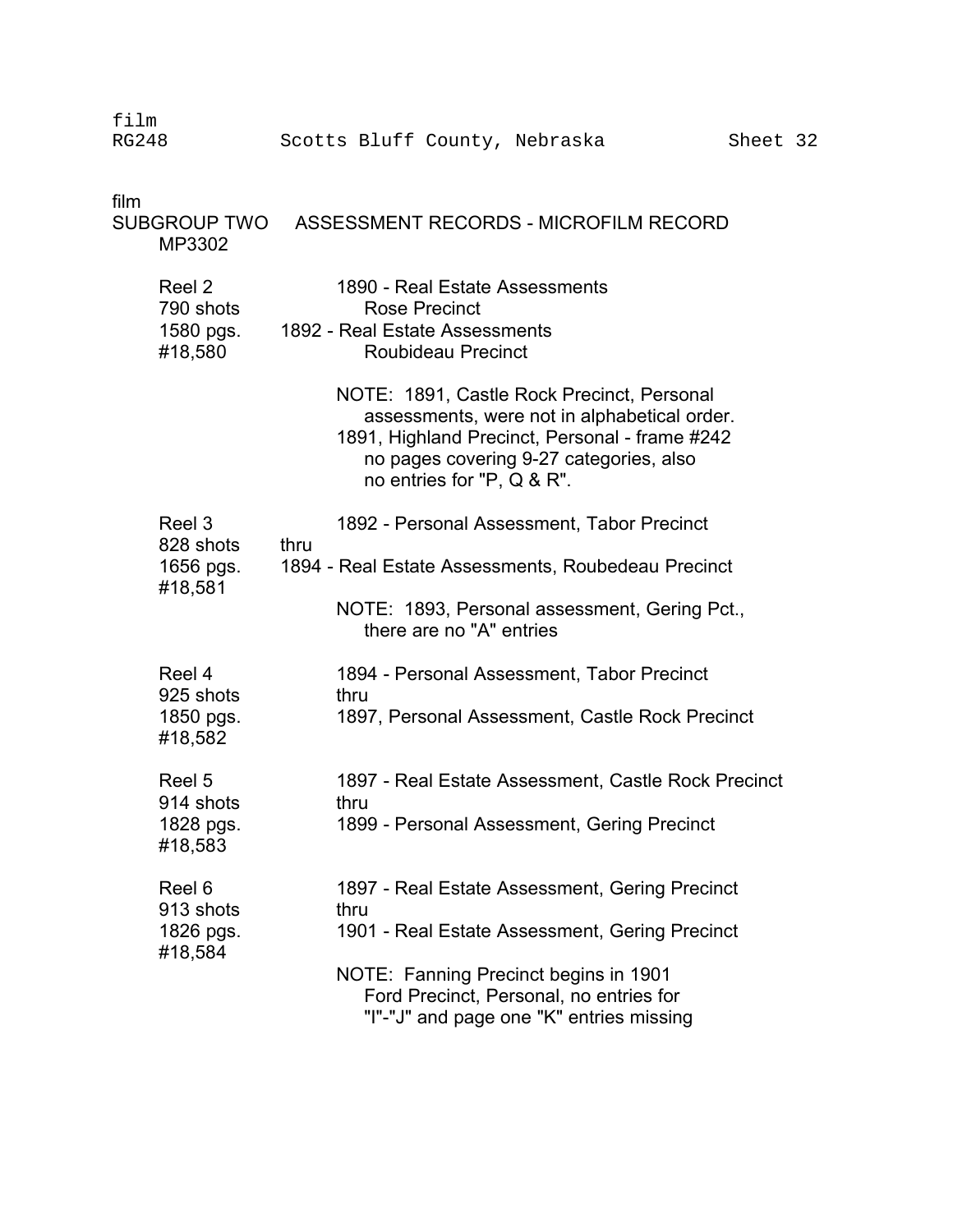film
RG248 Scotts Bluff County, Nebraska Sheet 32

film
SUBGROUP TWO ASSESSMENT RECORDS - MICROFILM RECORD
MP3302

| Reel | Contents |
|---|---|
| Reel 2<br>790 shots<br>1580 pgs.<br>#18,580 | 1890 - Real Estate Assessments<br>Rose Precinct<br>1892 - Real Estate Assessments<br>Roubideau Precinct<br><br>NOTE: 1891, Castle Rock Precinct, Personal assessments, were not in alphabetical order.<br>1891, Highland Precinct, Personal - frame #242 no pages covering 9-27 categories, also no entries for "P, Q & R". |
| Reel 3<br>828 shots<br>1656 pgs.<br>#18,581 | 1892 - Personal Assessment, Tabor Precinct<br>thru<br>1894 - Real Estate Assessments, Roubedeau Precinct<br><br>NOTE: 1893, Personal assessment, Gering Pct., there are no "A" entries |
| Reel 4<br>925 shots<br>1850 pgs.<br>#18,582 | 1894 - Personal Assessment, Tabor Precinct<br>thru<br>1897, Personal Assessment, Castle Rock Precinct |
| Reel 5<br>914 shots<br>1828 pgs.<br>#18,583 | 1897 - Real Estate Assessment, Castle Rock Precinct<br>thru<br>1899 - Personal Assessment, Gering Precinct |
| Reel 6<br>913 shots<br>1826 pgs.<br>#18,584 | 1897 - Real Estate Assessment, Gering Precinct<br>thru<br>1901 - Real Estate Assessment, Gering Precinct<br><br>NOTE: Fanning Precinct begins in 1901<br>Ford Precinct, Personal, no entries for "I"-"J" and page one "K" entries missing |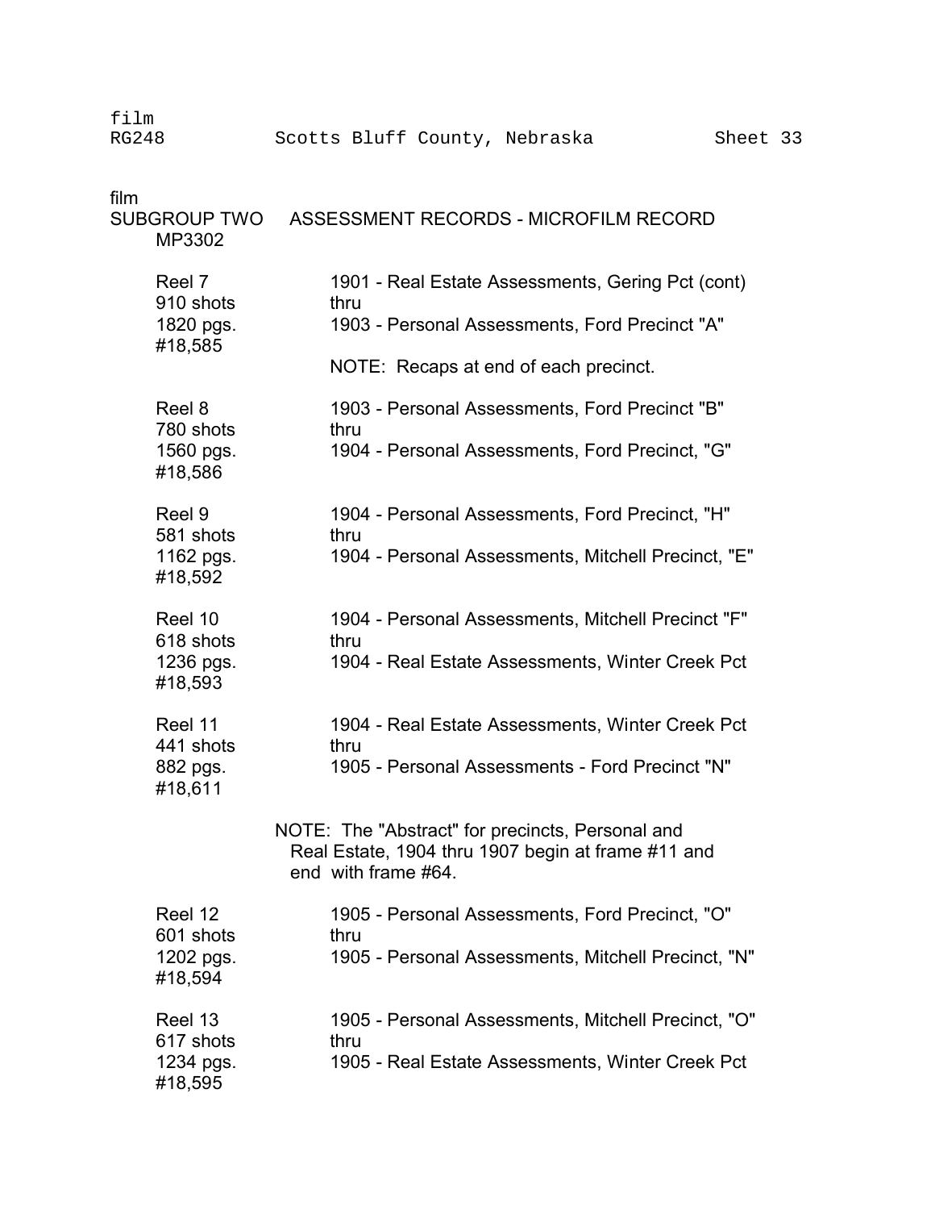film

## SUBGROUP TWO ASSESSMENT RECORDS - MICROFILM RECORD

MP3302

| | |
|---|---|
| Reel 7<br>910 shots<br>1820 pgs.<br>#18,585 | 1901 - Real Estate Assessments, Gering Pct (cont)<br>thru<br>1903 - Personal Assessments, Ford Precinct "A"<br><br>NOTE: Recaps at end of each precinct. |
| Reel 8<br>780 shots<br>1560 pgs.<br>#18,586 | 1903 - Personal Assessments, Ford Precinct "B"<br>thru<br>1904 - Personal Assessments, Ford Precinct, "G" |
| Reel 9<br>581 shots<br>1162 pgs.<br>#18,592 | 1904 - Personal Assessments, Ford Precinct, "H"<br>thru<br>1904 - Personal Assessments, Mitchell Precinct, "E" |
| Reel 10<br>618 shots<br>1236 pgs.<br>#18,593 | 1904 - Personal Assessments, Mitchell Precinct "F"<br>thru<br>1904 - Real Estate Assessments, Winter Creek Pct |
| Reel 11<br>441 shots<br>882 pgs.<br>#18,611 | 1904 - Real Estate Assessments, Winter Creek Pct<br>thru<br>1905 - Personal Assessments - Ford Precinct "N" |

NOTE: The "Abstract" for precincts, Personal and Real Estate, 1904 thru 1907 begin at frame #11 and end with frame #64.

| | |
|---|---|
| Reel 12<br>601 shots<br>1202 pgs.<br>#18,594 | 1905 - Personal Assessments, Ford Precinct, "O"<br>thru<br>1905 - Personal Assessments, Mitchell Precinct, "N" |
| Reel 13<br>617 shots<br>1234 pgs.<br>#18,595 | 1905 - Personal Assessments, Mitchell Precinct, "O"<br>thru<br>1905 - Real Estate Assessments, Winter Creek Pct |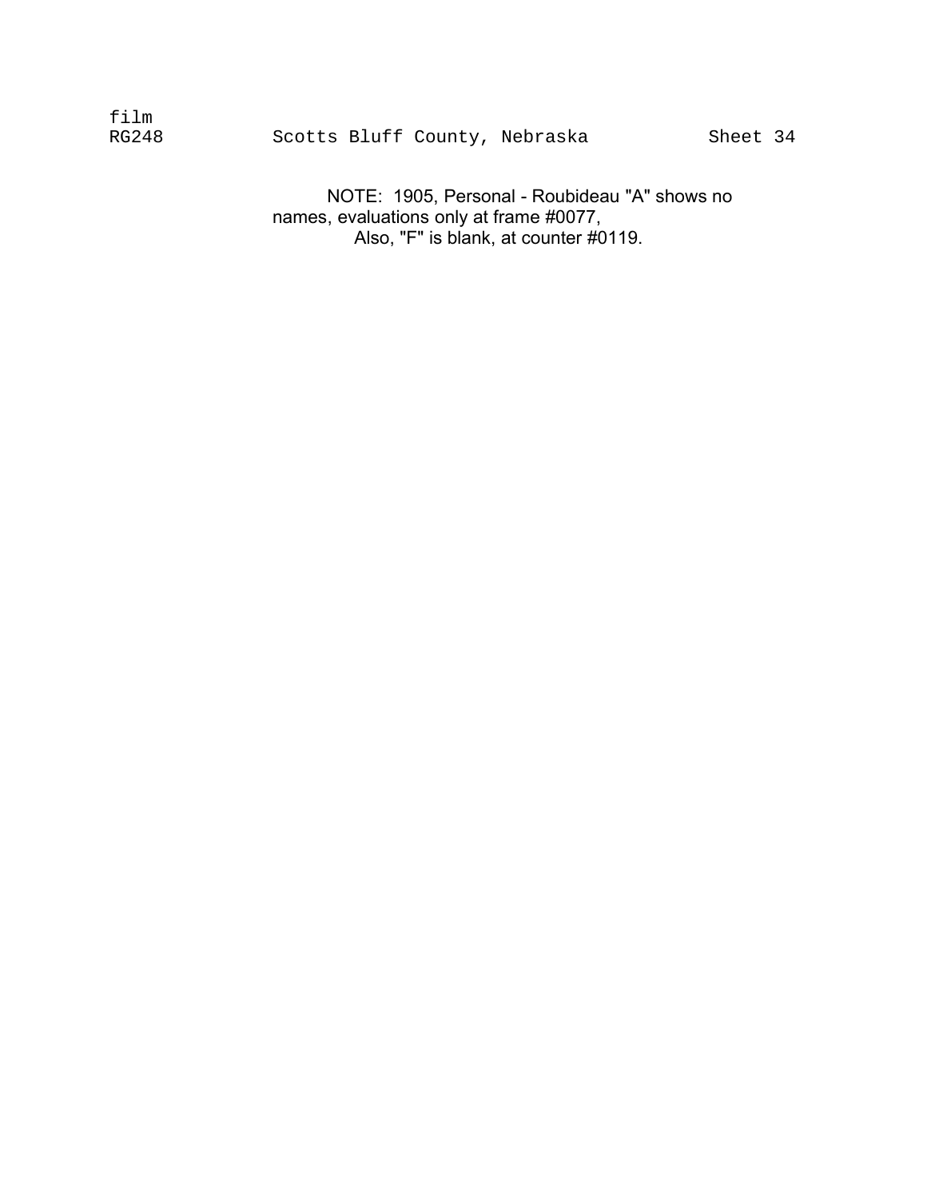film
RG248 Scotts Bluff County, Nebraska Sheet 34

NOTE: 1905, Personal - Roubideau "A" shows no names, evaluations only at frame #0077,
Also, "F" is blank, at counter #0119.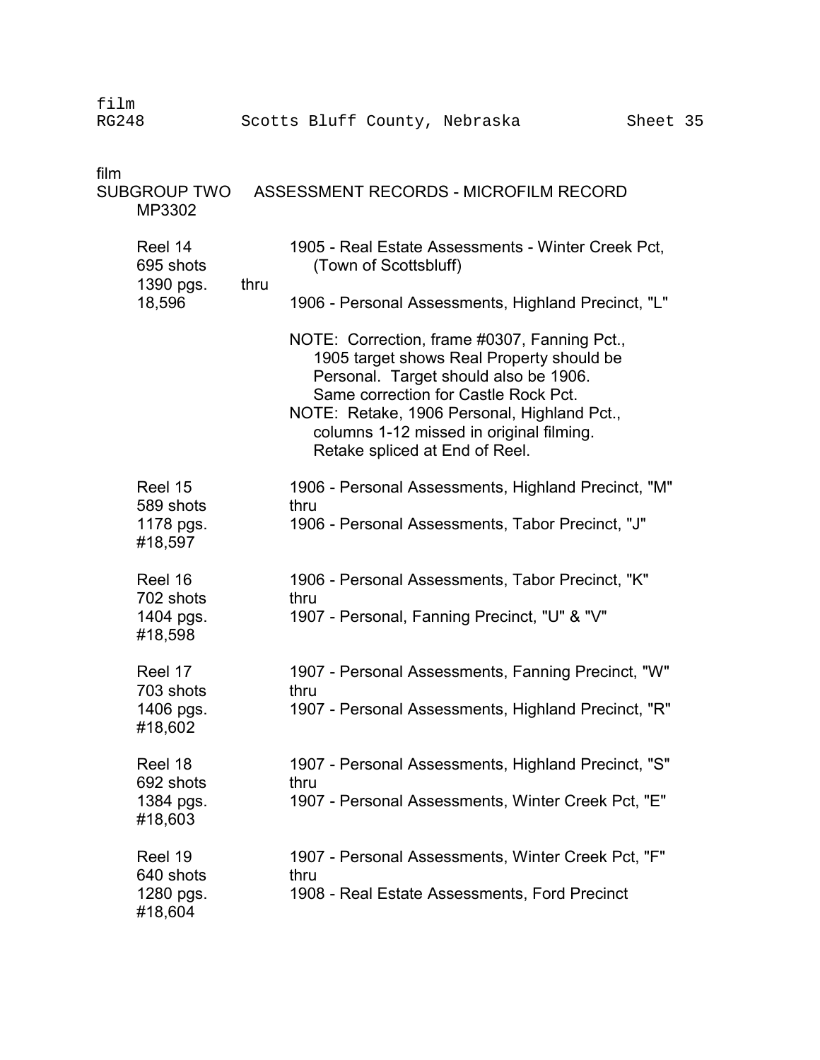film
RG248 Scotts Bluff County, Nebraska Sheet 35

film
SUBGROUP TWO ASSESSMENT RECORDS - MICROFILM RECORD
MP3302

| | |
|---|---|
| Reel 14<br>695 shots<br>1390 pgs. thru<br>18,596 | 1905 - Real Estate Assessments - Winter Creek Pct, (Town of Scottsbluff)<br><br>1906 - Personal Assessments, Highland Precinct, "L"<br><br>NOTE: Correction, frame #0307, Fanning Pct., 1905 target shows Real Property should be Personal. Target should also be 1906. Same correction for Castle Rock Pct.<br>NOTE: Retake, 1906 Personal, Highland Pct., columns 1-12 missed in original filming. Retake spliced at End of Reel. |
| Reel 15<br>589 shots<br>1178 pgs.<br>#18,597 | 1906 - Personal Assessments, Highland Precinct, "M"<br>thru<br>1906 - Personal Assessments, Tabor Precinct, "J" |
| Reel 16<br>702 shots<br>1404 pgs.<br>#18,598 | 1906 - Personal Assessments, Tabor Precinct, "K"<br>thru<br>1907 - Personal, Fanning Precinct, "U" & "V" |
| Reel 17<br>703 shots<br>1406 pgs.<br>#18,602 | 1907 - Personal Assessments, Fanning Precinct, "W"<br>thru<br>1907 - Personal Assessments, Highland Precinct, "R" |
| Reel 18<br>692 shots<br>1384 pgs.<br>#18,603 | 1907 - Personal Assessments, Highland Precinct, "S"<br>thru<br>1907 - Personal Assessments, Winter Creek Pct, "E" |
| Reel 19<br>640 shots<br>1280 pgs.<br>#18,604 | 1907 - Personal Assessments, Winter Creek Pct, "F"<br>thru<br>1908 - Real Estate Assessments, Ford Precinct |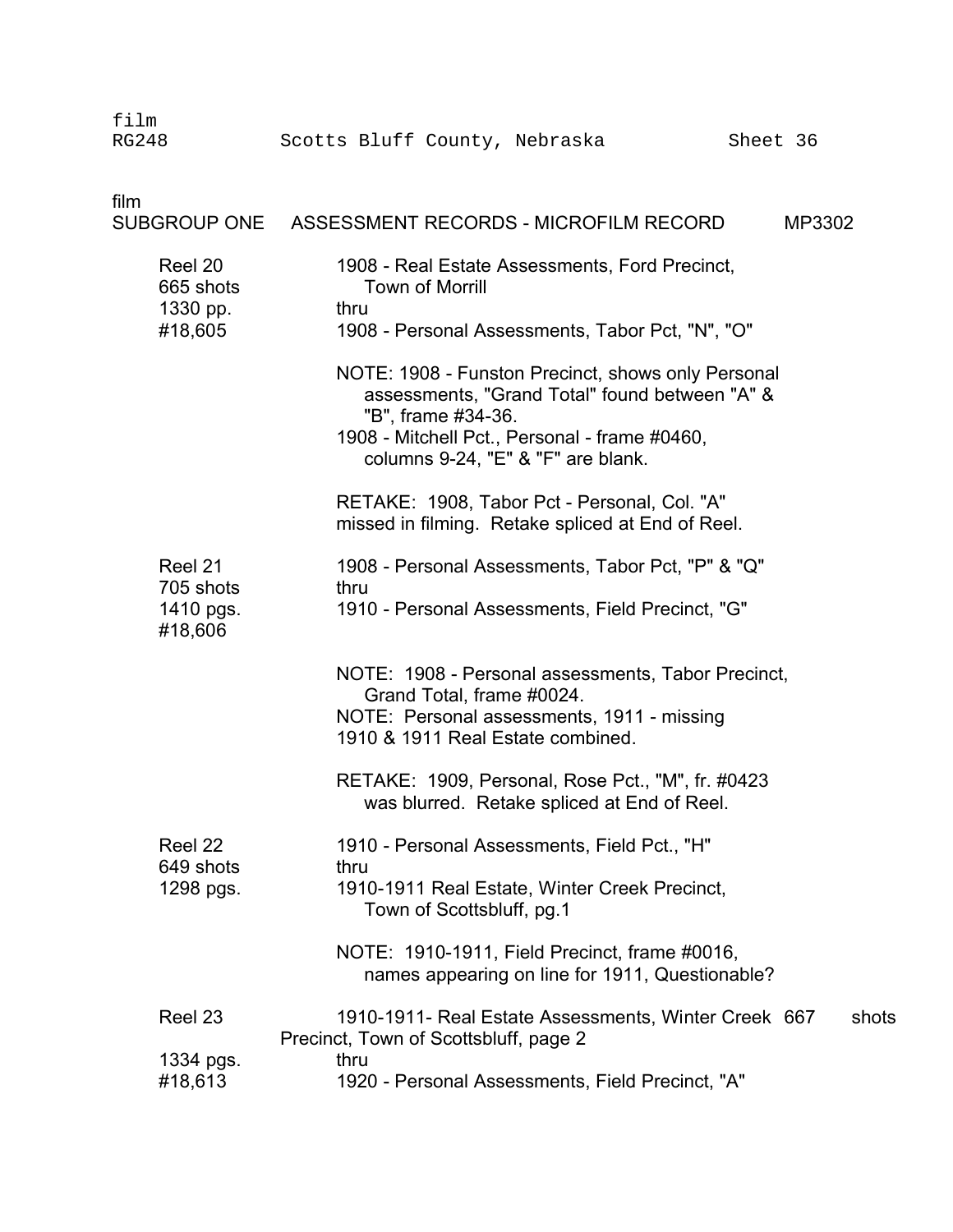film
RG248 Scotts Bluff County, Nebraska Sheet 36

film
SUBGROUP ONE ASSESSMENT RECORDS - MICROFILM RECORD MP3302

| | |
|---|---|
| Reel 20<br>665 shots<br>1330 pp.<br>#18,605 | 1908 - Real Estate Assessments, Ford Precinct, Town of Morrill<br>thru<br>1908 - Personal Assessments, Tabor Pct, "N", "O"<br><br>NOTE: 1908 - Funston Precinct, shows only Personal assessments, "Grand Total" found between "A" & "B", frame #34-36.<br>1908 - Mitchell Pct., Personal - frame #0460, columns 9-24, "E" & "F" are blank.<br><br>RETAKE: 1908, Tabor Pct - Personal, Col. "A" missed in filming. Retake spliced at End of Reel. |
| Reel 21<br>705 shots<br>1410 pgs.<br>#18,606 | 1908 - Personal Assessments, Tabor Pct, "P" & "Q"<br>thru<br>1910 - Personal Assessments, Field Precinct, "G"<br><br>NOTE: 1908 - Personal assessments, Tabor Precinct, Grand Total, frame #0024.<br>NOTE: Personal assessments, 1911 - missing<br>1910 & 1911 Real Estate combined.<br><br>RETAKE: 1909, Personal, Rose Pct., "M", fr. #0423 was blurred. Retake spliced at End of Reel. |
| Reel 22<br>649 shots<br>1298 pgs. | 1910 - Personal Assessments, Field Pct., "H"<br>thru<br>1910-1911 Real Estate, Winter Creek Precinct, Town of Scottsbluff, pg.1<br><br>NOTE: 1910-1911, Field Precinct, frame #0016, names appearing on line for 1911, Questionable? |
| Reel 23<br>667 shots<br>1334 pgs.<br>#18,613 | 1910-1911- Real Estate Assessments, Winter Creek Precinct, Town of Scottsbluff, page 2<br>thru<br>1920 - Personal Assessments, Field Precinct, "A" |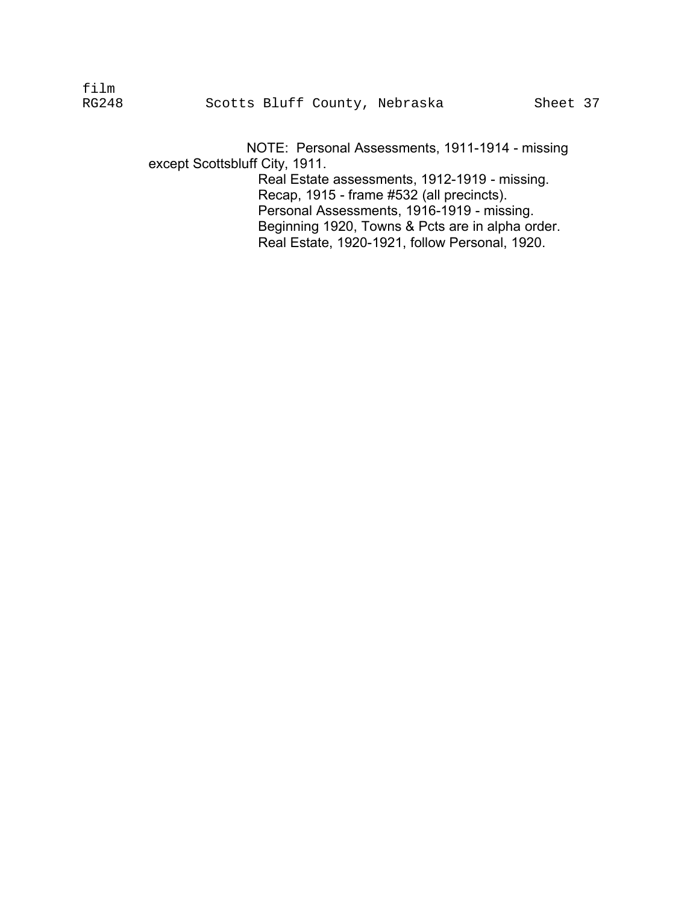film
RG248 Scotts Bluff County, Nebraska Sheet 37

NOTE: Personal Assessments, 1911-1914 - missing except Scottsbluff City, 1911.

Real Estate assessments, 1912-1919 - missing.

Recap, 1915 - frame #532 (all precincts).

Personal Assessments, 1916-1919 - missing.

Beginning 1920, Towns & Pcts are in alpha order.

Real Estate, 1920-1921, follow Personal, 1920.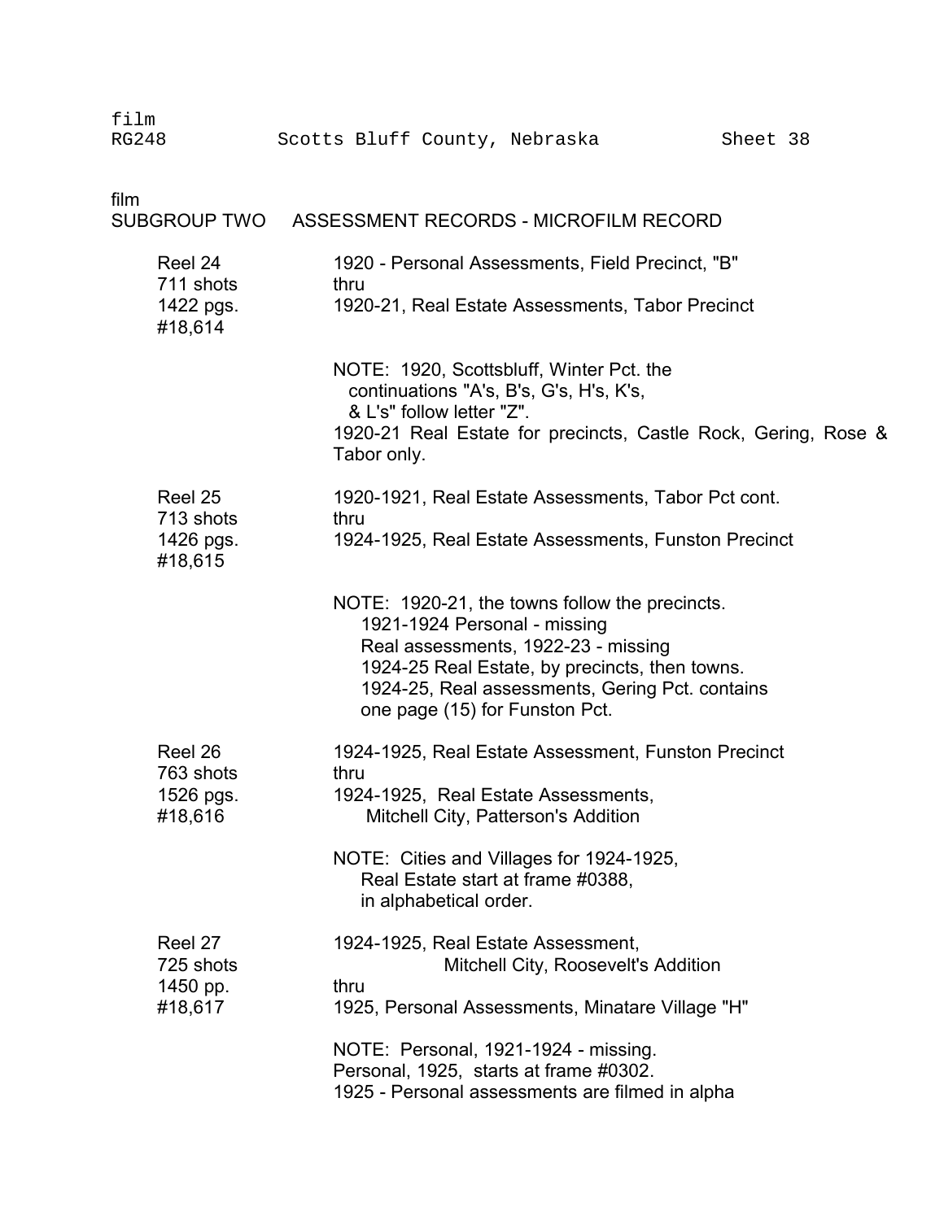film

## SUBGROUP TWO ASSESSMENT RECORDS - MICROFILM RECORD

| | |
|---|---|
| Reel 24<br>711 shots<br>1422 pgs.<br>#18,614 | 1920 - Personal Assessments, Field Precinct, "B"<br>thru<br>1920-21, Real Estate Assessments, Tabor Precinct |
| | NOTE: 1920, Scottsbluff, Winter Pct. the continuations "A's, B's, G's, H's, K's, & L's" follow letter "Z".<br>1920-21 Real Estate for precincts, Castle Rock, Gering, Rose & Tabor only. |
| Reel 25<br>713 shots<br>1426 pgs.<br>#18,615 | 1920-1921, Real Estate Assessments, Tabor Pct cont.<br>thru<br>1924-1925, Real Estate Assessments, Funston Precinct |
| | NOTE: 1920-21, the towns follow the precincts.<br>1921-1924 Personal - missing<br>Real assessments, 1922-23 - missing<br>1924-25 Real Estate, by precincts, then towns.<br>1924-25, Real assessments, Gering Pct. contains one page (15) for Funston Pct. |
| Reel 26<br>763 shots<br>1526 pgs.<br>#18,616 | 1924-1925, Real Estate Assessment, Funston Precinct<br>thru<br>1924-1925, Real Estate Assessments, Mitchell City, Patterson's Addition |
| | NOTE: Cities and Villages for 1924-1925, Real Estate start at frame #0388, in alphabetical order. |
| Reel 27<br>725 shots<br>1450 pp.<br>#18,617 | 1924-1925, Real Estate Assessment, Mitchell City, Roosevelt's Addition<br>thru<br>1925, Personal Assessments, Minatare Village "H" |
| | NOTE: Personal, 1921-1924 - missing.<br>Personal, 1925, starts at frame #0302.<br>1925 - Personal assessments are filmed in alpha |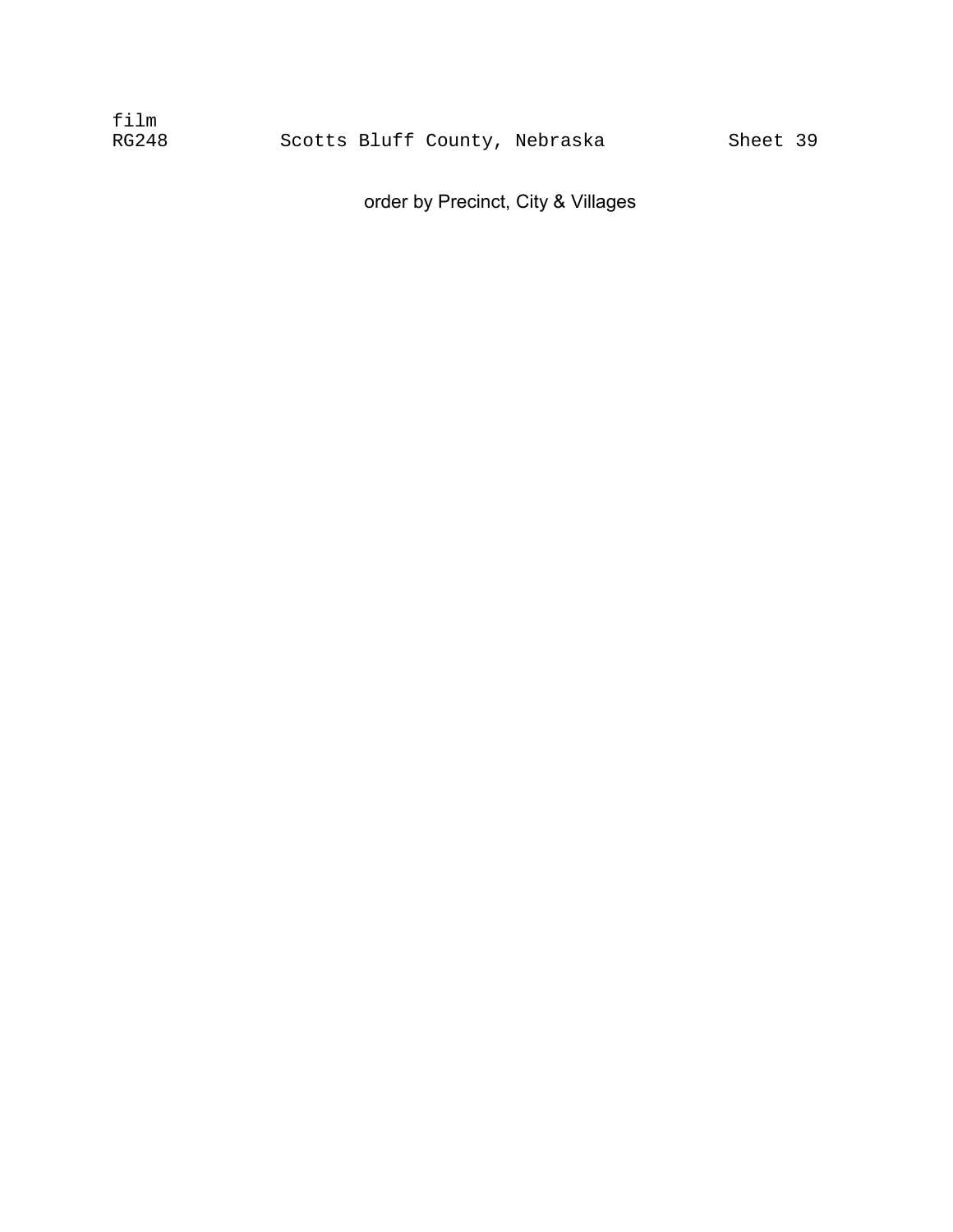film
RG248 Scotts Bluff County, Nebraska Sheet 39

order by Precinct, City & Villages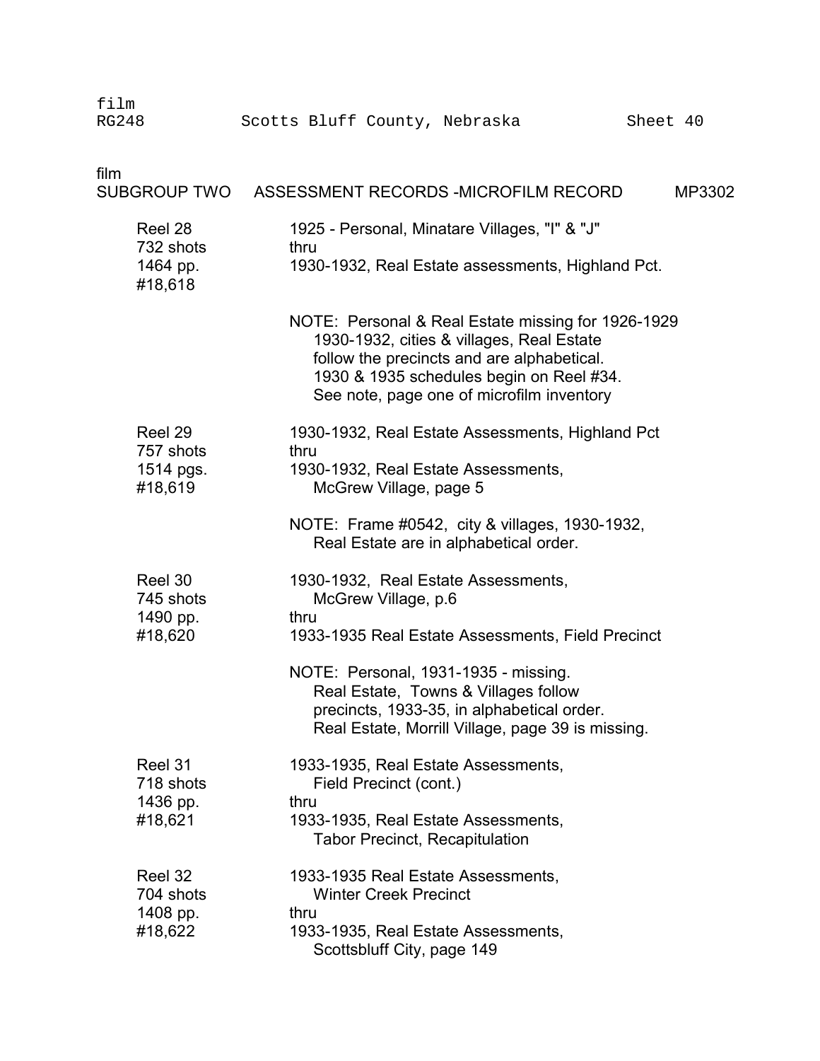film
RG248 Scotts Bluff County, Nebraska Sheet 40

film
SUBGROUP TWO ASSESSMENT RECORDS -MICROFILM RECORD MP3302

| Reel | Contents |
|---|---|
| Reel 28<br>732 shots<br>1464 pp.<br>#18,618 | 1925 - Personal, Minatare Villages, "I" & "J"<br>thru<br>1930-1932, Real Estate assessments, Highland Pct.<br><br>NOTE: Personal & Real Estate missing for 1926-1929<br>1930-1932, cities & villages, Real Estate follow the precincts and are alphabetical.<br>1930 & 1935 schedules begin on Reel #34.<br>See note, page one of microfilm inventory |
| Reel 29<br>757 shots<br>1514 pgs.<br>#18,619 | 1930-1932, Real Estate Assessments, Highland Pct<br>thru<br>1930-1932, Real Estate Assessments, McGrew Village, page 5<br><br>NOTE: Frame #0542, city & villages, 1930-1932, Real Estate are in alphabetical order. |
| Reel 30<br>745 shots<br>1490 pp.<br>#18,620 | 1930-1932, Real Estate Assessments, McGrew Village, p.6<br>thru<br>1933-1935 Real Estate Assessments, Field Precinct<br><br>NOTE: Personal, 1931-1935 - missing.<br>Real Estate, Towns & Villages follow precincts, 1933-35, in alphabetical order.<br>Real Estate, Morrill Village, page 39 is missing. |
| Reel 31<br>718 shots<br>1436 pp.<br>#18,621 | 1933-1935, Real Estate Assessments, Field Precinct (cont.)<br>thru<br>1933-1935, Real Estate Assessments, Tabor Precinct, Recapitulation |
| Reel 32<br>704 shots<br>1408 pp.<br>#18,622 | 1933-1935 Real Estate Assessments, Winter Creek Precinct<br>thru<br>1933-1935, Real Estate Assessments, Scottsbluff City, page 149 |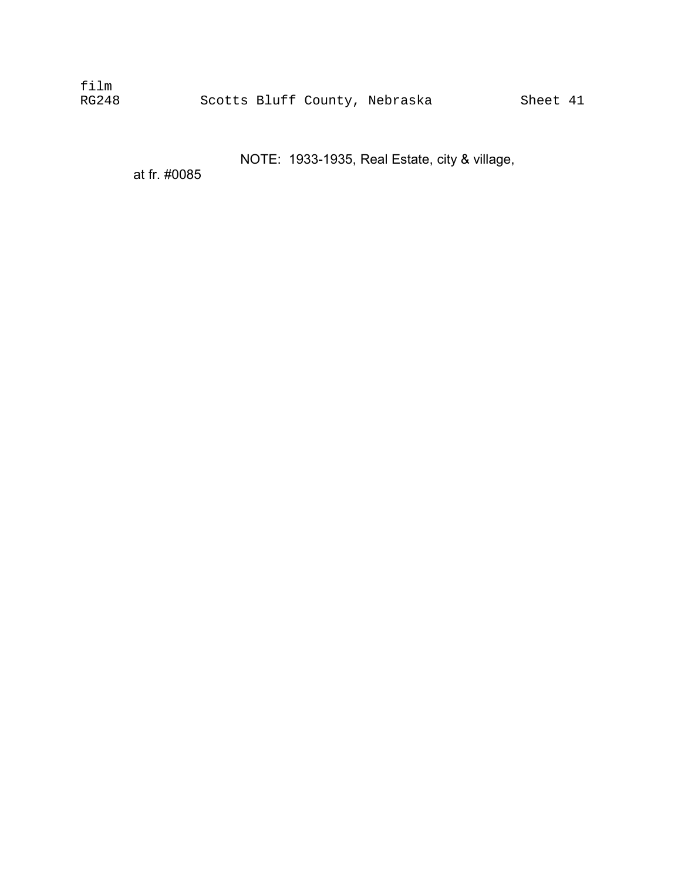film
RG248 Scotts Bluff County, Nebraska Sheet 41

NOTE: 1933-1935, Real Estate, city & village, at fr. #0085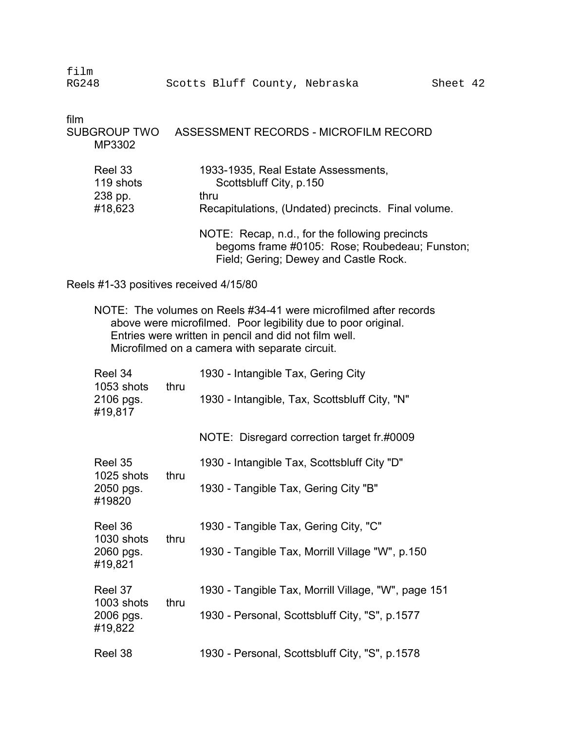film
RG248 Scotts Bluff County, Nebraska Sheet 42

film
SUBGROUP TWO ASSESSMENT RECORDS - MICROFILM RECORD
MP3302

| | | |
|---|---|---|
| Reel 33 | | 1933-1935, Real Estate Assessments, Scottsbluff City, p.150 |
| 119 shots | | |
| 238 pp. | | thru |
| #18,623 | | Recapitulations, (Undated) precincts. Final volume. |
| | | NOTE: Recap, n.d., for the following precincts begoms frame #0105: Rose; Roubedeau; Funston; Field; Gering; Dewey and Castle Rock. |

Reels #1-33 positives received 4/15/80

NOTE: The volumes on Reels #34-41 were microfilmed after records above were microfilmed. Poor legibility due to poor original. Entries were written in pencil and did not film well. Microfilmed on a camera with separate circuit.

| | | |
|---|---|---|
| Reel 34 | | 1930 - Intangible Tax, Gering City |
| 1053 shots | thru | |
| 2106 pgs. | | 1930 - Intangible, Tax, Scottsbluff City, "N" |
| #19,817 | | |
| | | NOTE: Disregard correction target fr.#0009 |
| Reel 35 | | 1930 - Intangible Tax, Scottsbluff City "D" |
| 1025 shots | thru | |
| 2050 pgs. | | 1930 - Tangible Tax, Gering City "B" |
| #19820 | | |
| Reel 36 | | 1930 - Tangible Tax, Gering City, "C" |
| 1030 shots | thru | |
| 2060 pgs. | | 1930 - Tangible Tax, Morrill Village "W", p.150 |
| #19,821 | | |
| Reel 37 | | 1930 - Tangible Tax, Morrill Village, "W", page 151 |
| 1003 shots | thru | |
| 2006 pgs. | | 1930 - Personal, Scottsbluff City, "S", p.1577 |
| #19,822 | | |
| Reel 38 | | 1930 - Personal, Scottsbluff City, "S", p.1578 |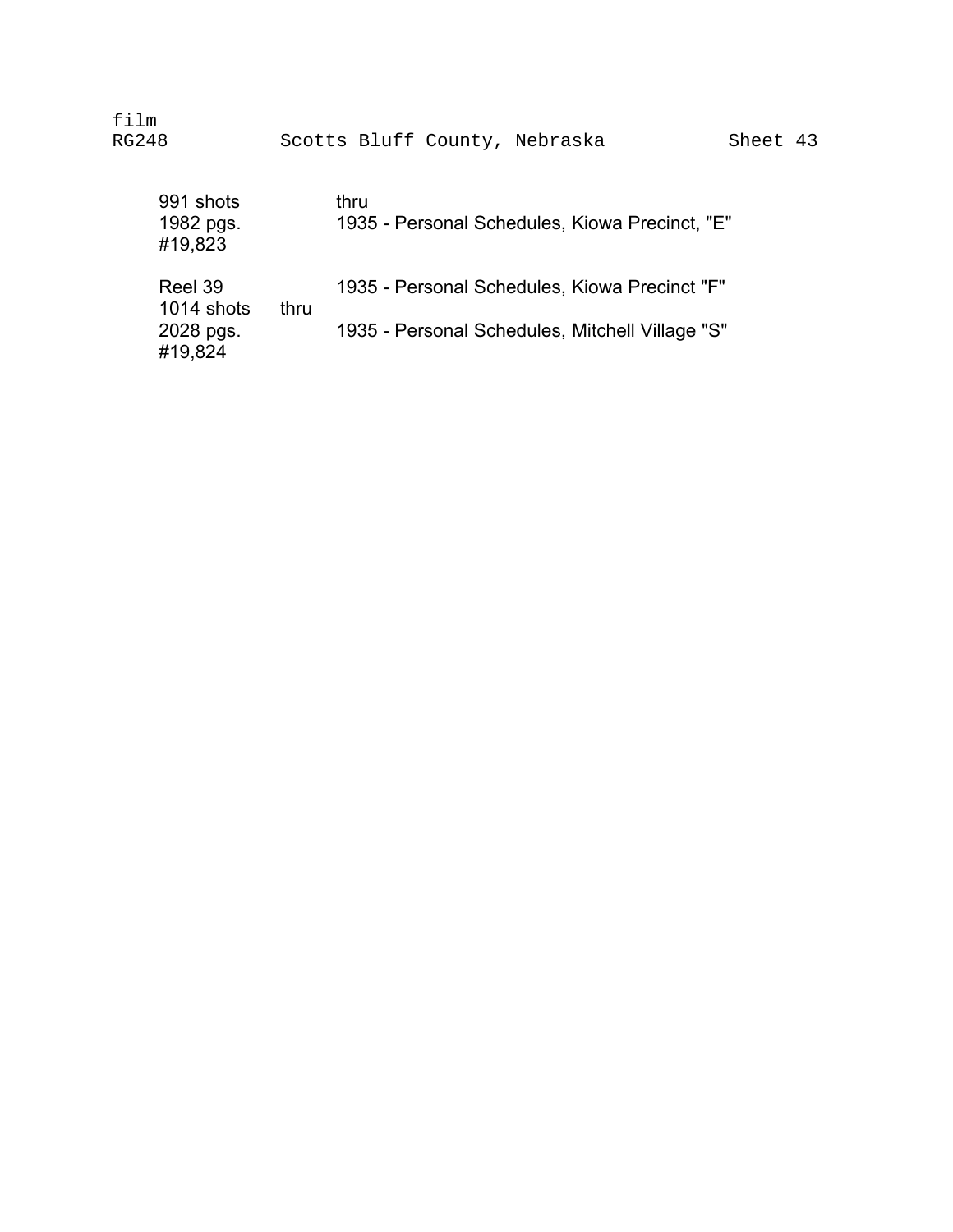film
RG248 Scotts Bluff County, Nebraska Sheet 43

991 shots thru
1982 pgs. 1935 - Personal Schedules, Kiowa Precinct, "E"
#19,823

Reel 39 1935 - Personal Schedules, Kiowa Precinct "F"
1014 shots thru
2028 pgs. 1935 - Personal Schedules, Mitchell Village "S"
#19,824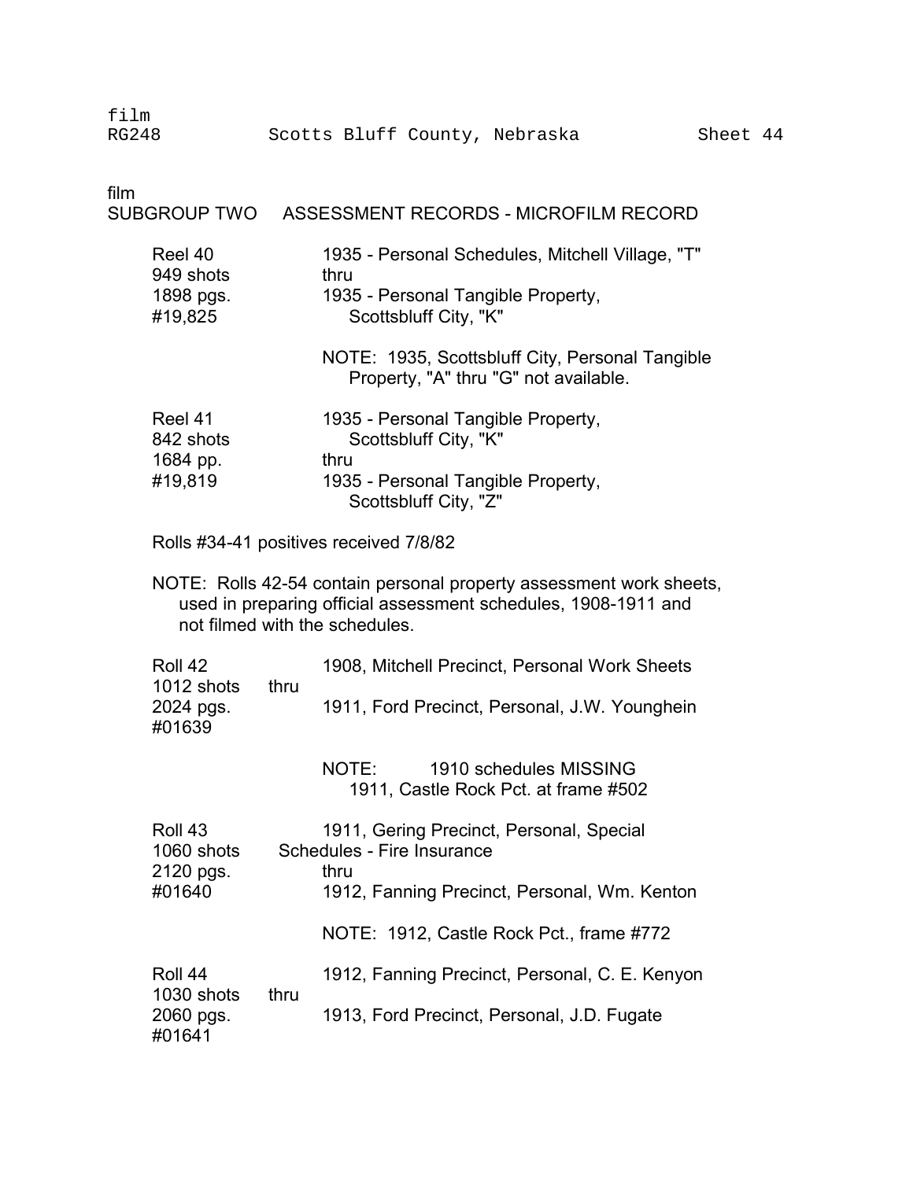film
SUBGROUP TWO    ASSESSMENT RECORDS - MICROFILM RECORD

| | |
|---|---|
| Reel 40<br>949 shots<br>1898 pgs.<br>#19,825 | 1935 - Personal Schedules, Mitchell Village, "T"<br>thru<br>1935 - Personal Tangible Property,<br>Scottsbluff City, "K" |
| | NOTE: 1935, Scottsbluff City, Personal Tangible Property, "A" thru "G" not available. |
| Reel 41<br>842 shots<br>1684 pp.<br>#19,819 | 1935 - Personal Tangible Property,<br>Scottsbluff City, "K"<br>thru<br>1935 - Personal Tangible Property,<br>Scottsbluff City, "Z" |

Rolls #34-41 positives received 7/8/82

NOTE: Rolls 42-54 contain personal property assessment work sheets, used in preparing official assessment schedules, 1908-1911 and not filmed with the schedules.

| | |
|---|---|
| Roll 42<br>1012 shots<br>2024 pgs.<br>#01639 | 1908, Mitchell Precinct, Personal Work Sheets<br>thru<br>1911, Ford Precinct, Personal, J.W. Younghein |
| | NOTE: 1910 schedules MISSING<br>1911, Castle Rock Pct. at frame #502 |
| Roll 43<br>1060 shots<br>2120 pgs.<br>#01640 | 1911, Gering Precinct, Personal, Special Schedules - Fire Insurance<br>thru<br>1912, Fanning Precinct, Personal, Wm. Kenton |
| | NOTE: 1912, Castle Rock Pct., frame #772 |
| Roll 44<br>1030 shots<br>2060 pgs.<br>#01641 | 1912, Fanning Precinct, Personal, C. E. Kenyon<br>thru<br>1913, Ford Precinct, Personal, J.D. Fugate |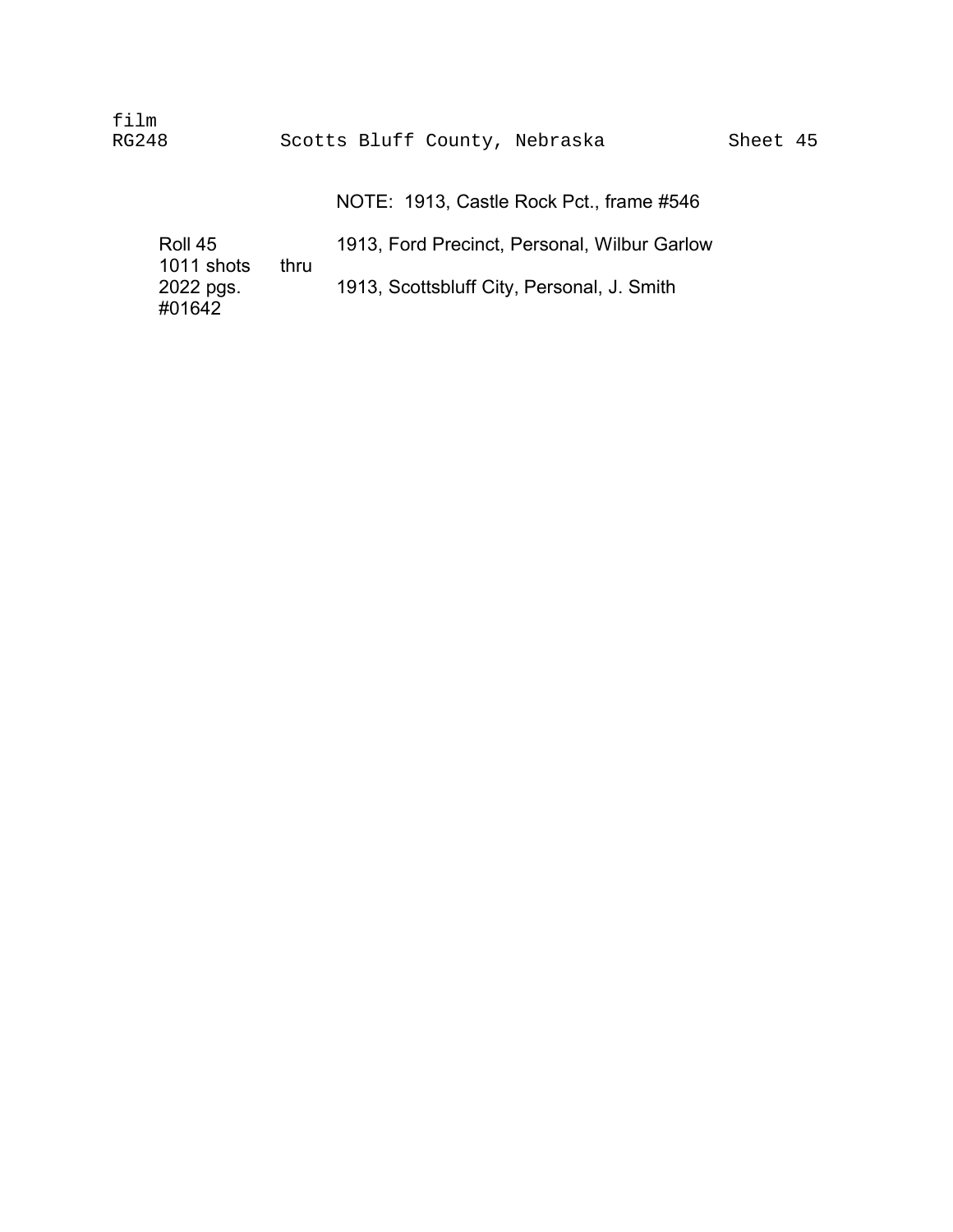film
RG248 Scotts Bluff County, Nebraska Sheet 45

NOTE: 1913, Castle Rock Pct., frame #546

| | | |
|---|---|---|
| Roll 45 | | 1913, Ford Precinct, Personal, Wilbur Garlow |
| 1011 shots | thru | |
| 2022 pgs. | | 1913, Scottsbluff City, Personal, J. Smith |
| #01642 | | |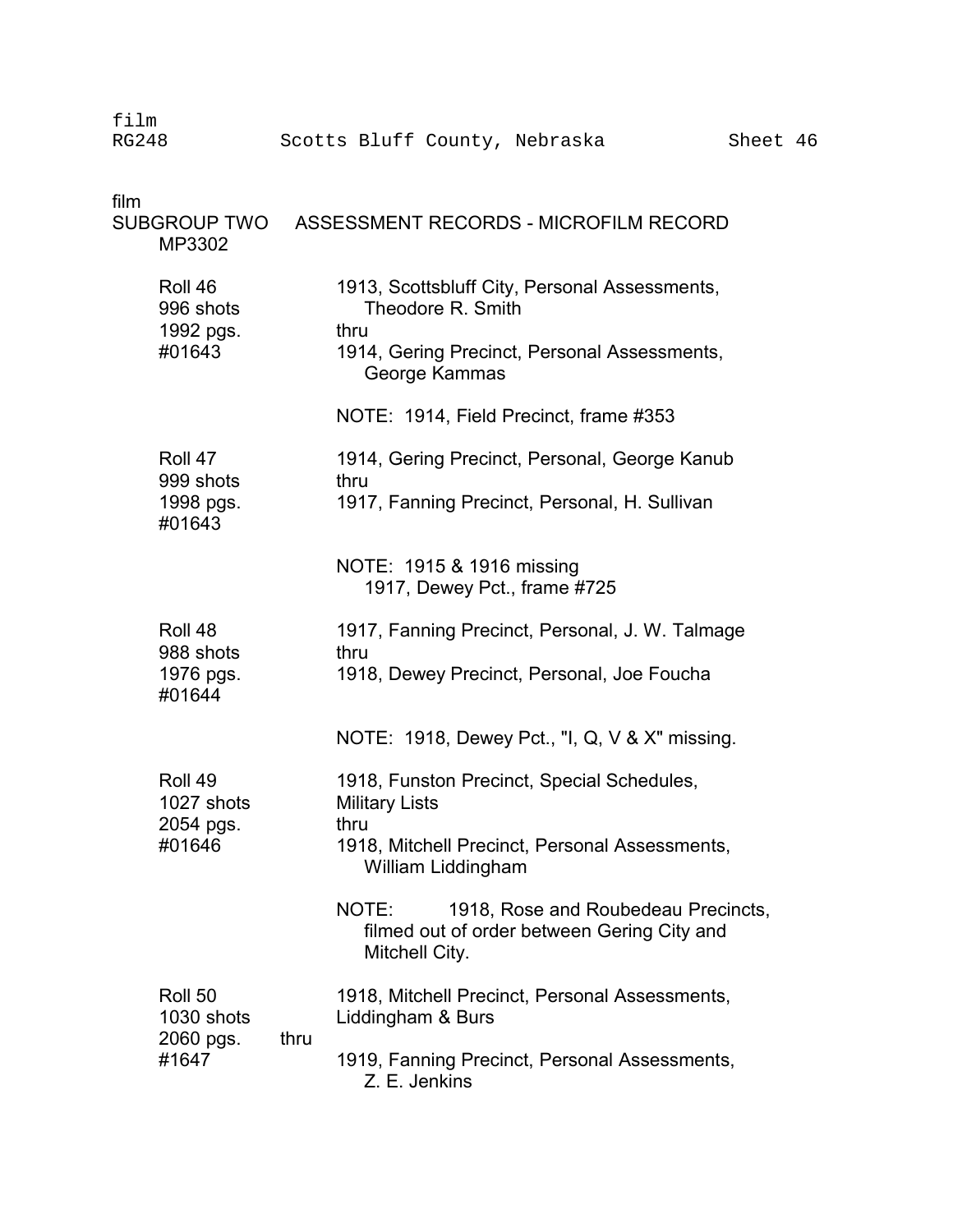film

SUBGROUP TWO ASSESSMENT RECORDS - MICROFILM RECORD

MP3302

| | |
|---|---|
| Roll 46<br>996 shots<br>1992 pgs.<br>#01643 | 1913, Scottsbluff City, Personal Assessments, Theodore R. Smith<br>thru<br>1914, Gering Precinct, Personal Assessments, George Kammas<br><br>NOTE: 1914, Field Precinct, frame #353 |
| Roll 47<br>999 shots<br>1998 pgs.<br>#01643 | 1914, Gering Precinct, Personal, George Kanub<br>thru<br>1917, Fanning Precinct, Personal, H. Sullivan<br><br>NOTE: 1915 & 1916 missing<br>1917, Dewey Pct., frame #725 |
| Roll 48<br>988 shots<br>1976 pgs.<br>#01644 | 1917, Fanning Precinct, Personal, J. W. Talmage<br>thru<br>1918, Dewey Precinct, Personal, Joe Foucha<br><br>NOTE: 1918, Dewey Pct., "I, Q, V & X" missing. |
| Roll 49<br>1027 shots<br>2054 pgs.<br>#01646 | 1918, Funston Precinct, Special Schedules, Military Lists<br>thru<br>1918, Mitchell Precinct, Personal Assessments, William Liddingham<br><br>NOTE: 1918, Rose and Roubedeau Precincts, filmed out of order between Gering City and Mitchell City. |
| Roll 50<br>1030 shots<br>2060 pgs.<br>#1647 | 1918, Mitchell Precinct, Personal Assessments, Liddingham & Burs<br>thru<br>1919, Fanning Precinct, Personal Assessments, Z. E. Jenkins |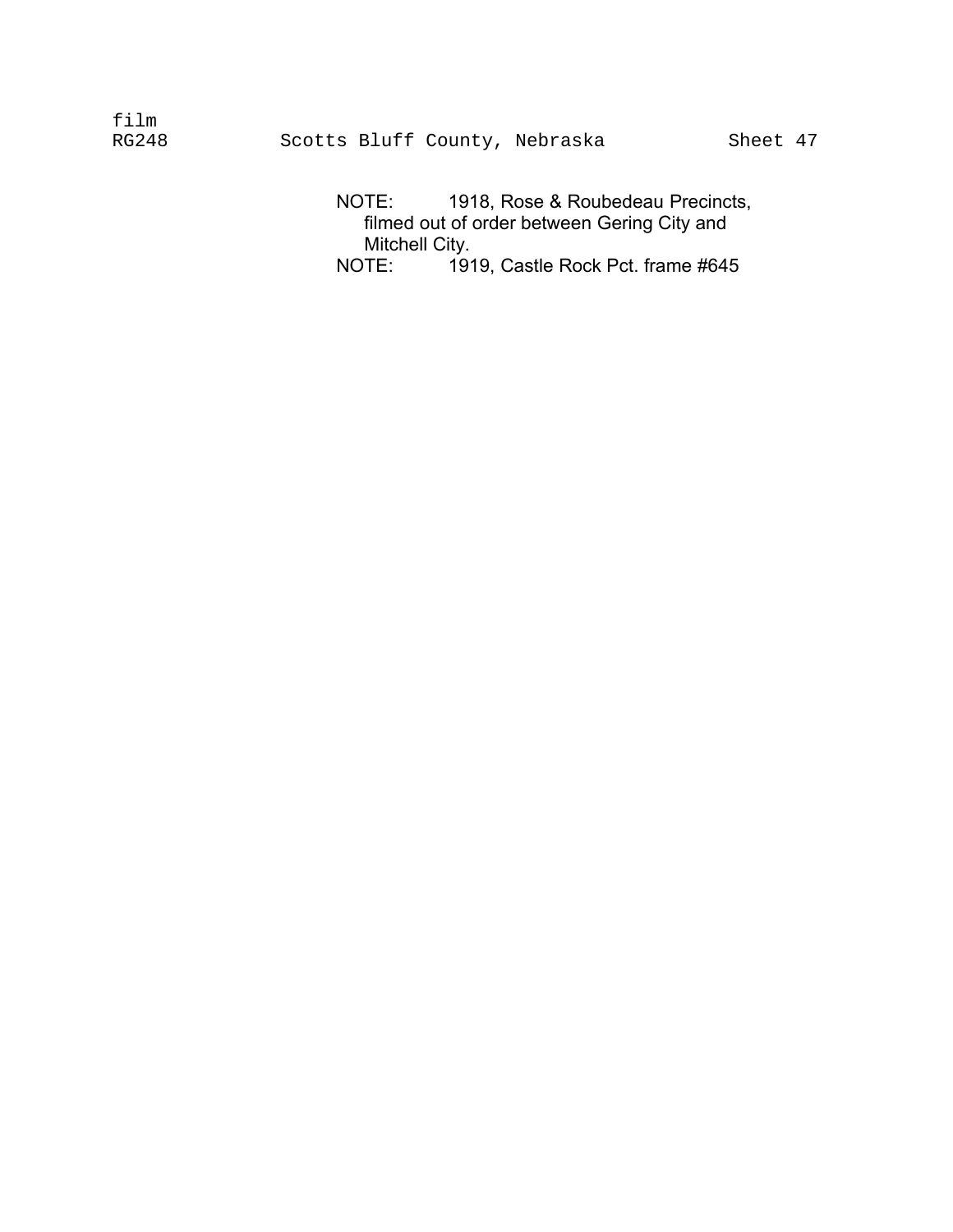NOTE: 1918, Rose & Roubedeau Precincts, filmed out of order between Gering City and Mitchell City.

NOTE: 1919, Castle Rock Pct. frame #645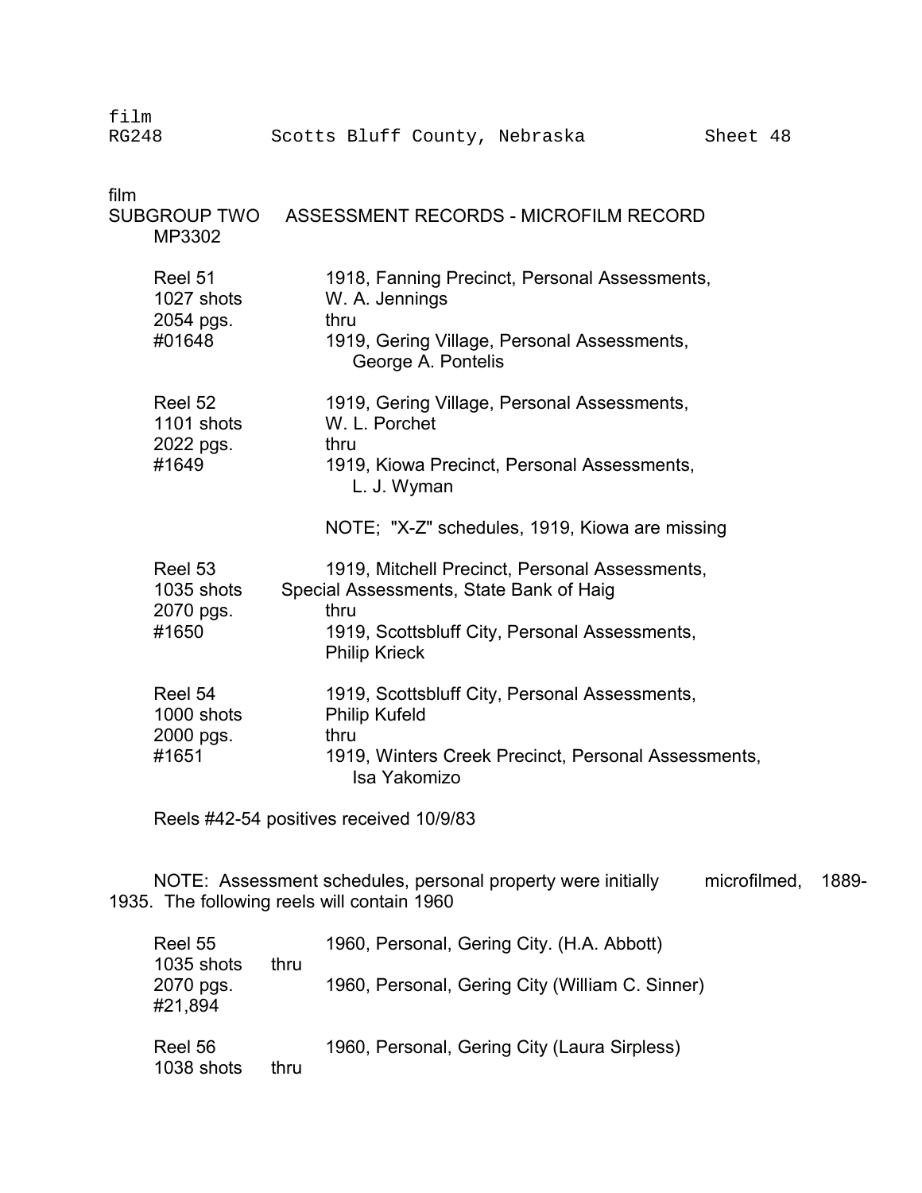film

SUBGROUP TWO ASSESSMENT RECORDS - MICROFILM RECORD

MP3302

| | |
|---|---|
| Reel 51<br>1027 shots<br>2054 pgs.<br>#01648 | 1918, Fanning Precinct, Personal Assessments,<br>W. A. Jennings<br>thru<br>1919, Gering Village, Personal Assessments,<br>George A. Pontelis |
| Reel 52<br>1101 shots<br>2022 pgs.<br>#1649 | 1919, Gering Village, Personal Assessments,<br>W. L. Porchet<br>thru<br>1919, Kiowa Precinct, Personal Assessments,<br>L. J. Wyman<br><br>NOTE; "X-Z" schedules, 1919, Kiowa are missing |
| Reel 53<br>1035 shots<br>2070 pgs.<br>#1650 | 1919, Mitchell Precinct, Personal Assessments,<br>Special Assessments, State Bank of Haig<br>thru<br>1919, Scottsbluff City, Personal Assessments,<br>Philip Krieck |
| Reel 54<br>1000 shots<br>2000 pgs.<br>#1651 | 1919, Scottsbluff City, Personal Assessments,<br>Philip Kufeld<br>thru<br>1919, Winters Creek Precinct, Personal Assessments,<br>Isa Yakomizo |

Reels #42-54 positives received 10/9/83

NOTE: Assessment schedules, personal property were initially microfilmed, 1889-1935. The following reels will contain 1960

| | |
|---|---|
| Reel 55<br>1035 shots thru<br>2070 pgs.<br>#21,894 | 1960, Personal, Gering City. (H.A. Abbott)<br><br>1960, Personal, Gering City (William C. Sinner) |
| Reel 56<br>1038 shots thru | 1960, Personal, Gering City (Laura Sirpless) |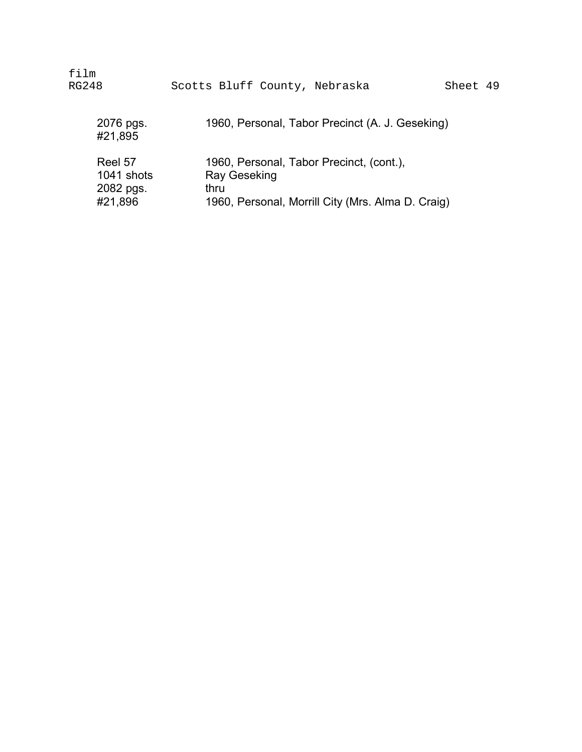film
RG248 Scotts Bluff County, Nebraska Sheet 49

| | |
|---|---|
| 2076 pgs.<br>#21,895 | 1960, Personal, Tabor Precinct (A. J. Geseking) |
| Reel 57<br>1041 shots<br>2082 pgs.<br>#21,896 | 1960, Personal, Tabor Precinct, (cont.),<br>Ray Geseking<br>thru<br>1960, Personal, Morrill City (Mrs. Alma D. Craig) |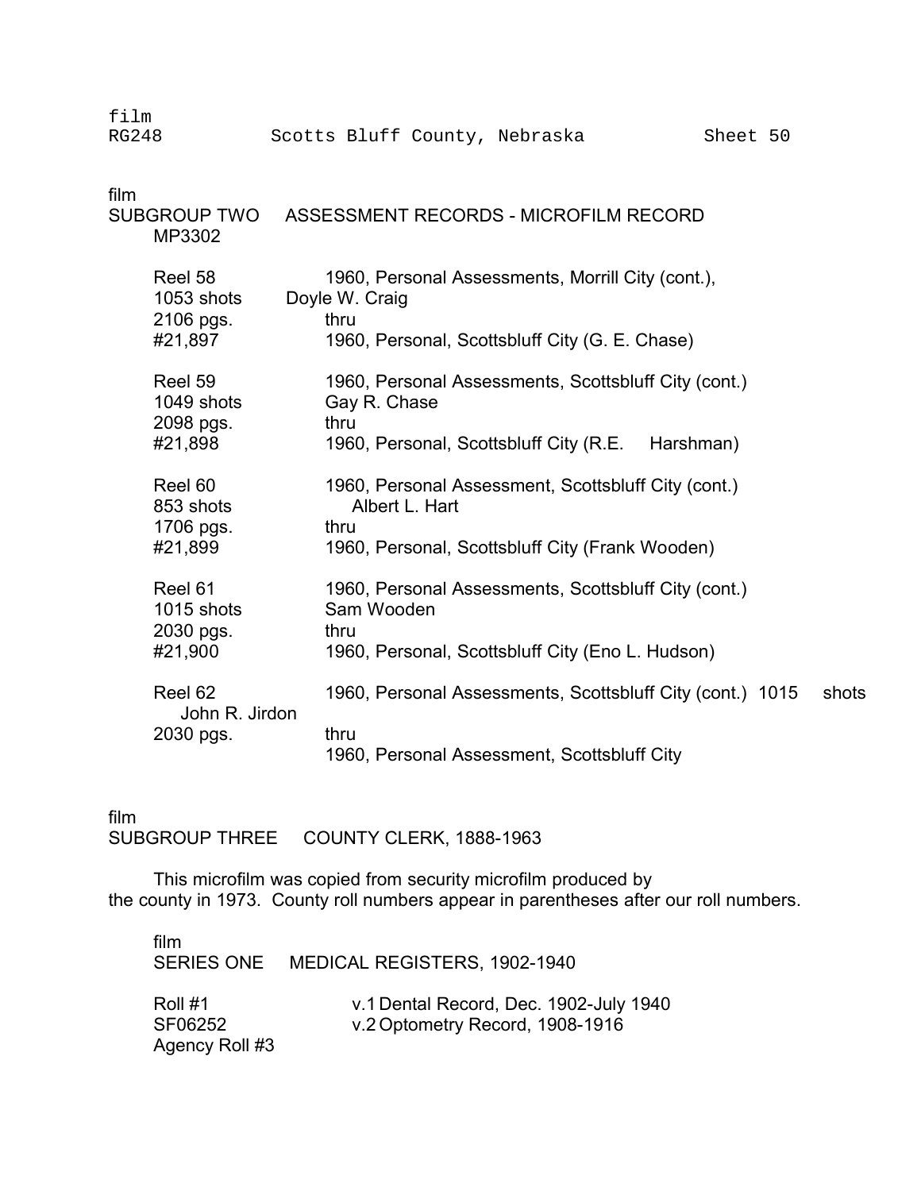film
RG248 Scotts Bluff County, Nebraska Sheet 50

film
SUBGROUP TWO ASSESSMENT RECORDS - MICROFILM RECORD
MP3302

| | |
|---|---|
| Reel 58<br>1053 shots<br>2106 pgs.<br>#21,897 | 1960, Personal Assessments, Morrill City (cont.),<br>Doyle W. Craig<br>thru<br>1960, Personal, Scottsbluff City (G. E. Chase) |
| Reel 59<br>1049 shots<br>2098 pgs.<br>#21,898 | 1960, Personal Assessments, Scottsbluff City (cont.)<br>Gay R. Chase<br>thru<br>1960, Personal, Scottsbluff City (R.E. Harshman) |
| Reel 60<br>853 shots<br>1706 pgs.<br>#21,899 | 1960, Personal Assessment, Scottsbluff City (cont.)<br>Albert L. Hart<br>thru<br>1960, Personal, Scottsbluff City (Frank Wooden) |
| Reel 61<br>1015 shots<br>2030 pgs.<br>#21,900 | 1960, Personal Assessments, Scottsbluff City (cont.)<br>Sam Wooden<br>thru<br>1960, Personal, Scottsbluff City (Eno L. Hudson) |
| Reel 62<br>John R. Jirdon<br>2030 pgs. | 1960, Personal Assessments, Scottsbluff City (cont.) 1015 shots<br>thru<br>1960, Personal Assessment, Scottsbluff City |

film
SUBGROUP THREE COUNTY CLERK, 1888-1963

This microfilm was copied from security microfilm produced by the county in 1973. County roll numbers appear in parentheses after our roll numbers.

film
SERIES ONE MEDICAL REGISTERS, 1902-1940

| | |
|---|---|
| Roll #1<br>SF06252<br>Agency Roll #3 | v.1 Dental Record, Dec. 1902-July 1940<br>v.2 Optometry Record, 1908-1916 |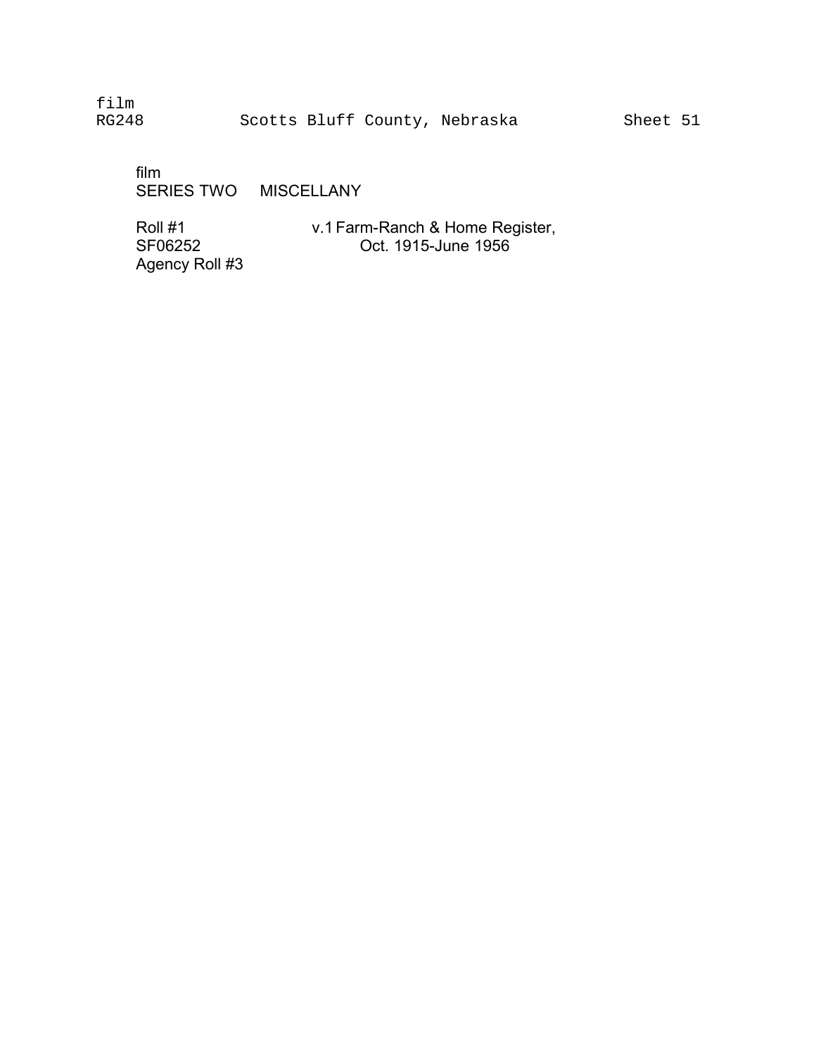film
RG248 Scotts Bluff County, Nebraska Sheet 51

film
SERIES TWO MISCELLANY

| | |
|---|---|
| Roll #1<br>SF06252<br>Agency Roll #3 | v.1 Farm-Ranch & Home Register,<br>Oct. 1915-June 1956 |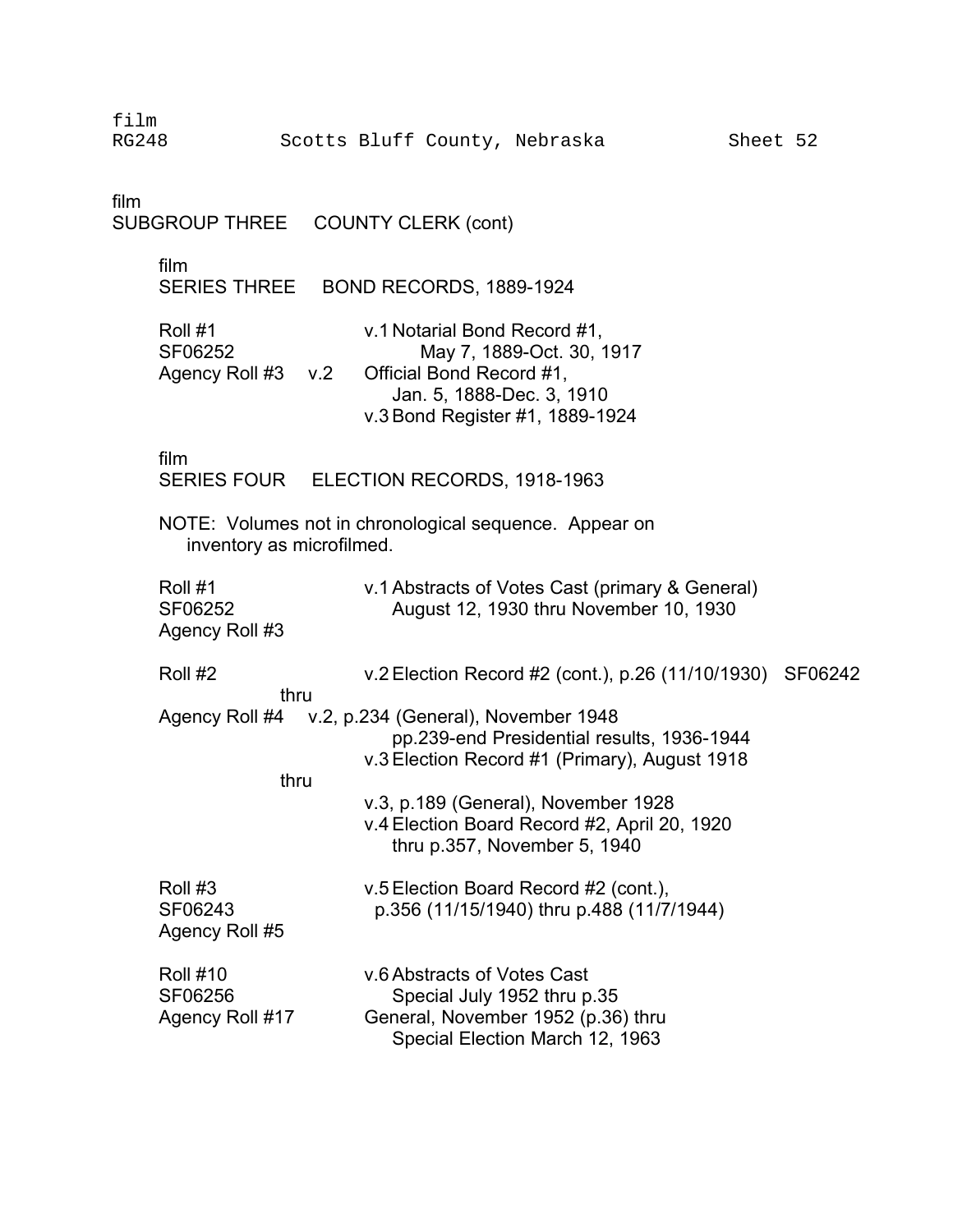film
RG248 Scotts Bluff County, Nebraska Sheet 52

film
## SUBGROUP THREE COUNTY CLERK (cont)

film
### SERIES THREE BOND RECORDS, 1889-1924

| | |
|---|---|
| Roll #1<br>SF06252<br>Agency Roll #3 | v.1 Notarial Bond Record #1,<br>May 7, 1889-Oct. 30, 1917<br>v.2 Official Bond Record #1,<br>Jan. 5, 1888-Dec. 3, 1910<br>v.3 Bond Register #1, 1889-1924 |

film
### SERIES FOUR ELECTION RECORDS, 1918-1963

NOTE: Volumes not in chronological sequence. Appear on inventory as microfilmed.

| | |
|---|---|
| Roll #1<br>SF06252<br>Agency Roll #3 | v.1 Abstracts of Votes Cast (primary & General)<br>August 12, 1930 thru November 10, 1930 |
| Roll #2<br>thru<br>Agency Roll #4 | v.2 Election Record #2 (cont.), p.26 (11/10/1930) SF06242<br>v.2, p.234 (General), November 1948<br>pp.239-end Presidential results, 1936-1944<br>v.3 Election Record #1 (Primary), August 1918<br>thru<br>v.3, p.189 (General), November 1928<br>v.4 Election Board Record #2, April 20, 1920<br>thru p.357, November 5, 1940 |
| Roll #3<br>SF06243<br>Agency Roll #5 | v.5 Election Board Record #2 (cont.),<br>p.356 (11/15/1940) thru p.488 (11/7/1944) |
| Roll #10<br>SF06256<br>Agency Roll #17 | v.6 Abstracts of Votes Cast<br>Special July 1952 thru p.35<br>General, November 1952 (p.36) thru<br>Special Election March 12, 1963 |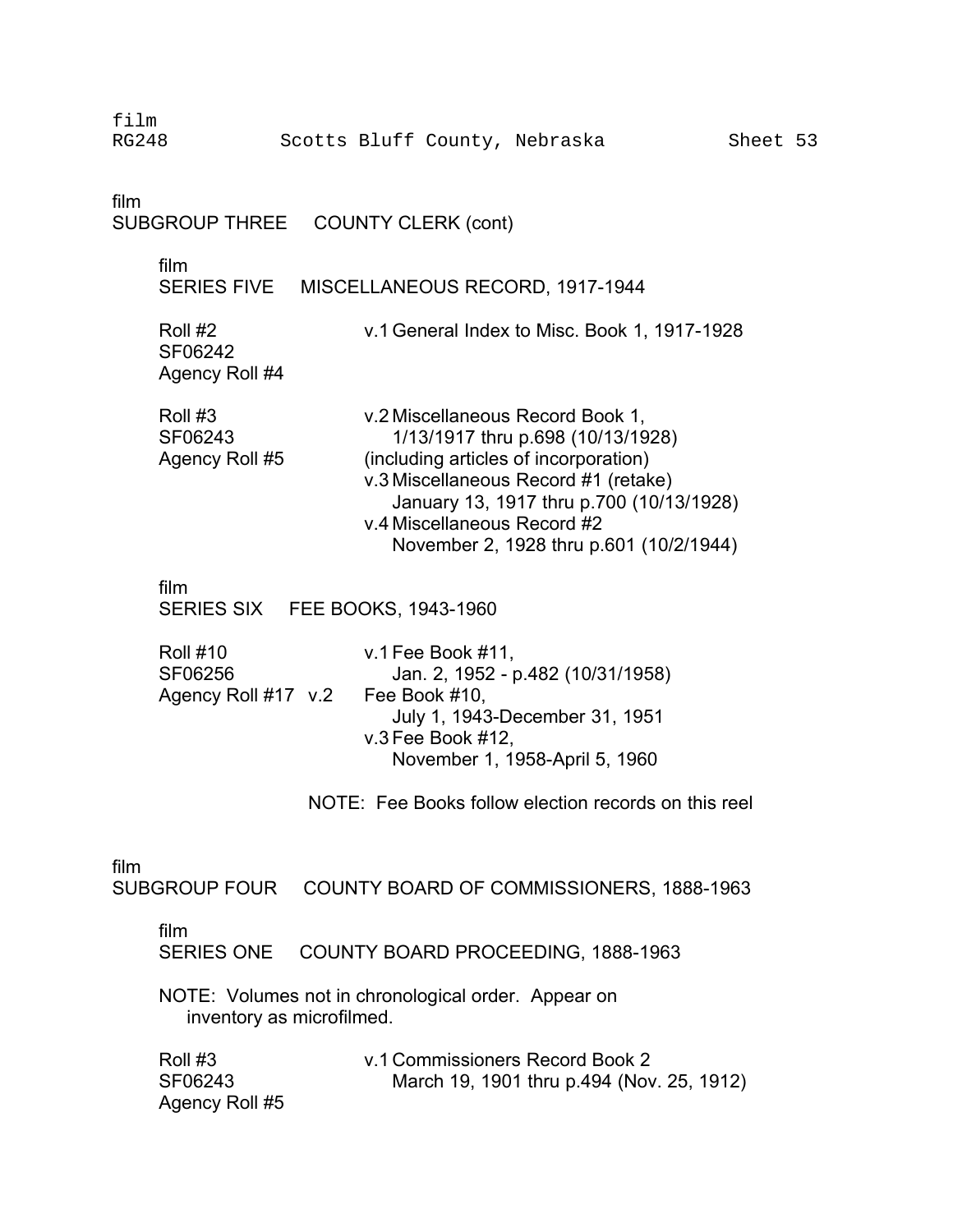film
RG248 Scotts Bluff County, Nebraska Sheet 53

film
SUBGROUP THREE COUNTY CLERK (cont)

film
SERIES FIVE MISCELLANEOUS RECORD, 1917-1944

| | |
|---|---|
| Roll #2<br>SF06242<br>Agency Roll #4 | v.1 General Index to Misc. Book 1, 1917-1928 |
| Roll #3<br>SF06243<br>Agency Roll #5 | v.2 Miscellaneous Record Book 1,<br>1/13/1917 thru p.698 (10/13/1928)<br>(including articles of incorporation)<br>v.3 Miscellaneous Record #1 (retake)<br>January 13, 1917 thru p.700 (10/13/1928)<br>v.4 Miscellaneous Record #2<br>November 2, 1928 thru p.601 (10/2/1944) |

film
SERIES SIX FEE BOOKS, 1943-1960

| | |
|---|---|
| Roll #10<br>SF06256<br>Agency Roll #17 | v.1 Fee Book #11,<br>Jan. 2, 1952 - p.482 (10/31/1958)<br>v.2 Fee Book #10,<br>July 1, 1943-December 31, 1951<br>v.3 Fee Book #12,<br>November 1, 1958-April 5, 1960 |

NOTE: Fee Books follow election records on this reel

film
SUBGROUP FOUR COUNTY BOARD OF COMMISSIONERS, 1888-1963

film
SERIES ONE COUNTY BOARD PROCEEDING, 1888-1963

NOTE: Volumes not in chronological order. Appear on inventory as microfilmed.

| | |
|---|---|
| Roll #3<br>SF06243<br>Agency Roll #5 | v.1 Commissioners Record Book 2<br>March 19, 1901 thru p.494 (Nov. 25, 1912) |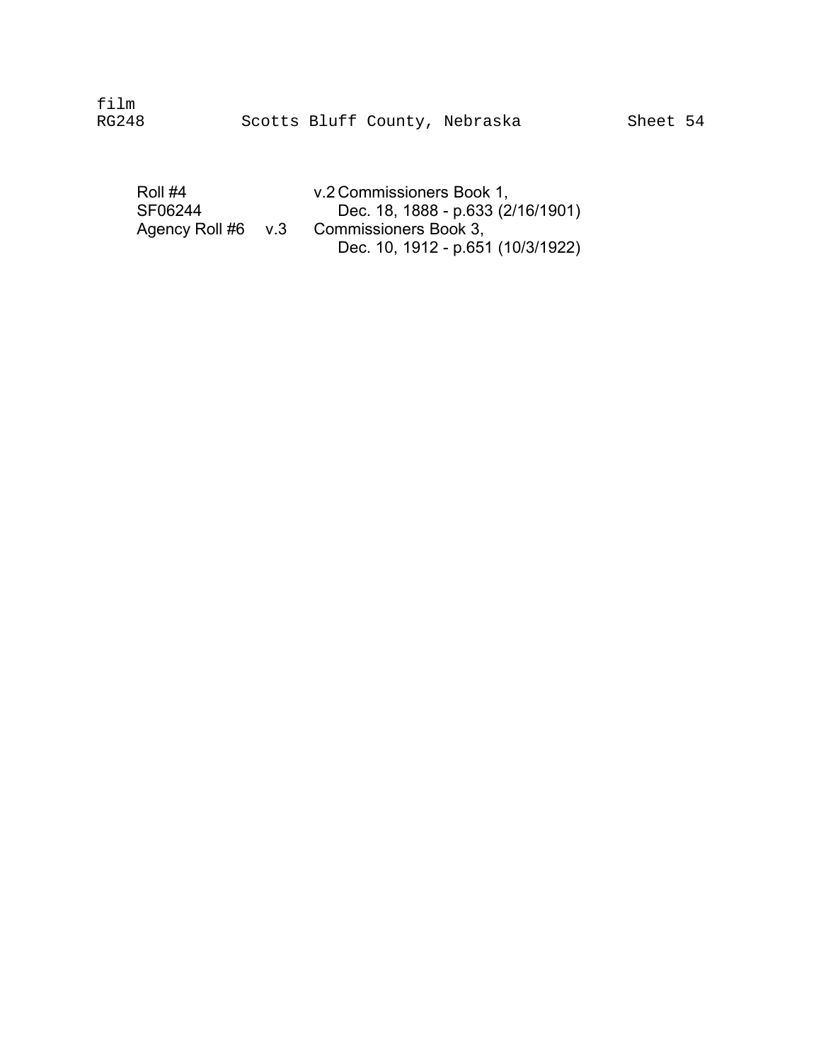film
RG248 Scotts Bluff County, Nebraska Sheet 54

| | | |
|---|---|---|
| Roll #4 | v.2 | Commissioners Book 1, Dec. 18, 1888 - p.633 (2/16/1901) |
| SF06244 | | |
| Agency Roll #6 | v.3 | Commissioners Book 3, Dec. 10, 1912 - p.651 (10/3/1922) |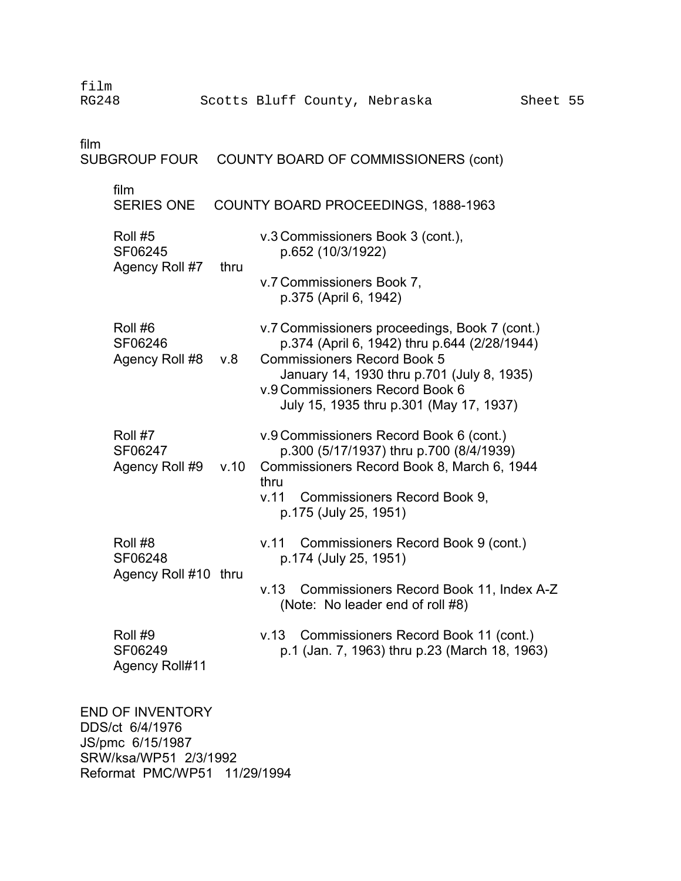film
RG248 Scotts Bluff County, Nebraska Sheet 55

film
SUBGROUP FOUR COUNTY BOARD OF COMMISSIONERS (cont)

film
SERIES ONE COUNTY BOARD PROCEEDINGS, 1888-1963

| | | |
|---|---|---|
| Roll #5<br>SF06245<br>Agency Roll #7 | thru | v.3 Commissioners Book 3 (cont.), p.652 (10/3/1922)<br>v.7 Commissioners Book 7, p.375 (April 6, 1942) |
| Roll #6<br>SF06246<br>Agency Roll #8 | v.8 | v.7 Commissioners proceedings, Book 7 (cont.) p.374 (April 6, 1942) thru p.644 (2/28/1944)<br>Commissioners Record Book 5 January 14, 1930 thru p.701 (July 8, 1935)<br>v.9 Commissioners Record Book 6 July 15, 1935 thru p.301 (May 17, 1937) |
| Roll #7<br>SF06247<br>Agency Roll #9 | v.10 | v.9 Commissioners Record Book 6 (cont.) p.300 (5/17/1937) thru p.700 (8/4/1939)<br>Commissioners Record Book 8, March 6, 1944 thru<br>v.11 Commissioners Record Book 9, p.175 (July 25, 1951) |
| Roll #8<br>SF06248<br>Agency Roll #10 | thru | v.11 Commissioners Record Book 9 (cont.) p.174 (July 25, 1951)<br>v.13 Commissioners Record Book 11, Index A-Z (Note: No leader end of roll #8) |
| Roll #9<br>SF06249<br>Agency Roll#11 | | v.13 Commissioners Record Book 11 (cont.) p.1 (Jan. 7, 1963) thru p.23 (March 18, 1963) |

END OF INVENTORY
DDS/ct 6/4/1976
JS/pmc 6/15/1987
SRW/ksa/WP51 2/3/1992
Reformat PMC/WP51 11/29/1994